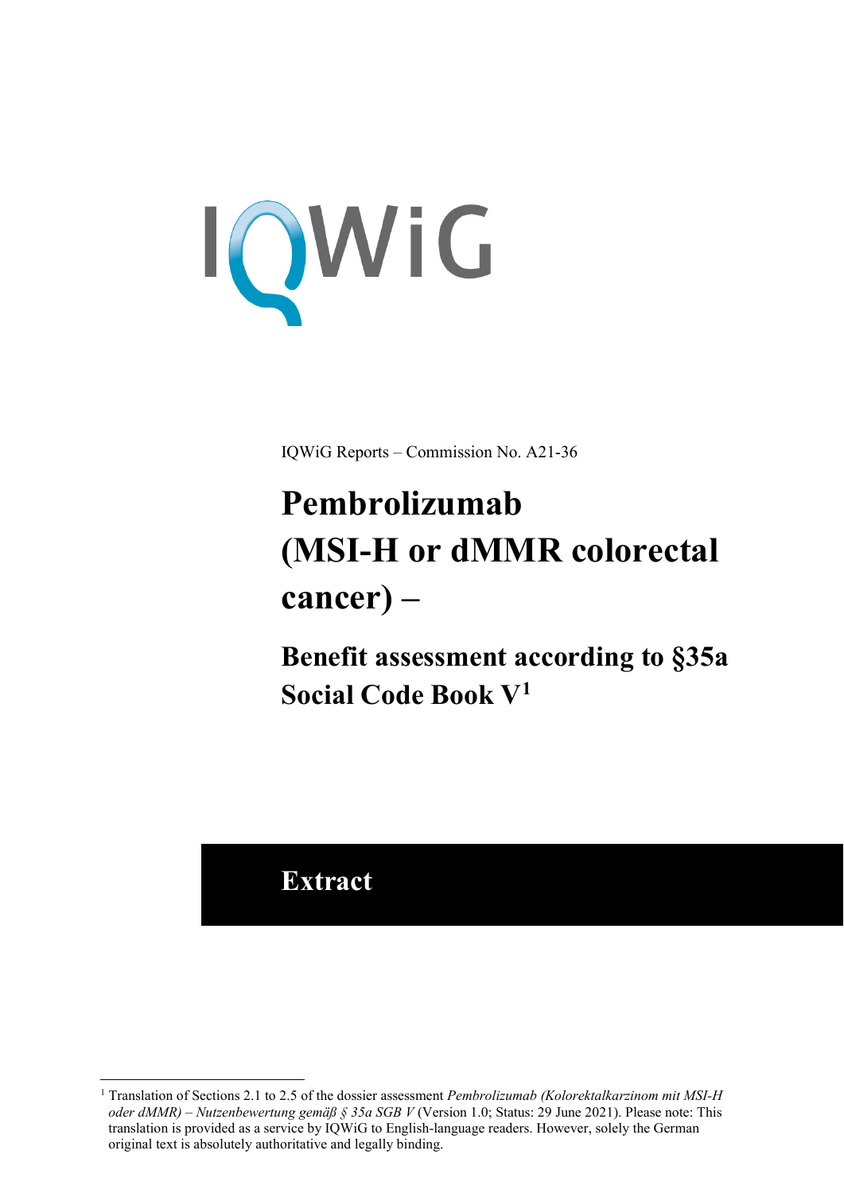IQWiG

IQWiG Reports – Commission No. A21-36

# Pembrolizumab (MSI-H or dMMR colorectal cancer) –

## Benefit assessment according to §35a Social Code Book V[1]

## Extract

[1] Translation of Sections 2.1 to 2.5 of the dossier assessment *Pembrolizumab (Kolorektalkarzinom mit MSI-H oder dMMR) – Nutzenbewertung gemäß § 35a SGB V* (Version 1.0; Status: 29 June 2021). Please note: This translation is provided as a service by IQWiG to English-language readers. However, solely the German original text is absolutely authoritative and legally binding.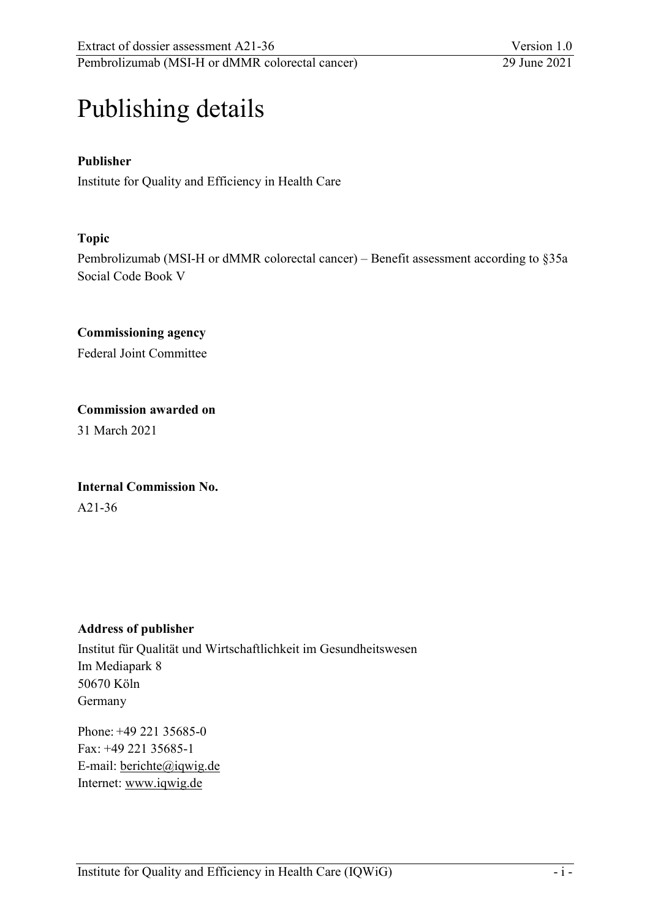# Publishing details

**Publisher**

Institute for Quality and Efficiency in Health Care

**Topic**

Pembrolizumab (MSI-H or dMMR colorectal cancer) – Benefit assessment according to §35a Social Code Book V

**Commissioning agency**

Federal Joint Committee

**Commission awarded on**

31 March 2021

**Internal Commission No.**

A21-36

**Address of publisher**

Institut für Qualität und Wirtschaftlichkeit im Gesundheitswesen
Im Mediapark 8
50670 Köln
Germany

Phone: +49 221 35685-0
Fax: +49 221 35685-1
E-mail: berichte@iqwig.de
Internet: www.iqwig.de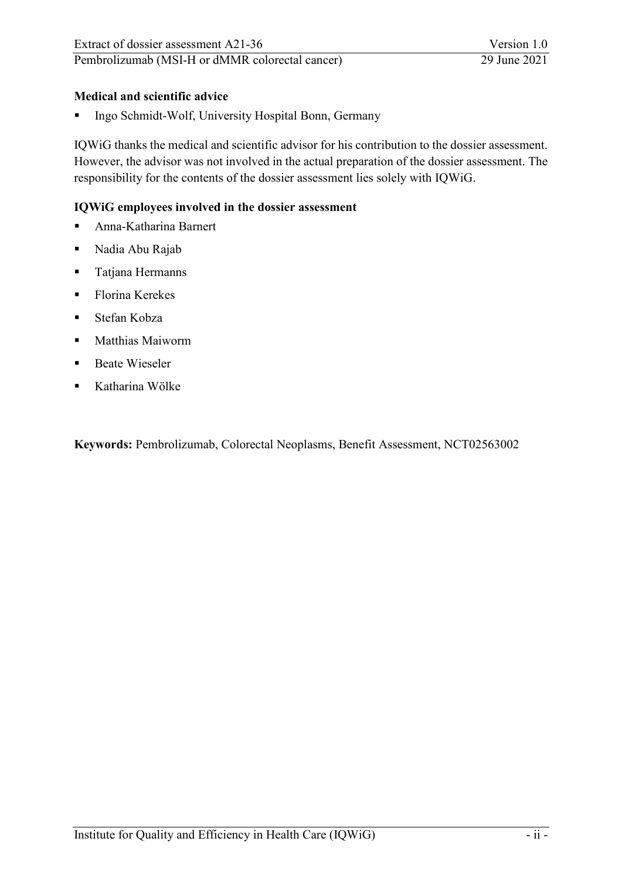**Medical and scientific advice**

- Ingo Schmidt-Wolf, University Hospital Bonn, Germany

IQWiG thanks the medical and scientific advisor for his contribution to the dossier assessment. However, the advisor was not involved in the actual preparation of the dossier assessment. The responsibility for the contents of the dossier assessment lies solely with IQWiG.

**IQWiG employees involved in the dossier assessment**

- Anna-Katharina Barnert
- Nadia Abu Rajab
- Tatjana Hermanns
- Florina Kerekes
- Stefan Kobza
- Matthias Maiworm
- Beate Wieseler
- Katharina Wölke

**Keywords:** Pembrolizumab, Colorectal Neoplasms, Benefit Assessment, NCT02563002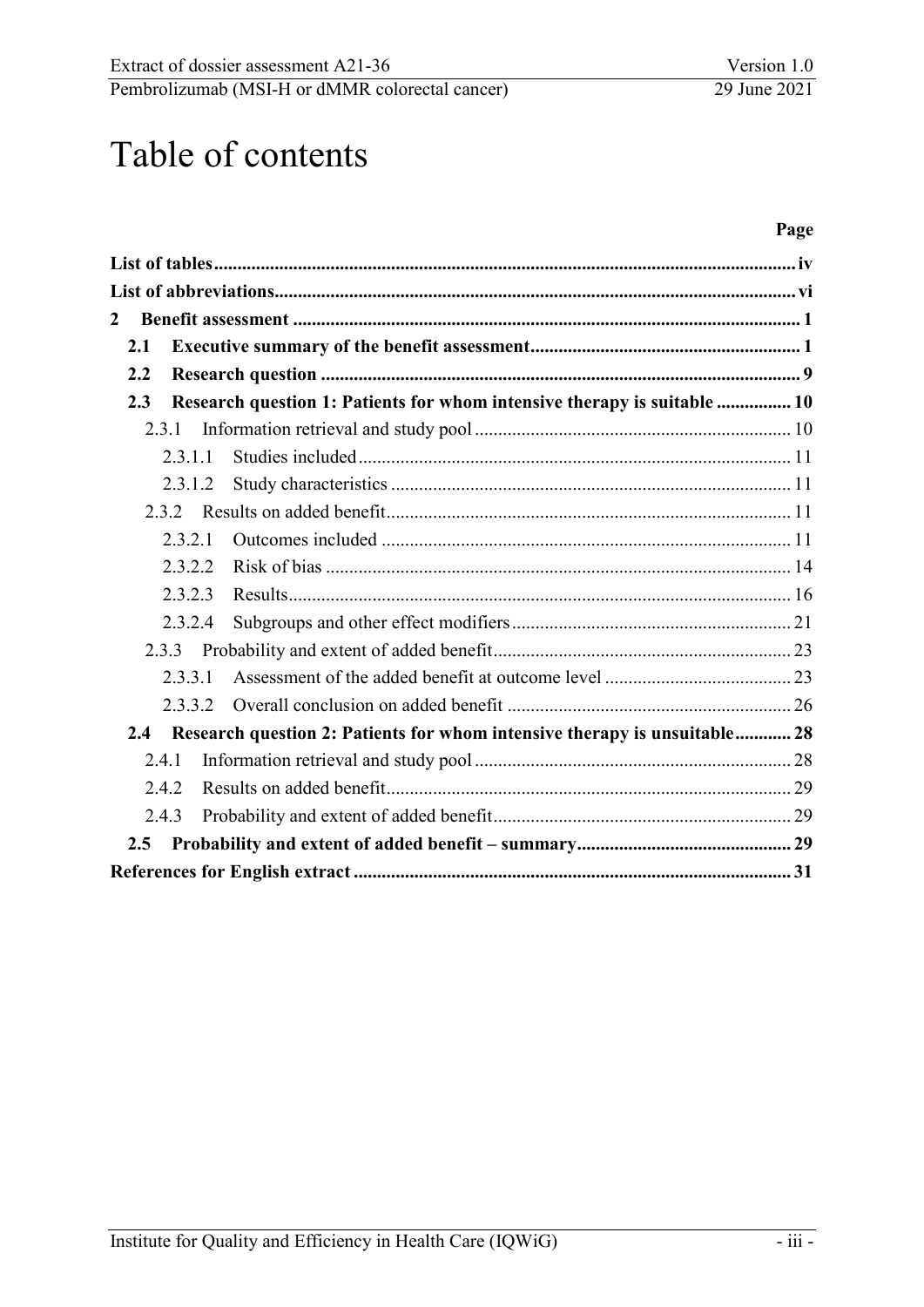# Table of contents

| | Page |
|---|---|
| **List of tables** | **iv** |
| **List of abbreviations** | **vi** |
| **2 Benefit assessment** | **1** |
| **2.1 Executive summary of the benefit assessment** | **1** |
| **2.2 Research question** | **9** |
| **2.3 Research question 1: Patients for whom intensive therapy is suitable** | **10** |
| 2.3.1 Information retrieval and study pool | 10 |
| 2.3.1.1 Studies included | 11 |
| 2.3.1.2 Study characteristics | 11 |
| 2.3.2 Results on added benefit | 11 |
| 2.3.2.1 Outcomes included | 11 |
| 2.3.2.2 Risk of bias | 14 |
| 2.3.2.3 Results | 16 |
| 2.3.2.4 Subgroups and other effect modifiers | 21 |
| 2.3.3 Probability and extent of added benefit | 23 |
| 2.3.3.1 Assessment of the added benefit at outcome level | 23 |
| 2.3.3.2 Overall conclusion on added benefit | 26 |
| **2.4 Research question 2: Patients for whom intensive therapy is unsuitable** | **28** |
| 2.4.1 Information retrieval and study pool | 28 |
| 2.4.2 Results on added benefit | 29 |
| 2.4.3 Probability and extent of added benefit | 29 |
| **2.5 Probability and extent of added benefit – summary** | **29** |
| **References for English extract** | **31** |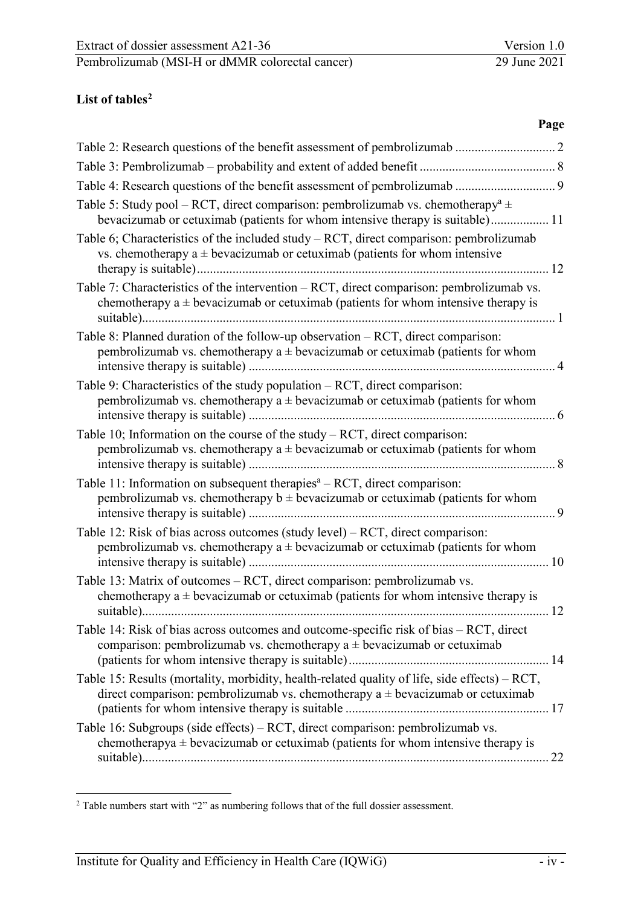**List of tables[2]**

| | Page |
|---|---|
| Table 2: Research questions of the benefit assessment of pembrolizumab | 2 |
| Table 3: Pembrolizumab – probability and extent of added benefit | 8 |
| Table 4: Research questions of the benefit assessment of pembrolizumab | 9 |
| Table 5: Study pool – RCT, direct comparison: pembrolizumab vs. chemotherapy[a] ± bevacizumab or cetuximab (patients for whom intensive therapy is suitable) | 11 |
| Table 6; Characteristics of the included study – RCT, direct comparison: pembrolizumab vs. chemotherapy a ± bevacizumab or cetuximab (patients for whom intensive therapy is suitable) | 12 |
| Table 7: Characteristics of the intervention – RCT, direct comparison: pembrolizumab vs. chemotherapy a ± bevacizumab or cetuximab (patients for whom intensive therapy is suitable) | 1 |
| Table 8: Planned duration of the follow-up observation – RCT, direct comparison: pembrolizumab vs. chemotherapy a ± bevacizumab or cetuximab (patients for whom intensive therapy is suitable) | 4 |
| Table 9: Characteristics of the study population – RCT, direct comparison: pembrolizumab vs. chemotherapy a ± bevacizumab or cetuximab (patients for whom intensive therapy is suitable) | 6 |
| Table 10; Information on the course of the study – RCT, direct comparison: pembrolizumab vs. chemotherapy a ± bevacizumab or cetuximab (patients for whom intensive therapy is suitable) | 8 |
| Table 11: Information on subsequent therapies[a] – RCT, direct comparison: pembrolizumab vs. chemotherapy b ± bevacizumab or cetuximab (patients for whom intensive therapy is suitable) | 9 |
| Table 12: Risk of bias across outcomes (study level) – RCT, direct comparison: pembrolizumab vs. chemotherapy a ± bevacizumab or cetuximab (patients for whom intensive therapy is suitable) | 10 |
| Table 13: Matrix of outcomes – RCT, direct comparison: pembrolizumab vs. chemotherapy a ± bevacizumab or cetuximab (patients for whom intensive therapy is suitable) | 12 |
| Table 14: Risk of bias across outcomes and outcome-specific risk of bias – RCT, direct comparison: pembrolizumab vs. chemotherapy a ± bevacizumab or cetuximab (patients for whom intensive therapy is suitable) | 14 |
| Table 15: Results (mortality, morbidity, health-related quality of life, side effects) – RCT, direct comparison: pembrolizumab vs. chemotherapy a ± bevacizumab or cetuximab (patients for whom intensive therapy is suitable | 17 |
| Table 16: Subgroups (side effects) – RCT, direct comparison: pembrolizumab vs. chemotherapya ± bevacizumab or cetuximab (patients for whom intensive therapy is suitable) | 22 |

[2] Table numbers start with "2" as numbering follows that of the full dossier assessment.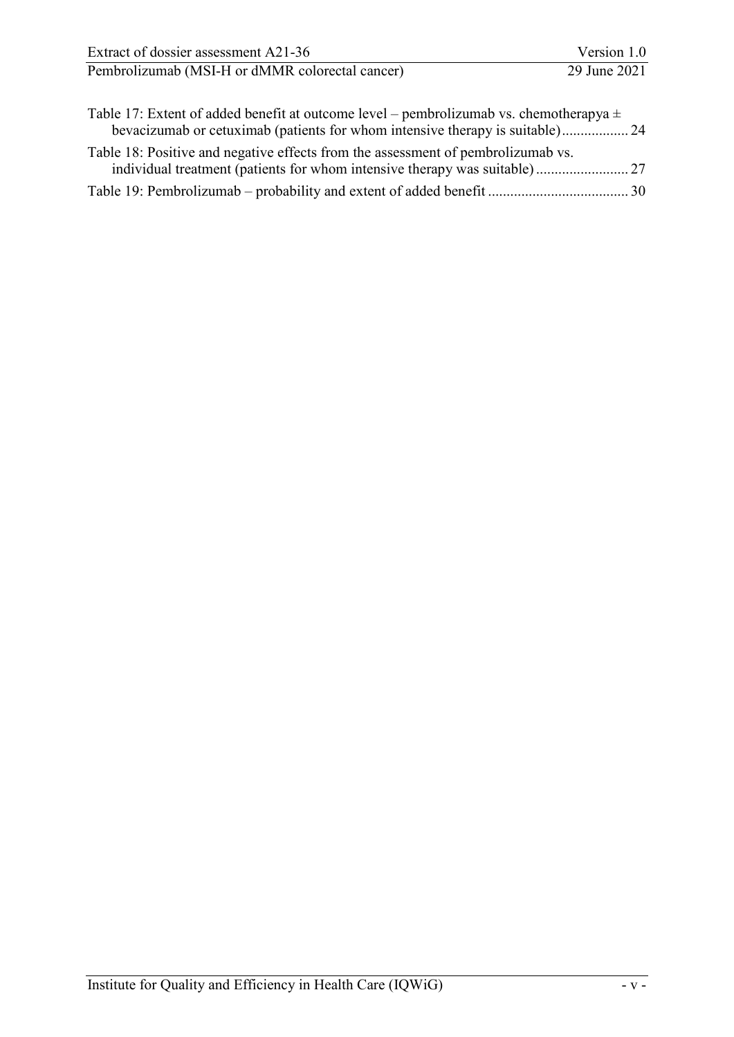Table 17: Extent of added benefit at outcome level – pembrolizumab vs. chemotherapya ± bevacizumab or cetuximab (patients for whom intensive therapy is suitable) .................. 24

Table 18: Positive and negative effects from the assessment of pembrolizumab vs. individual treatment (patients for whom intensive therapy was suitable) ......................... 27

Table 19: Pembrolizumab – probability and extent of added benefit ...................................... 30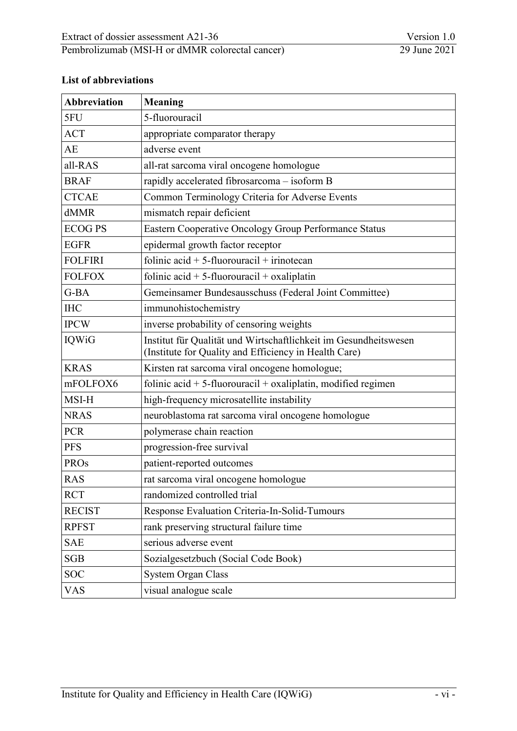### List of abbreviations

| Abbreviation | Meaning |
|---|---|
| 5FU | 5-fluorouracil |
| ACT | appropriate comparator therapy |
| AE | adverse event |
| all-RAS | all-rat sarcoma viral oncogene homologue |
| BRAF | rapidly accelerated fibrosarcoma – isoform B |
| CTCAE | Common Terminology Criteria for Adverse Events |
| dMMR | mismatch repair deficient |
| ECOG PS | Eastern Cooperative Oncology Group Performance Status |
| EGFR | epidermal growth factor receptor |
| FOLFIRI | folinic acid + 5-fluorouracil + irinotecan |
| FOLFOX | folinic acid + 5-fluorouracil + oxaliplatin |
| G-BA | Gemeinsamer Bundesausschuss (Federal Joint Committee) |
| IHC | immunohistochemistry |
| IPCW | inverse probability of censoring weights |
| IQWiG | Institut für Qualität und Wirtschaftlichkeit im Gesundheitswesen (Institute for Quality and Efficiency in Health Care) |
| KRAS | Kirsten rat sarcoma viral oncogene homologue; |
| mFOLFOX6 | folinic acid + 5-fluorouracil + oxaliplatin, modified regimen |
| MSI-H | high-frequency microsatellite instability |
| NRAS | neuroblastoma rat sarcoma viral oncogene homologue |
| PCR | polymerase chain reaction |
| PFS | progression-free survival |
| PROs | patient-reported outcomes |
| RAS | rat sarcoma viral oncogene homologue |
| RCT | randomized controlled trial |
| RECIST | Response Evaluation Criteria-In-Solid-Tumours |
| RPFST | rank preserving structural failure time |
| SAE | serious adverse event |
| SGB | Sozialgesetzbuch (Social Code Book) |
| SOC | System Organ Class |
| VAS | visual analogue scale |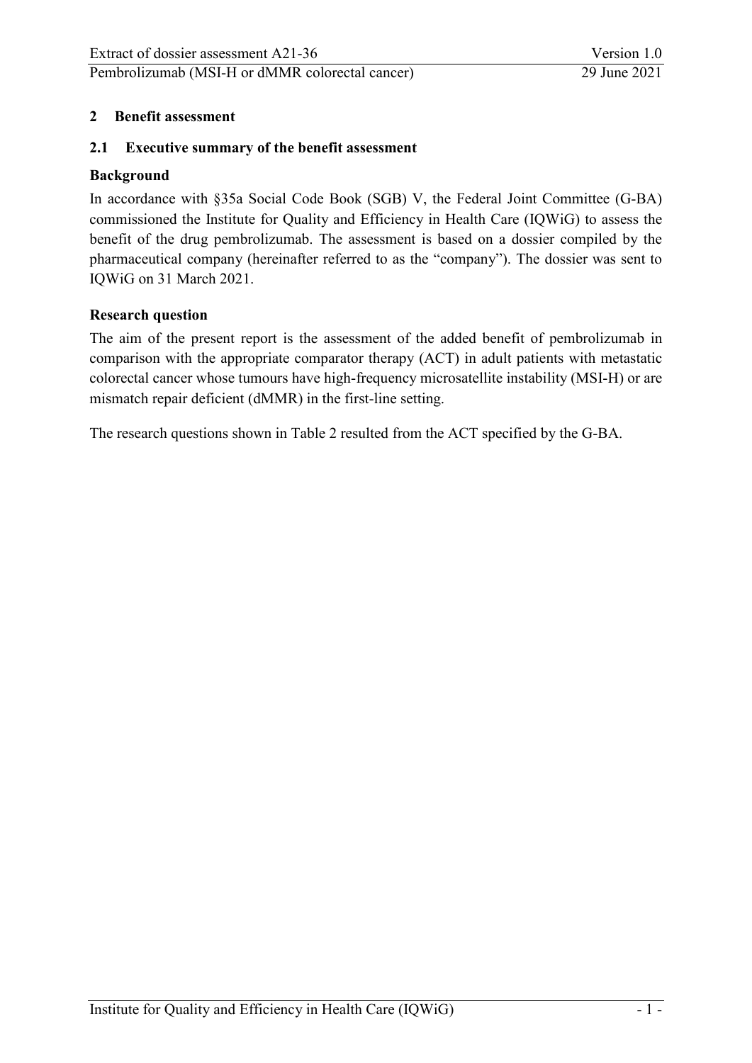## 2 Benefit assessment

### 2.1 Executive summary of the benefit assessment

**Background**

In accordance with §35a Social Code Book (SGB) V, the Federal Joint Committee (G-BA) commissioned the Institute for Quality and Efficiency in Health Care (IQWiG) to assess the benefit of the drug pembrolizumab. The assessment is based on a dossier compiled by the pharmaceutical company (hereinafter referred to as the "company"). The dossier was sent to IQWiG on 31 March 2021.

**Research question**

The aim of the present report is the assessment of the added benefit of pembrolizumab in comparison with the appropriate comparator therapy (ACT) in adult patients with metastatic colorectal cancer whose tumours have high-frequency microsatellite instability (MSI-H) or are mismatch repair deficient (dMMR) in the first-line setting.

The research questions shown in Table 2 resulted from the ACT specified by the G-BA.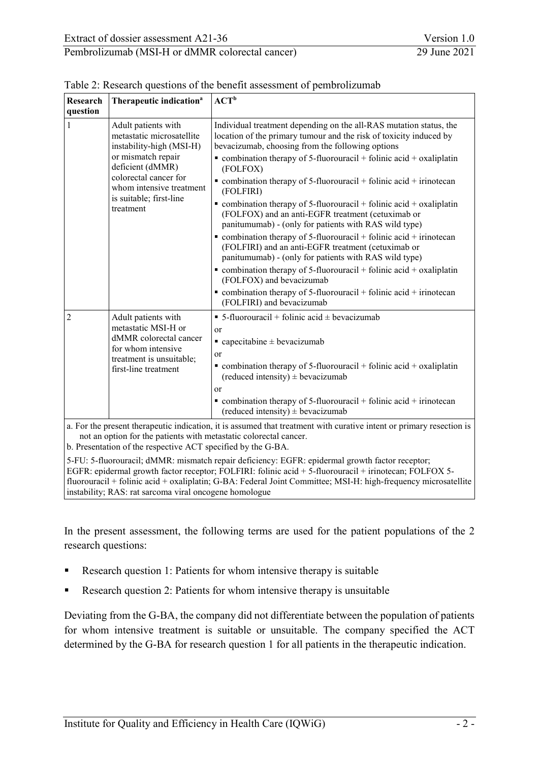Table 2: Research questions of the benefit assessment of pembrolizumab

| Research question | Therapeutic indication[a] | ACT[b] |
|---|---|---|
| 1 | Adult patients with metastatic microsatellite instability-high (MSI-H) or mismatch repair deficient (dMMR) colorectal cancer for whom intensive treatment is suitable; first-line treatment | Individual treatment depending on the all-RAS mutation status, the location of the primary tumour and the risk of toxicity induced by bevacizumab, choosing from the following options<br>▪ combination therapy of 5-fluorouracil + folinic acid + oxaliplatin (FOLFOX)<br>▪ combination therapy of 5-fluorouracil + folinic acid + irinotecan (FOLFIRI)<br>▪ combination therapy of 5-fluorouracil + folinic acid + oxaliplatin (FOLFOX) and an anti-EGFR treatment (cetuximab or panitumumab) - (only for patients with RAS wild type)<br>▪ combination therapy of 5-fluorouracil + folinic acid + irinotecan (FOLFIRI) and an anti-EGFR treatment (cetuximab or panitumumab) - (only for patients with RAS wild type)<br>▪ combination therapy of 5-fluorouracil + folinic acid + oxaliplatin (FOLFOX) and bevacizumab<br>▪ combination therapy of 5-fluorouracil + folinic acid + irinotecan (FOLFIRI) and bevacizumab |
| 2 | Adult patients with metastatic MSI-H or dMMR colorectal cancer for whom intensive treatment is unsuitable; first-line treatment | ▪ 5-fluorouracil + folinic acid ± bevacizumab<br>or<br>▪ capecitabine ± bevacizumab<br>or<br>▪ combination therapy of 5-fluorouracil + folinic acid + oxaliplatin (reduced intensity) ± bevacizumab<br>or<br>▪ combination therapy of 5-fluorouracil + folinic acid + irinotecan (reduced intensity) ± bevacizumab |

a. For the present therapeutic indication, it is assumed that treatment with curative intent or primary resection is not an option for the patients with metastatic colorectal cancer.
b. Presentation of the respective ACT specified by the G-BA.

5-FU: 5-fluorouracil; dMMR: mismatch repair deficiency: EGFR: epidermal growth factor receptor; EGFR: epidermal growth factor receptor; FOLFIRI: folinic acid + 5-fluorouracil + irinotecan; FOLFOX 5-fluorouracil + folinic acid + oxaliplatin; G-BA: Federal Joint Committee; MSI-H: high-frequency microsatellite instability; RAS: rat sarcoma viral oncogene homologue

In the present assessment, the following terms are used for the patient populations of the 2 research questions:

- Research question 1: Patients for whom intensive therapy is suitable
- Research question 2: Patients for whom intensive therapy is unsuitable

Deviating from the G-BA, the company did not differentiate between the population of patients for whom intensive treatment is suitable or unsuitable. The company specified the ACT determined by the G-BA for research question 1 for all patients in the therapeutic indication.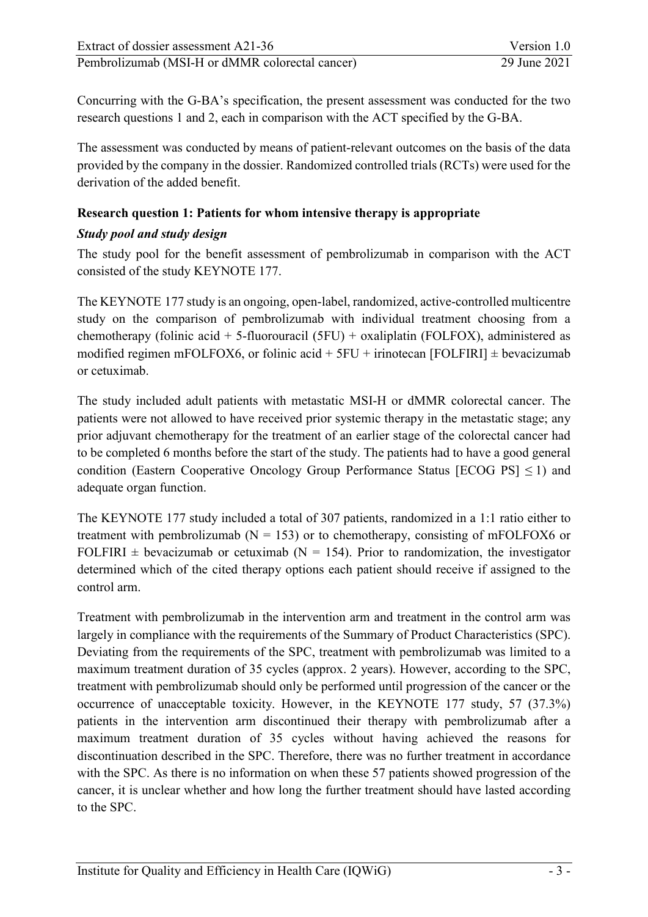Concurring with the G-BA's specification, the present assessment was conducted for the two research questions 1 and 2, each in comparison with the ACT specified by the G-BA.

The assessment was conducted by means of patient-relevant outcomes on the basis of the data provided by the company in the dossier. Randomized controlled trials (RCTs) were used for the derivation of the added benefit.

### Research question 1: Patients for whom intensive therapy is appropriate

#### *Study pool and study design*

The study pool for the benefit assessment of pembrolizumab in comparison with the ACT consisted of the study KEYNOTE 177.

The KEYNOTE 177 study is an ongoing, open-label, randomized, active-controlled multicentre study on the comparison of pembrolizumab with individual treatment choosing from a chemotherapy (folinic acid + 5-fluorouracil (5FU) + oxaliplatin (FOLFOX), administered as modified regimen mFOLFOX6, or folinic acid + 5FU + irinotecan [FOLFIRI] ± bevacizumab or cetuximab.

The study included adult patients with metastatic MSI-H or dMMR colorectal cancer. The patients were not allowed to have received prior systemic therapy in the metastatic stage; any prior adjuvant chemotherapy for the treatment of an earlier stage of the colorectal cancer had to be completed 6 months before the start of the study. The patients had to have a good general condition (Eastern Cooperative Oncology Group Performance Status [ECOG PS] ≤ 1) and adequate organ function.

The KEYNOTE 177 study included a total of 307 patients, randomized in a 1:1 ratio either to treatment with pembrolizumab (N = 153) or to chemotherapy, consisting of mFOLFOX6 or FOLFIRI ± bevacizumab or cetuximab (N = 154). Prior to randomization, the investigator determined which of the cited therapy options each patient should receive if assigned to the control arm.

Treatment with pembrolizumab in the intervention arm and treatment in the control arm was largely in compliance with the requirements of the Summary of Product Characteristics (SPC). Deviating from the requirements of the SPC, treatment with pembrolizumab was limited to a maximum treatment duration of 35 cycles (approx. 2 years). However, according to the SPC, treatment with pembrolizumab should only be performed until progression of the cancer or the occurrence of unacceptable toxicity. However, in the KEYNOTE 177 study, 57 (37.3%) patients in the intervention arm discontinued their therapy with pembrolizumab after a maximum treatment duration of 35 cycles without having achieved the reasons for discontinuation described in the SPC. Therefore, there was no further treatment in accordance with the SPC. As there is no information on when these 57 patients showed progression of the cancer, it is unclear whether and how long the further treatment should have lasted according to the SPC.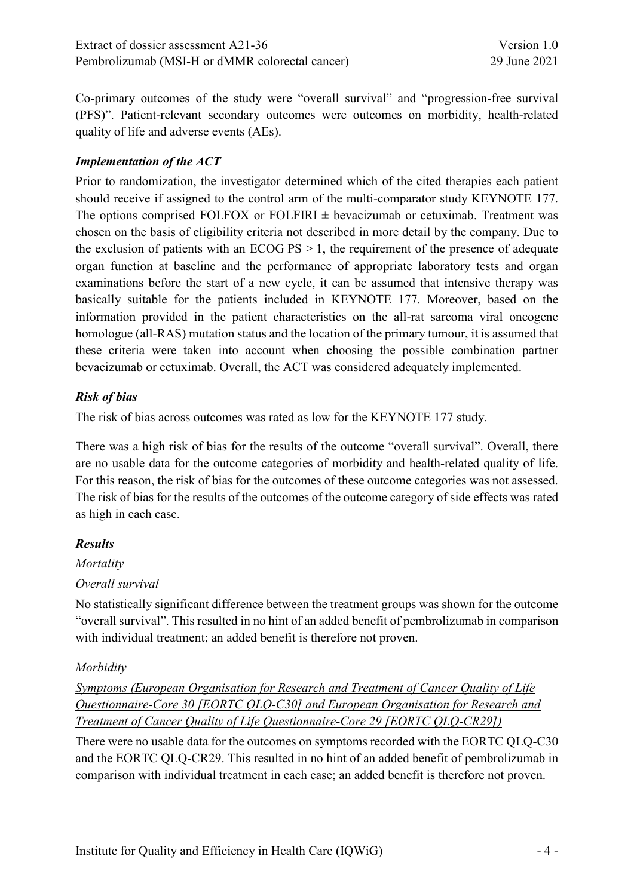Co-primary outcomes of the study were “overall survival” and “progression-free survival (PFS)”. Patient-relevant secondary outcomes were outcomes on morbidity, health-related quality of life and adverse events (AEs).

### *Implementation of the ACT*

Prior to randomization, the investigator determined which of the cited therapies each patient should receive if assigned to the control arm of the multi-comparator study KEYNOTE 177. The options comprised FOLFOX or FOLFIRI ± bevacizumab or cetuximab. Treatment was chosen on the basis of eligibility criteria not described in more detail by the company. Due to the exclusion of patients with an ECOG PS > 1, the requirement of the presence of adequate organ function at baseline and the performance of appropriate laboratory tests and organ examinations before the start of a new cycle, it can be assumed that intensive therapy was basically suitable for the patients included in KEYNOTE 177. Moreover, based on the information provided in the patient characteristics on the all-rat sarcoma viral oncogene homologue (all-RAS) mutation status and the location of the primary tumour, it is assumed that these criteria were taken into account when choosing the possible combination partner bevacizumab or cetuximab. Overall, the ACT was considered adequately implemented.

### *Risk of bias*

The risk of bias across outcomes was rated as low for the KEYNOTE 177 study.

There was a high risk of bias for the results of the outcome “overall survival”. Overall, there are no usable data for the outcome categories of morbidity and health-related quality of life. For this reason, the risk of bias for the outcomes of these outcome categories was not assessed. The risk of bias for the results of the outcomes of the outcome category of side effects was rated as high in each case.

### *Results*

*Mortality*

<u>Overall survival</u>

No statistically significant difference between the treatment groups was shown for the outcome “overall survival”. This resulted in no hint of an added benefit of pembrolizumab in comparison with individual treatment; an added benefit is therefore not proven.

*Morbidity*

<u>*Symptoms (European Organisation for Research and Treatment of Cancer Quality of Life Questionnaire-Core 30 [EORTC QLQ-C30] and European Organisation for Research and Treatment of Cancer Quality of Life Questionnaire-Core 29 [EORTC QLQ-CR29])*</u>

There were no usable data for the outcomes on symptoms recorded with the EORTC QLQ-C30 and the EORTC QLQ-CR29. This resulted in no hint of an added benefit of pembrolizumab in comparison with individual treatment in each case; an added benefit is therefore not proven.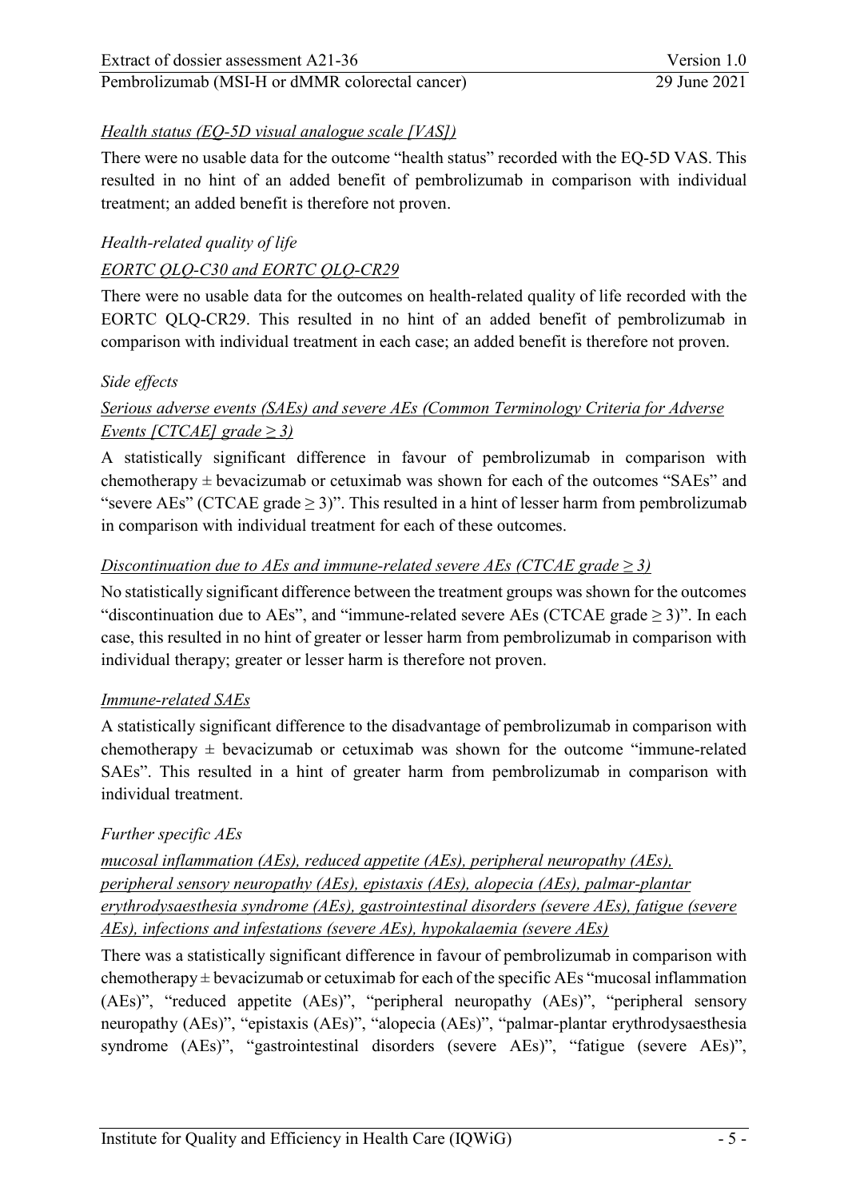*Health status (EQ-5D visual analogue scale [VAS])*

There were no usable data for the outcome "health status" recorded with the EQ-5D VAS. This resulted in no hint of an added benefit of pembrolizumab in comparison with individual treatment; an added benefit is therefore not proven.

*Health-related quality of life*

*EORTC QLQ-C30 and EORTC QLQ-CR29*

There were no usable data for the outcomes on health-related quality of life recorded with the EORTC QLQ-CR29. This resulted in no hint of an added benefit of pembrolizumab in comparison with individual treatment in each case; an added benefit is therefore not proven.

*Side effects*

*Serious adverse events (SAEs) and severe AEs (Common Terminology Criteria for Adverse Events [CTCAE] grade ≥ 3)*

A statistically significant difference in favour of pembrolizumab in comparison with chemotherapy ± bevacizumab or cetuximab was shown for each of the outcomes "SAEs" and "severe AEs" (CTCAE grade ≥ 3)". This resulted in a hint of lesser harm from pembrolizumab in comparison with individual treatment for each of these outcomes.

*Discontinuation due to AEs and immune-related severe AEs (CTCAE grade ≥ 3)*

No statistically significant difference between the treatment groups was shown for the outcomes "discontinuation due to AEs", and "immune-related severe AEs (CTCAE grade ≥ 3)". In each case, this resulted in no hint of greater or lesser harm from pembrolizumab in comparison with individual therapy; greater or lesser harm is therefore not proven.

*Immune-related SAEs*

A statistically significant difference to the disadvantage of pembrolizumab in comparison with chemotherapy ± bevacizumab or cetuximab was shown for the outcome "immune-related SAEs". This resulted in a hint of greater harm from pembrolizumab in comparison with individual treatment.

*Further specific AEs*

*mucosal inflammation (AEs), reduced appetite (AEs), peripheral neuropathy (AEs), peripheral sensory neuropathy (AEs), epistaxis (AEs), alopecia (AEs), palmar-plantar erythrodysaesthesia syndrome (AEs), gastrointestinal disorders (severe AEs), fatigue (severe AEs), infections and infestations (severe AEs), hypokalaemia (severe AEs)*

There was a statistically significant difference in favour of pembrolizumab in comparison with chemotherapy ± bevacizumab or cetuximab for each of the specific AEs "mucosal inflammation (AEs)", "reduced appetite (AEs)", "peripheral neuropathy (AEs)", "peripheral sensory neuropathy (AEs)", "epistaxis (AEs)", "alopecia (AEs)", "palmar-plantar erythrodysaesthesia syndrome (AEs)", "gastrointestinal disorders (severe AEs)", "fatigue (severe AEs)",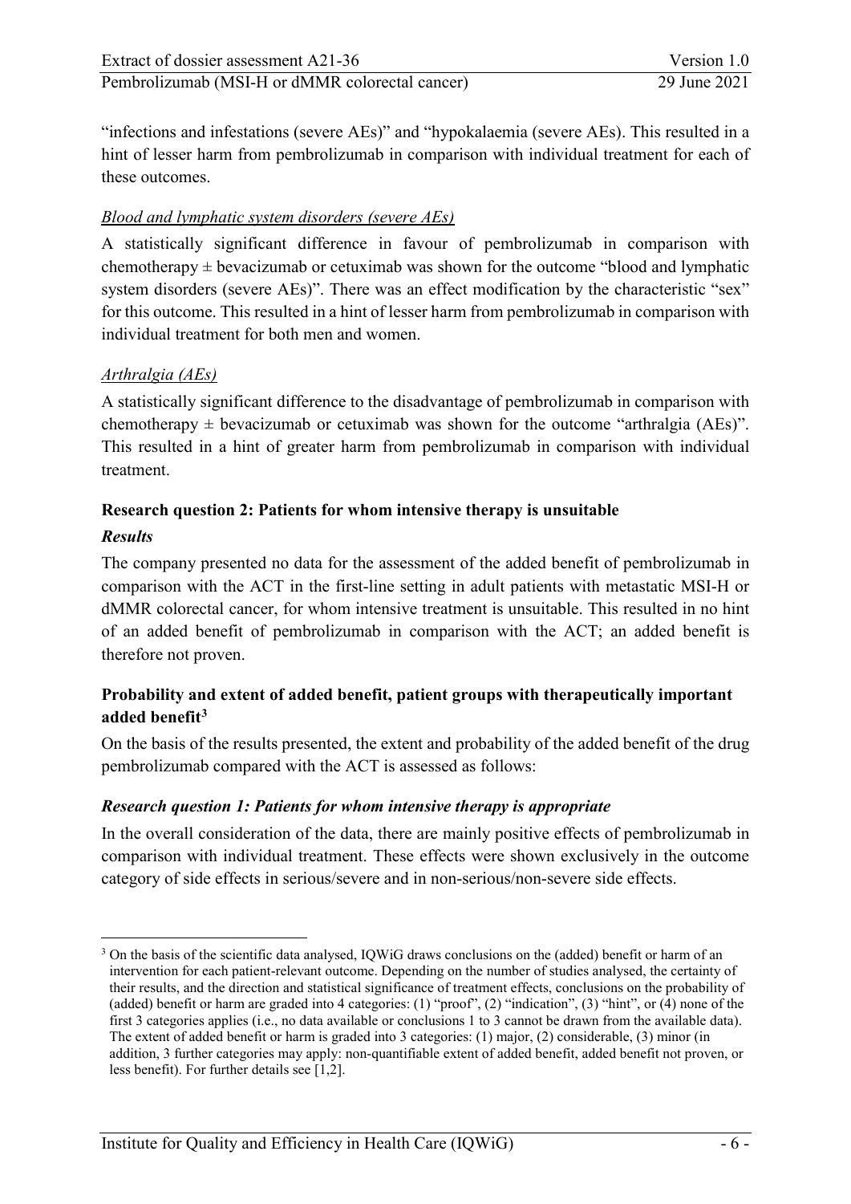"infections and infestations (severe AEs)" and "hypokalaemia (severe AEs). This resulted in a hint of lesser harm from pembrolizumab in comparison with individual treatment for each of these outcomes.

*Blood and lymphatic system disorders (severe AEs)*

A statistically significant difference in favour of pembrolizumab in comparison with chemotherapy ± bevacizumab or cetuximab was shown for the outcome "blood and lymphatic system disorders (severe AEs)". There was an effect modification by the characteristic "sex" for this outcome. This resulted in a hint of lesser harm from pembrolizumab in comparison with individual treatment for both men and women.

*Arthralgia (AEs)*

A statistically significant difference to the disadvantage of pembrolizumab in comparison with chemotherapy ± bevacizumab or cetuximab was shown for the outcome "arthralgia (AEs)". This resulted in a hint of greater harm from pembrolizumab in comparison with individual treatment.

**Research question 2: Patients for whom intensive therapy is unsuitable**

***Results***

The company presented no data for the assessment of the added benefit of pembrolizumab in comparison with the ACT in the first-line setting in adult patients with metastatic MSI-H or dMMR colorectal cancer, for whom intensive treatment is unsuitable. This resulted in no hint of an added benefit of pembrolizumab in comparison with the ACT; an added benefit is therefore not proven.

**Probability and extent of added benefit, patient groups with therapeutically important added benefit[3]**

On the basis of the results presented, the extent and probability of the added benefit of the drug pembrolizumab compared with the ACT is assessed as follows:

***Research question 1: Patients for whom intensive therapy is appropriate***

In the overall consideration of the data, there are mainly positive effects of pembrolizumab in comparison with individual treatment. These effects were shown exclusively in the outcome category of side effects in serious/severe and in non-serious/non-severe side effects.

---

[3] On the basis of the scientific data analysed, IQWiG draws conclusions on the (added) benefit or harm of an intervention for each patient-relevant outcome. Depending on the number of studies analysed, the certainty of their results, and the direction and statistical significance of treatment effects, conclusions on the probability of (added) benefit or harm are graded into 4 categories: (1) "proof", (2) "indication", (3) "hint", or (4) none of the first 3 categories applies (i.e., no data available or conclusions 1 to 3 cannot be drawn from the available data). The extent of added benefit or harm is graded into 3 categories: (1) major, (2) considerable, (3) minor (in addition, 3 further categories may apply: non-quantifiable extent of added benefit, added benefit not proven, or less benefit). For further details see [1,2].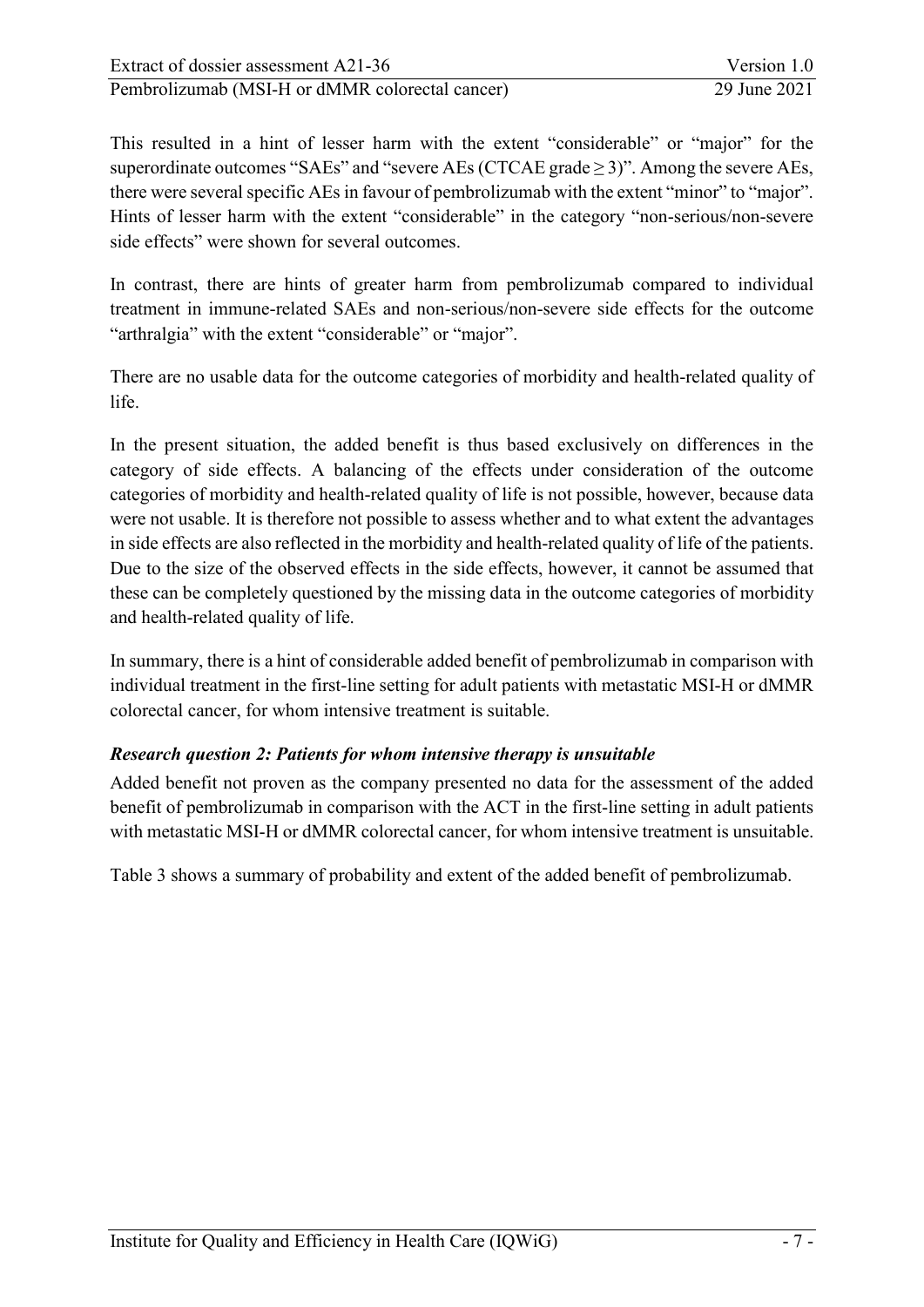This resulted in a hint of lesser harm with the extent "considerable" or "major" for the superordinate outcomes "SAEs" and "severe AEs (CTCAE grade $\geq 3$)". Among the severe AEs, there were several specific AEs in favour of pembrolizumab with the extent "minor" to "major". Hints of lesser harm with the extent "considerable" in the category "non-serious/non-severe side effects" were shown for several outcomes.

In contrast, there are hints of greater harm from pembrolizumab compared to individual treatment in immune-related SAEs and non-serious/non-severe side effects for the outcome "arthralgia" with the extent "considerable" or "major".

There are no usable data for the outcome categories of morbidity and health-related quality of life.

In the present situation, the added benefit is thus based exclusively on differences in the category of side effects. A balancing of the effects under consideration of the outcome categories of morbidity and health-related quality of life is not possible, however, because data were not usable. It is therefore not possible to assess whether and to what extent the advantages in side effects are also reflected in the morbidity and health-related quality of life of the patients. Due to the size of the observed effects in the side effects, however, it cannot be assumed that these can be completely questioned by the missing data in the outcome categories of morbidity and health-related quality of life.

In summary, there is a hint of considerable added benefit of pembrolizumab in comparison with individual treatment in the first-line setting for adult patients with metastatic MSI-H or dMMR colorectal cancer, for whom intensive treatment is suitable.

***Research question 2: Patients for whom intensive therapy is unsuitable***

Added benefit not proven as the company presented no data for the assessment of the added benefit of pembrolizumab in comparison with the ACT in the first-line setting in adult patients with metastatic MSI-H or dMMR colorectal cancer, for whom intensive treatment is unsuitable.

Table 3 shows a summary of probability and extent of the added benefit of pembrolizumab.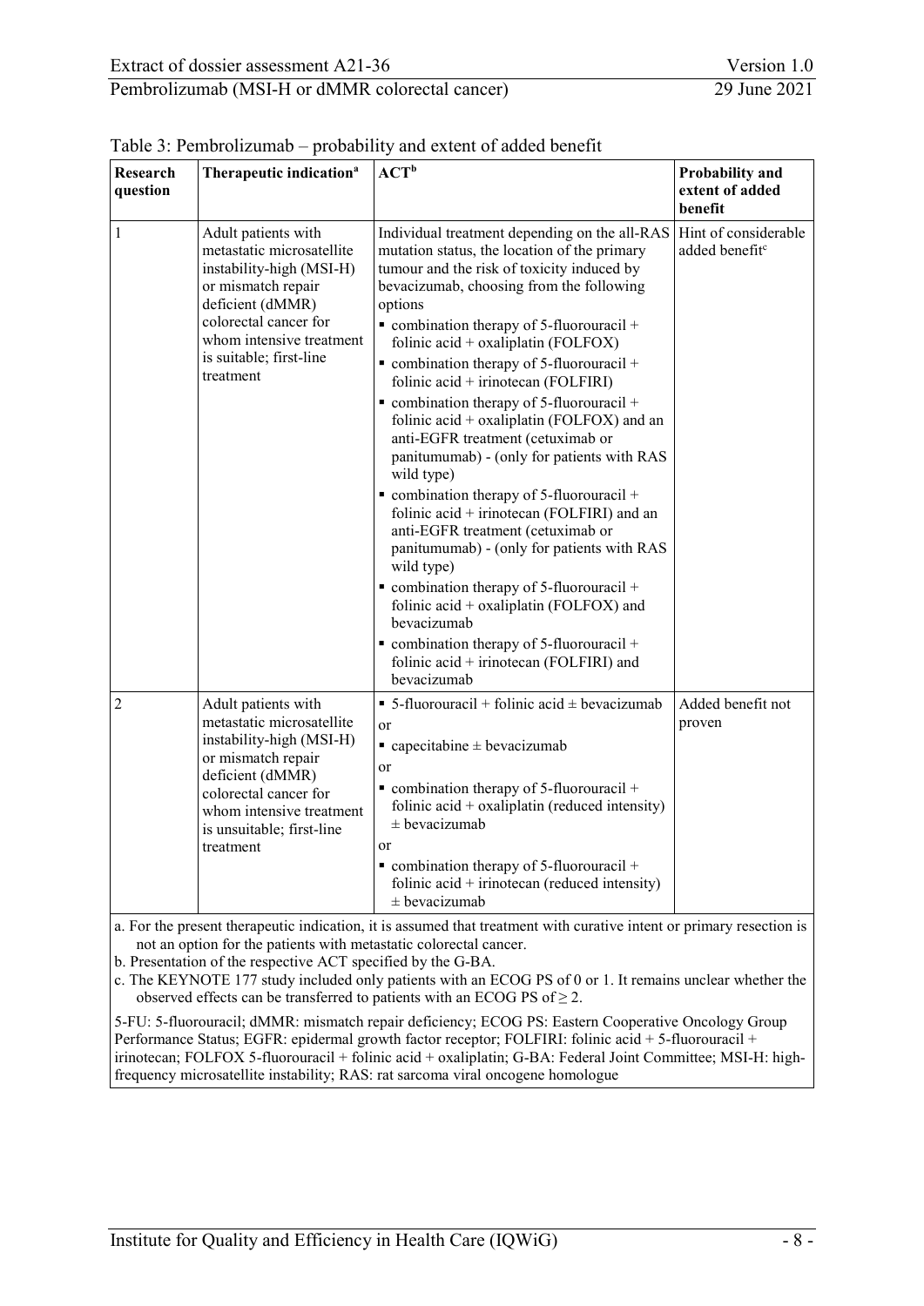Table 3: Pembrolizumab – probability and extent of added benefit

| Research question | Therapeutic indication[a] | ACT[b] | Probability and extent of added benefit |
|---|---|---|---|
| 1 | Adult patients with metastatic microsatellite instability-high (MSI-H) or mismatch repair deficient (dMMR) colorectal cancer for whom intensive treatment is suitable; first-line treatment | Individual treatment depending on the all-RAS mutation status, the location of the primary tumour and the risk of toxicity induced by bevacizumab, choosing from the following options <br> ▪ combination therapy of 5-fluorouracil + folinic acid + oxaliplatin (FOLFOX) <br> ▪ combination therapy of 5-fluorouracil + folinic acid + irinotecan (FOLFIRI) <br> ▪ combination therapy of 5-fluorouracil + folinic acid + oxaliplatin (FOLFOX) and an anti-EGFR treatment (cetuximab or panitumumab) - (only for patients with RAS wild type) <br> ▪ combination therapy of 5-fluorouracil + folinic acid + irinotecan (FOLFIRI) and an anti-EGFR treatment (cetuximab or panitumumab) - (only for patients with RAS wild type) <br> ▪ combination therapy of 5-fluorouracil + folinic acid + oxaliplatin (FOLFOX) and bevacizumab <br> ▪ combination therapy of 5-fluorouracil + folinic acid + irinotecan (FOLFIRI) and bevacizumab | Hint of considerable added benefit[c] |
| 2 | Adult patients with metastatic microsatellite instability-high (MSI-H) or mismatch repair deficient (dMMR) colorectal cancer for whom intensive treatment is unsuitable; first-line treatment | ▪ 5-fluorouracil + folinic acid ± bevacizumab <br> or <br> ▪ capecitabine ± bevacizumab <br> or <br> ▪ combination therapy of 5-fluorouracil + folinic acid + oxaliplatin (reduced intensity) ± bevacizumab <br> or <br> ▪ combination therapy of 5-fluorouracil + folinic acid + irinotecan (reduced intensity) ± bevacizumab | Added benefit not proven |

a. For the present therapeutic indication, it is assumed that treatment with curative intent or primary resection is not an option for the patients with metastatic colorectal cancer.
b. Presentation of the respective ACT specified by the G-BA.
c. The KEYNOTE 177 study included only patients with an ECOG PS of 0 or 1. It remains unclear whether the observed effects can be transferred to patients with an ECOG PS of ≥ 2.

5-FU: 5-fluorouracil; dMMR: mismatch repair deficiency; ECOG PS: Eastern Cooperative Oncology Group Performance Status; EGFR: epidermal growth factor receptor; FOLFIRI: folinic acid + 5-fluorouracil + irinotecan; FOLFOX 5-fluorouracil + folinic acid + oxaliplatin; G-BA: Federal Joint Committee; MSI-H: high-frequency microsatellite instability; RAS: rat sarcoma viral oncogene homologue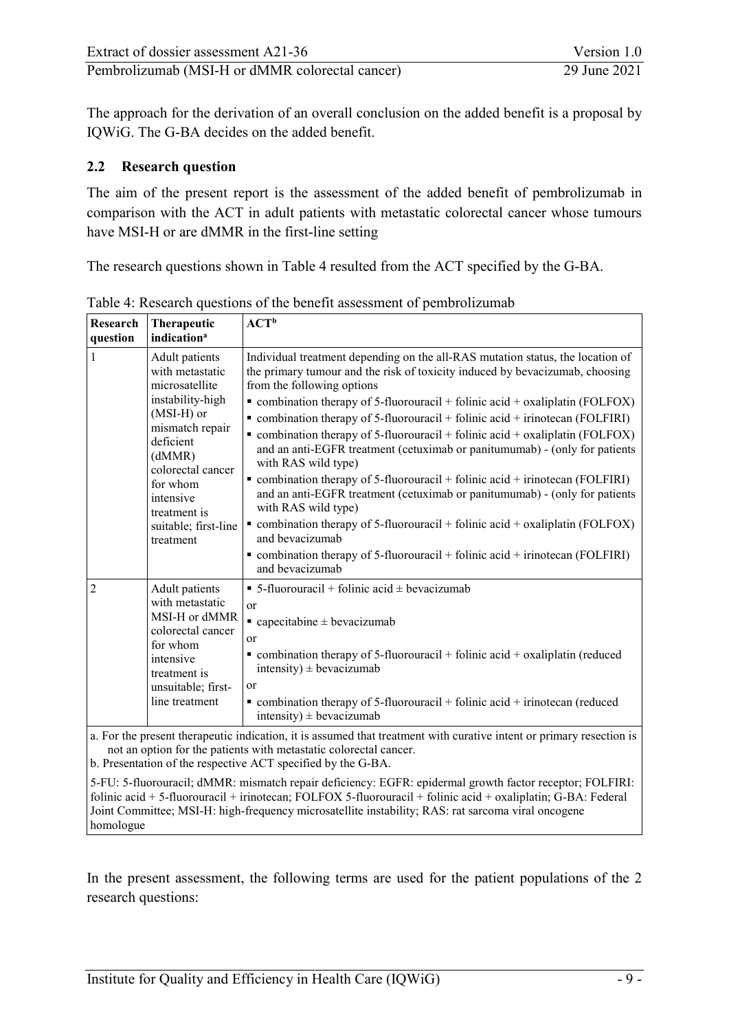The approach for the derivation of an overall conclusion on the added benefit is a proposal by IQWiG. The G-BA decides on the added benefit.

## 2.2 Research question

The aim of the present report is the assessment of the added benefit of pembrolizumab in comparison with the ACT in adult patients with metastatic colorectal cancer whose tumours have MSI-H or are dMMR in the first-line setting

The research questions shown in Table 4 resulted from the ACT specified by the G-BA.

Table 4: Research questions of the benefit assessment of pembrolizumab

| Research question | Therapeutic indication[a] | ACT[b] |
|---|---|---|
| 1 | Adult patients with metastatic microsatellite instability-high (MSI-H) or mismatch repair deficient (dMMR) colorectal cancer for whom intensive treatment is suitable; first-line treatment | Individual treatment depending on the all-RAS mutation status, the location of the primary tumour and the risk of toxicity induced by bevacizumab, choosing from the following options<br>▪ combination therapy of 5-fluorouracil + folinic acid + oxaliplatin (FOLFOX)<br>▪ combination therapy of 5-fluorouracil + folinic acid + irinotecan (FOLFIRI)<br>▪ combination therapy of 5-fluorouracil + folinic acid + oxaliplatin (FOLFOX) and an anti-EGFR treatment (cetuximab or panitumumab) - (only for patients with RAS wild type)<br>▪ combination therapy of 5-fluorouracil + folinic acid + irinotecan (FOLFIRI) and an anti-EGFR treatment (cetuximab or panitumumab) - (only for patients with RAS wild type)<br>▪ combination therapy of 5-fluorouracil + folinic acid + oxaliplatin (FOLFOX) and bevacizumab<br>▪ combination therapy of 5-fluorouracil + folinic acid + irinotecan (FOLFIRI) and bevacizumab |
| 2 | Adult patients with metastatic MSI-H or dMMR colorectal cancer for whom intensive treatment is unsuitable; first-line treatment | ▪ 5-fluorouracil + folinic acid ± bevacizumab<br>or<br>▪ capecitabine ± bevacizumab<br>or<br>▪ combination therapy of 5-fluorouracil + folinic acid + oxaliplatin (reduced intensity) ± bevacizumab<br>or<br>▪ combination therapy of 5-fluorouracil + folinic acid + irinotecan (reduced intensity) ± bevacizumab |

a. For the present therapeutic indication, it is assumed that treatment with curative intent or primary resection is not an option for the patients with metastatic colorectal cancer.
b. Presentation of the respective ACT specified by the G-BA.

5-FU: 5-fluorouracil; dMMR: mismatch repair deficiency: EGFR: epidermal growth factor receptor; FOLFIRI: folinic acid + 5-fluorouracil + irinotecan; FOLFOX 5-fluorouracil + folinic acid + oxaliplatin; G-BA: Federal Joint Committee; MSI-H: high-frequency microsatellite instability; RAS: rat sarcoma viral oncogene homologue

In the present assessment, the following terms are used for the patient populations of the 2 research questions: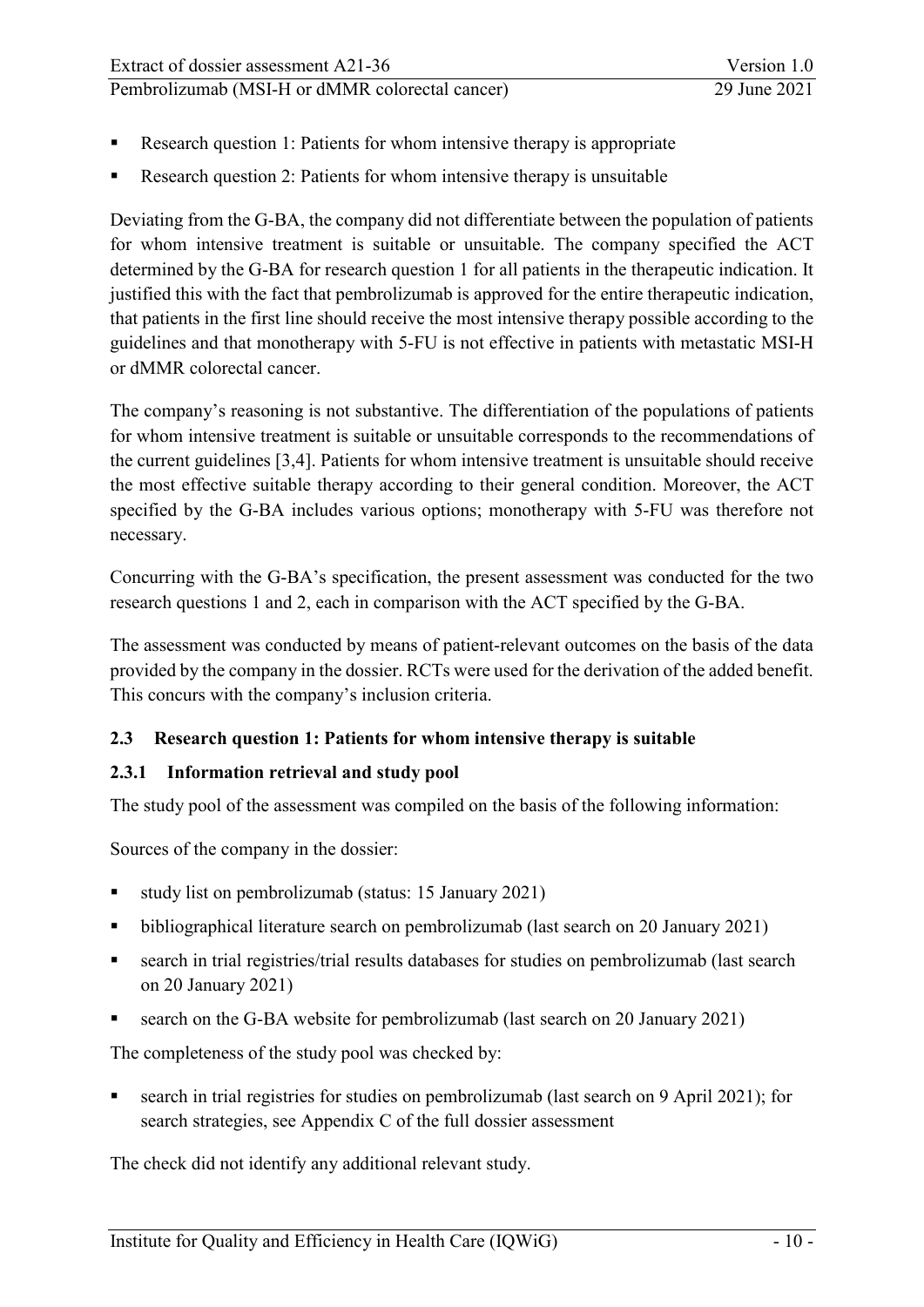- Research question 1: Patients for whom intensive therapy is appropriate
- Research question 2: Patients for whom intensive therapy is unsuitable

Deviating from the G-BA, the company did not differentiate between the population of patients for whom intensive treatment is suitable or unsuitable. The company specified the ACT determined by the G-BA for research question 1 for all patients in the therapeutic indication. It justified this with the fact that pembrolizumab is approved for the entire therapeutic indication, that patients in the first line should receive the most intensive therapy possible according to the guidelines and that monotherapy with 5-FU is not effective in patients with metastatic MSI-H or dMMR colorectal cancer.

The company's reasoning is not substantive. The differentiation of the populations of patients for whom intensive treatment is suitable or unsuitable corresponds to the recommendations of the current guidelines [3,4]. Patients for whom intensive treatment is unsuitable should receive the most effective suitable therapy according to their general condition. Moreover, the ACT specified by the G-BA includes various options; monotherapy with 5-FU was therefore not necessary.

Concurring with the G-BA's specification, the present assessment was conducted for the two research questions 1 and 2, each in comparison with the ACT specified by the G-BA.

The assessment was conducted by means of patient-relevant outcomes on the basis of the data provided by the company in the dossier. RCTs were used for the derivation of the added benefit. This concurs with the company's inclusion criteria.

## 2.3 Research question 1: Patients for whom intensive therapy is suitable

### 2.3.1 Information retrieval and study pool

The study pool of the assessment was compiled on the basis of the following information:

Sources of the company in the dossier:

- study list on pembrolizumab (status: 15 January 2021)
- bibliographical literature search on pembrolizumab (last search on 20 January 2021)
- search in trial registries/trial results databases for studies on pembrolizumab (last search on 20 January 2021)
- search on the G-BA website for pembrolizumab (last search on 20 January 2021)

The completeness of the study pool was checked by:

- search in trial registries for studies on pembrolizumab (last search on 9 April 2021); for search strategies, see Appendix C of the full dossier assessment

The check did not identify any additional relevant study.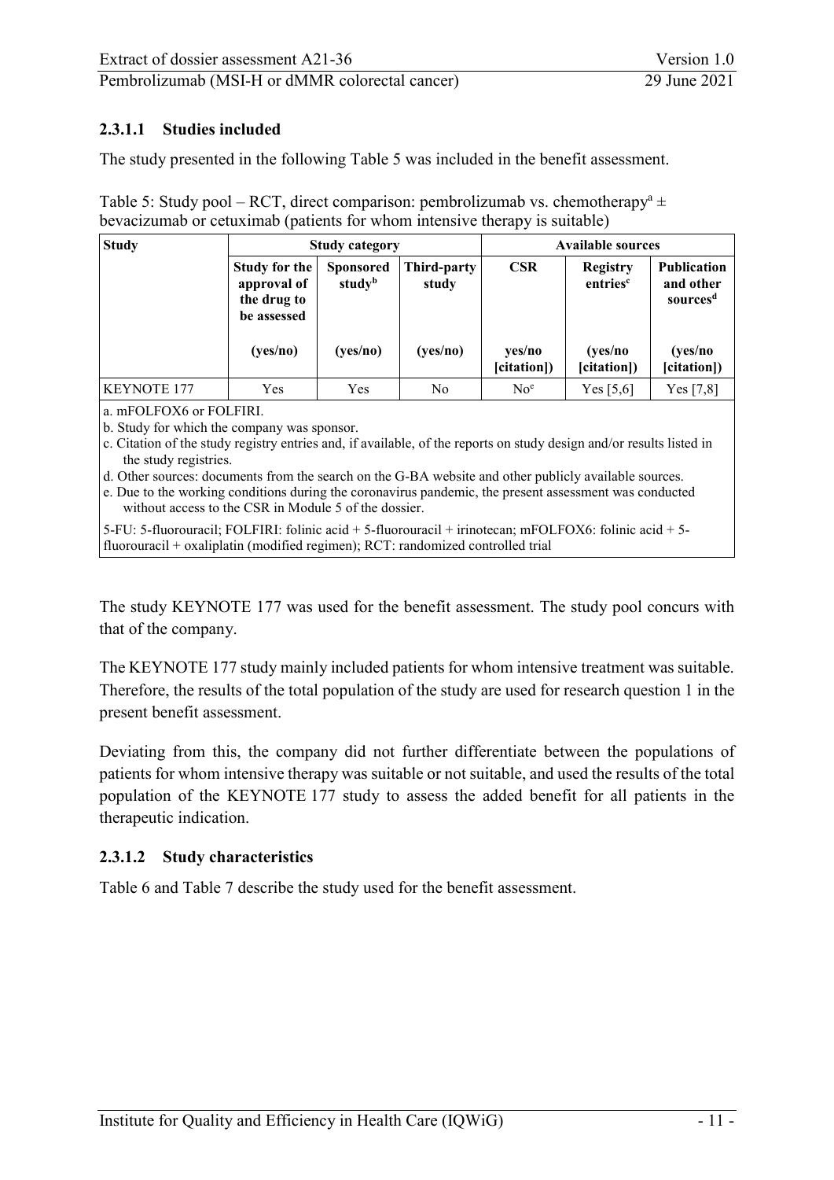#### 2.3.1.1 Studies included

The study presented in the following Table 5 was included in the benefit assessment.

Table 5: Study pool – RCT, direct comparison: pembrolizumab vs. chemotherapy[a] ± bevacizumab or cetuximab (patients for whom intensive therapy is suitable)

| Study | Study category | | | Available sources | | |
|---|---|---|---|---|---|---|
| | Study for the approval of the drug to be assessed (yes/no) | Sponsored study[b] (yes/no) | Third-party study (yes/no) | CSR yes/no [citation]) | Registry entries[c] (yes/no [citation]) | Publication and other sources[d] (yes/no [citation]) |
| KEYNOTE 177 | Yes | Yes | No | No[e] | Yes [5,6] | Yes [7,8] |

a. mFOLFOX6 or FOLFIRI.
b. Study for which the company was sponsor.
c. Citation of the study registry entries and, if available, of the reports on study design and/or results listed in the study registries.
d. Other sources: documents from the search on the G-BA website and other publicly available sources.
e. Due to the working conditions during the coronavirus pandemic, the present assessment was conducted without access to the CSR in Module 5 of the dossier.

5-FU: 5-fluorouracil; FOLFIRI: folinic acid + 5-fluorouracil + irinotecan; mFOLFOX6: folinic acid + 5-fluorouracil + oxaliplatin (modified regimen); RCT: randomized controlled trial

The study KEYNOTE 177 was used for the benefit assessment. The study pool concurs with that of the company.

The KEYNOTE 177 study mainly included patients for whom intensive treatment was suitable. Therefore, the results of the total population of the study are used for research question 1 in the present benefit assessment.

Deviating from this, the company did not further differentiate between the populations of patients for whom intensive therapy was suitable or not suitable, and used the results of the total population of the KEYNOTE 177 study to assess the added benefit for all patients in the therapeutic indication.

#### 2.3.1.2 Study characteristics

Table 6 and Table 7 describe the study used for the benefit assessment.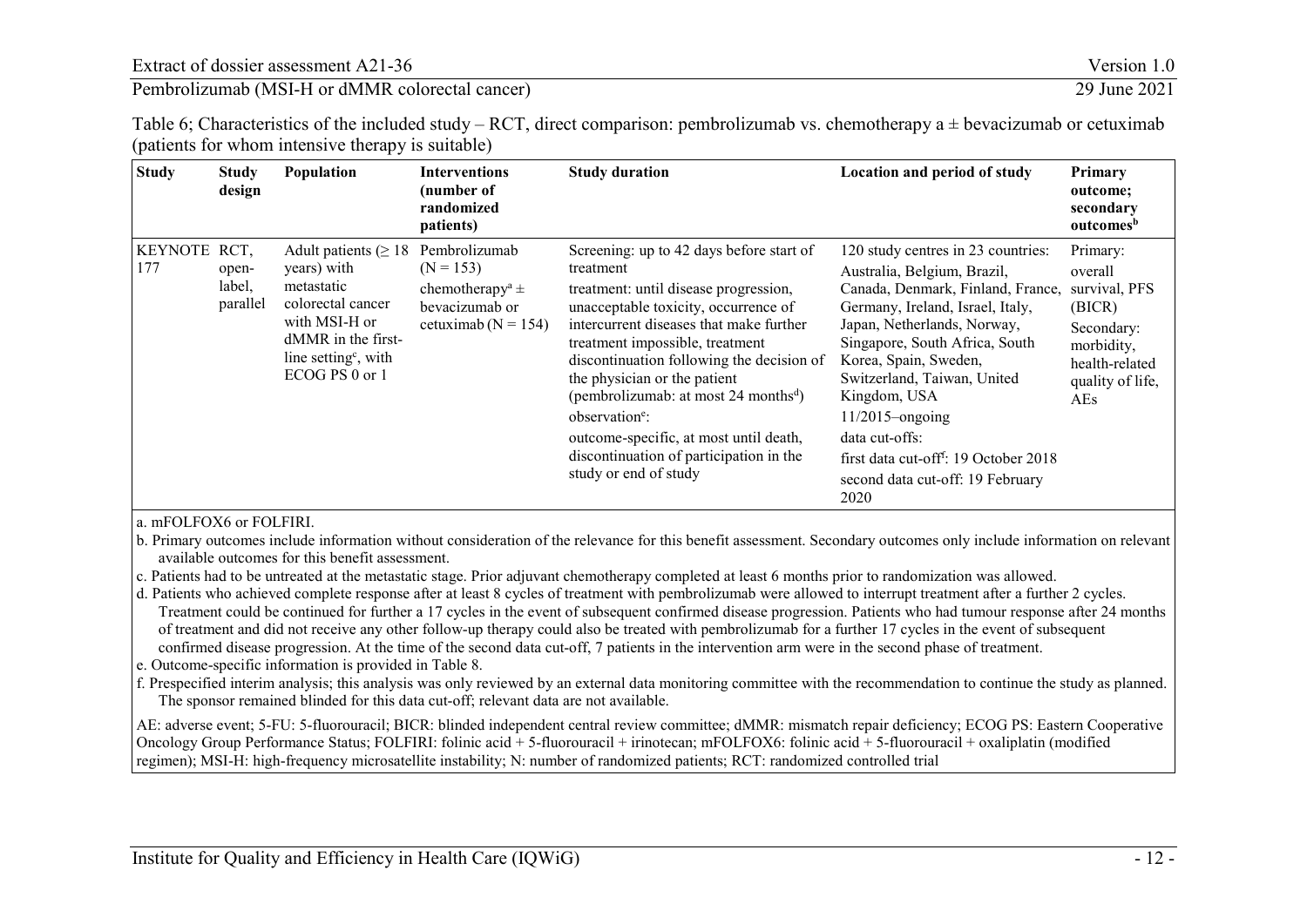Table 6; Characteristics of the included study – RCT, direct comparison: pembrolizumab vs. chemotherapy a ± bevacizumab or cetuximab (patients for whom intensive therapy is suitable)

| Study | Study design | Population | Interventions (number of randomized patients) | Study duration | Location and period of study | Primary outcome; secondary outcomes[b] |
|---|---|---|---|---|---|---|
| KEYNOTE 177 | RCT, open-label, parallel | Adult patients (≥ 18 years) with metastatic colorectal cancer with MSI-H or dMMR in the first-line setting[c], with ECOG PS 0 or 1 | Pembrolizumab (N = 153)<br>chemotherapy[a] ± bevacizumab or cetuximab (N = 154) | Screening: up to 42 days before start of treatment<br>treatment: until disease progression, unacceptable toxicity, occurrence of intercurrent diseases that make further treatment impossible, treatment discontinuation following the decision of the physician or the patient (pembrolizumab: at most 24 months[d])<br>observation[e]:<br>outcome-specific, at most until death, discontinuation of participation in the study or end of study | 120 study centres in 23 countries:<br>Australia, Belgium, Brazil, Canada, Denmark, Finland, France, Germany, Ireland, Israel, Italy, Japan, Netherlands, Norway, Singapore, South Africa, South Korea, Spain, Sweden, Switzerland, Taiwan, United Kingdom, USA<br>11/2015–ongoing<br>data cut-offs:<br>first data cut-off[f]: 19 October 2018<br>second data cut-off: 19 February 2020 | Primary: overall survival, PFS (BICR)<br>Secondary: morbidity, health-related quality of life, AEs |

a. mFOLFOX6 or FOLFIRI.

b. Primary outcomes include information without consideration of the relevance for this benefit assessment. Secondary outcomes only include information on relevant available outcomes for this benefit assessment.

c. Patients had to be untreated at the metastatic stage. Prior adjuvant chemotherapy completed at least 6 months prior to randomization was allowed.

d. Patients who achieved complete response after at least 8 cycles of treatment with pembrolizumab were allowed to interrupt treatment after a further 2 cycles. Treatment could be continued for further a 17 cycles in the event of subsequent confirmed disease progression. Patients who had tumour response after 24 months of treatment and did not receive any other follow-up therapy could also be treated with pembrolizumab for a further 17 cycles in the event of subsequent confirmed disease progression. At the time of the second data cut-off, 7 patients in the intervention arm were in the second phase of treatment.

e. Outcome-specific information is provided in Table 8.

f. Prespecified interim analysis; this analysis was only reviewed by an external data monitoring committee with the recommendation to continue the study as planned. The sponsor remained blinded for this data cut-off; relevant data are not available.

AE: adverse event; 5-FU: 5-fluorouracil; BICR: blinded independent central review committee; dMMR: mismatch repair deficiency; ECOG PS: Eastern Cooperative Oncology Group Performance Status; FOLFIRI: folinic acid + 5-fluorouracil + irinotecan; mFOLFOX6: folinic acid + 5-fluorouracil + oxaliplatin (modified regimen); MSI-H: high-frequency microsatellite instability; N: number of randomized patients; RCT: randomized controlled trial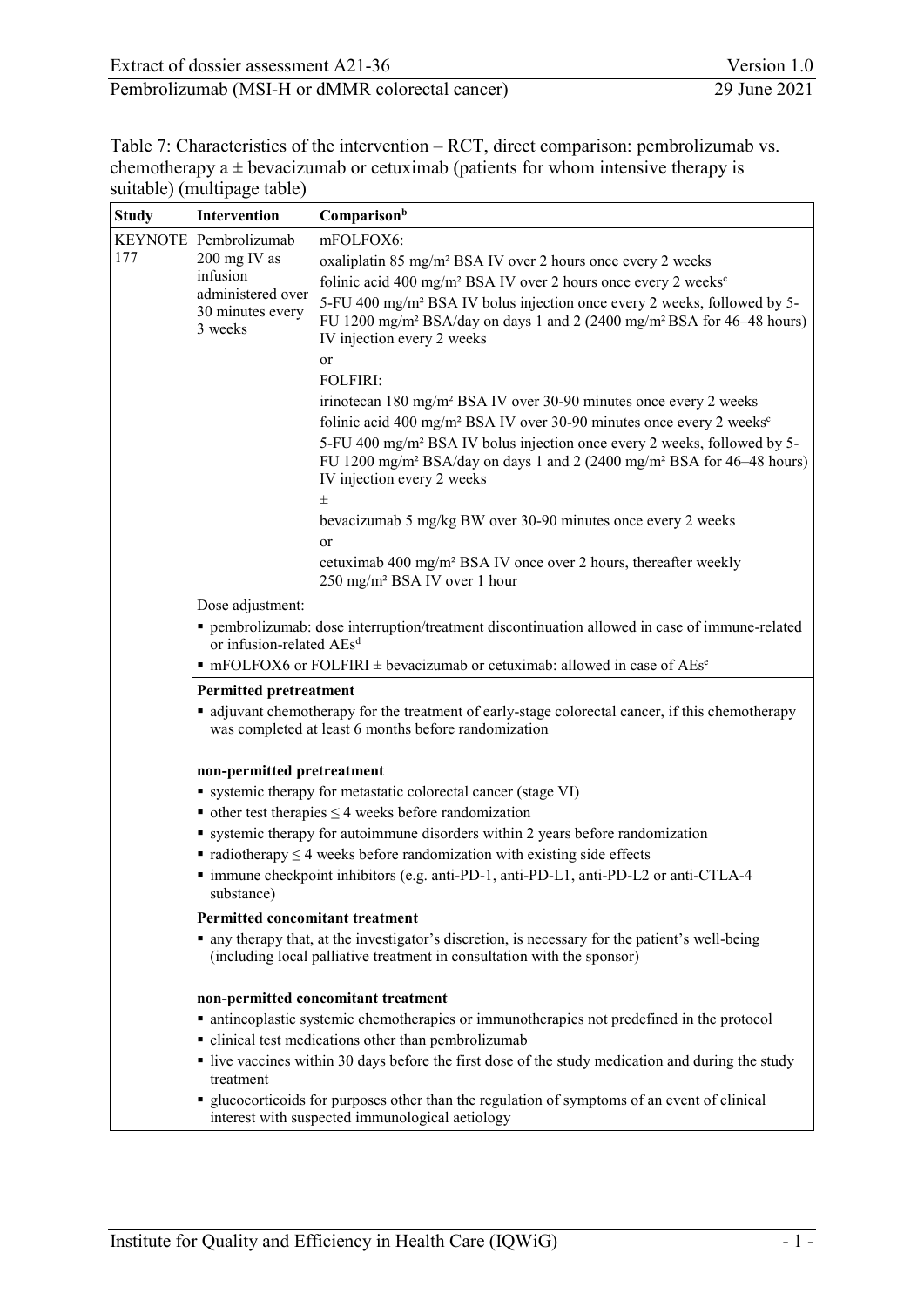Table 7: Characteristics of the intervention – RCT, direct comparison: pembrolizumab vs. chemotherapy a ± bevacizumab or cetuximab (patients for whom intensive therapy is suitable) (multipage table)

| Study | Intervention | Comparison[b] |
|---|---|---|
| KEYNOTE 177 | Pembrolizumab 200 mg IV as infusion administered over 30 minutes every 3 weeks | mFOLFOX6:<br>oxaliplatin 85 mg/m² BSA IV over 2 hours once every 2 weeks<br>folinic acid 400 mg/m² BSA IV over 2 hours once every 2 weeks[c]<br>5-FU 400 mg/m² BSA IV bolus injection once every 2 weeks, followed by 5-FU 1200 mg/m² BSA/day on days 1 and 2 (2400 mg/m² BSA for 46–48 hours) IV injection every 2 weeks<br>or<br>FOLFIRI:<br>irinotecan 180 mg/m² BSA IV over 30-90 minutes once every 2 weeks<br>folinic acid 400 mg/m² BSA IV over 30-90 minutes once every 2 weeks[c]<br>5-FU 400 mg/m² BSA IV bolus injection once every 2 weeks, followed by 5-FU 1200 mg/m² BSA/day on days 1 and 2 (2400 mg/m² BSA for 46–48 hours) IV injection every 2 weeks<br>±<br>bevacizumab 5 mg/kg BW over 30-90 minutes once every 2 weeks<br>or<br>cetuximab 400 mg/m² BSA IV once over 2 hours, thereafter weekly 250 mg/m² BSA IV over 1 hour |
| | Dose adjustment:<br>▪ pembrolizumab: dose interruption/treatment discontinuation allowed in case of immune-related or infusion-related AEs[d]<br>▪ mFOLFOX6 or FOLFIRI ± bevacizumab or cetuximab: allowed in case of AEs[e] | |
| | **Permitted pretreatment**<br>▪ adjuvant chemotherapy for the treatment of early-stage colorectal cancer, if this chemotherapy was completed at least 6 months before randomization<br><br>**non-permitted pretreatment**<br>▪ systemic therapy for metastatic colorectal cancer (stage VI)<br>▪ other test therapies ≤ 4 weeks before randomization<br>▪ systemic therapy for autoimmune disorders within 2 years before randomization<br>▪ radiotherapy ≤ 4 weeks before randomization with existing side effects<br>▪ immune checkpoint inhibitors (e.g. anti-PD-1, anti-PD-L1, anti-PD-L2 or anti-CTLA-4 substance)<br>**Permitted concomitant treatment**<br>▪ any therapy that, at the investigator's discretion, is necessary for the patient's well-being (including local palliative treatment in consultation with the sponsor)<br><br>**non-permitted concomitant treatment**<br>▪ antineoplastic systemic chemotherapies or immunotherapies not predefined in the protocol<br>▪ clinical test medications other than pembrolizumab<br>▪ live vaccines within 30 days before the first dose of the study medication and during the study treatment<br>▪ glucocorticoids for purposes other than the regulation of symptoms of an event of clinical interest with suspected immunological aetiology | |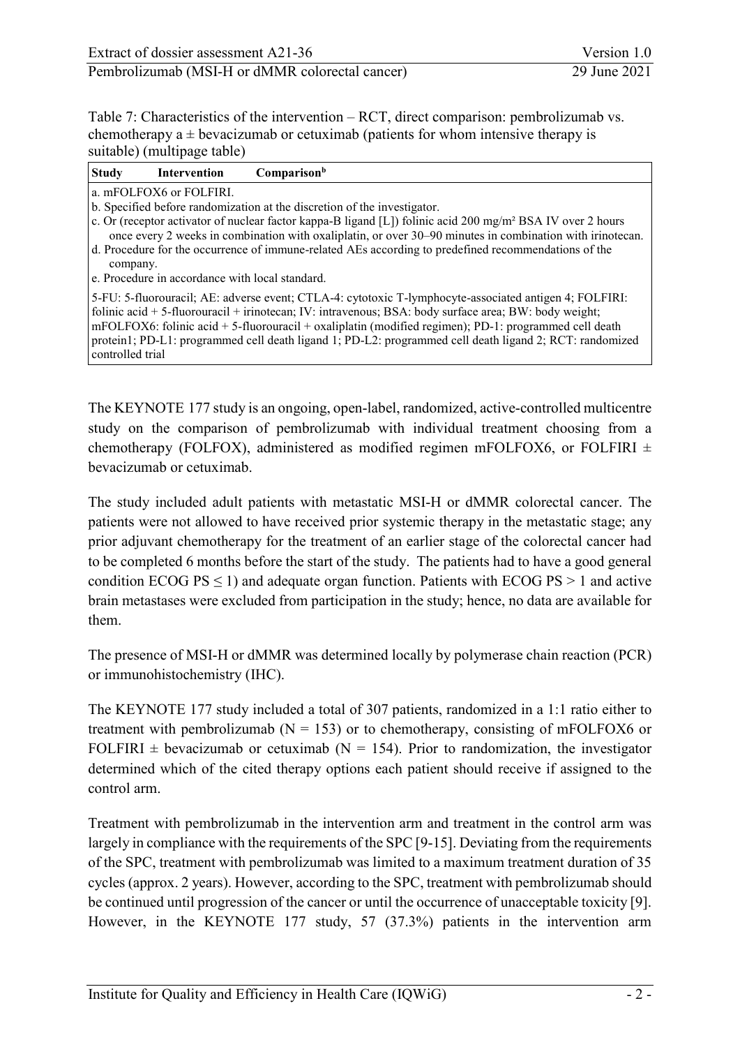Table 7: Characteristics of the intervention – RCT, direct comparison: pembrolizumab vs. chemotherapy a ± bevacizumab or cetuximab (patients for whom intensive therapy is suitable) (multipage table)

| Study | Intervention | Comparison[b] |
|---|---|---|

a. mFOLFOX6 or FOLFIRI.
b. Specified before randomization at the discretion of the investigator.
c. Or (receptor activator of nuclear factor kappa-B ligand [L]) folinic acid 200 mg/m² BSA IV over 2 hours once every 2 weeks in combination with oxaliplatin, or over 30–90 minutes in combination with irinotecan.
d. Procedure for the occurrence of immune-related AEs according to predefined recommendations of the company.
e. Procedure in accordance with local standard.

5-FU: 5-fluorouracil; AE: adverse event; CTLA-4: cytotoxic T-lymphocyte-associated antigen 4; FOLFIRI: folinic acid + 5-fluorouracil + irinotecan; IV: intravenous; BSA: body surface area; BW: body weight; mFOLFOX6: folinic acid + 5-fluorouracil + oxaliplatin (modified regimen); PD-1: programmed cell death protein1; PD-L1: programmed cell death ligand 1; PD-L2: programmed cell death ligand 2; RCT: randomized controlled trial

The KEYNOTE 177 study is an ongoing, open-label, randomized, active-controlled multicentre study on the comparison of pembrolizumab with individual treatment choosing from a chemotherapy (FOLFOX), administered as modified regimen mFOLFOX6, or FOLFIRI ± bevacizumab or cetuximab.

The study included adult patients with metastatic MSI-H or dMMR colorectal cancer. The patients were not allowed to have received prior systemic therapy in the metastatic stage; any prior adjuvant chemotherapy for the treatment of an earlier stage of the colorectal cancer had to be completed 6 months before the start of the study. The patients had to have a good general condition ECOG PS ≤ 1) and adequate organ function. Patients with ECOG PS > 1 and active brain metastases were excluded from participation in the study; hence, no data are available for them.

The presence of MSI-H or dMMR was determined locally by polymerase chain reaction (PCR) or immunohistochemistry (IHC).

The KEYNOTE 177 study included a total of 307 patients, randomized in a 1:1 ratio either to treatment with pembrolizumab (N = 153) or to chemotherapy, consisting of mFOLFOX6 or FOLFIRI ± bevacizumab or cetuximab (N = 154). Prior to randomization, the investigator determined which of the cited therapy options each patient should receive if assigned to the control arm.

Treatment with pembrolizumab in the intervention arm and treatment in the control arm was largely in compliance with the requirements of the SPC [9-15]. Deviating from the requirements of the SPC, treatment with pembrolizumab was limited to a maximum treatment duration of 35 cycles (approx. 2 years). However, according to the SPC, treatment with pembrolizumab should be continued until progression of the cancer or until the occurrence of unacceptable toxicity [9]. However, in the KEYNOTE 177 study, 57 (37.3%) patients in the intervention arm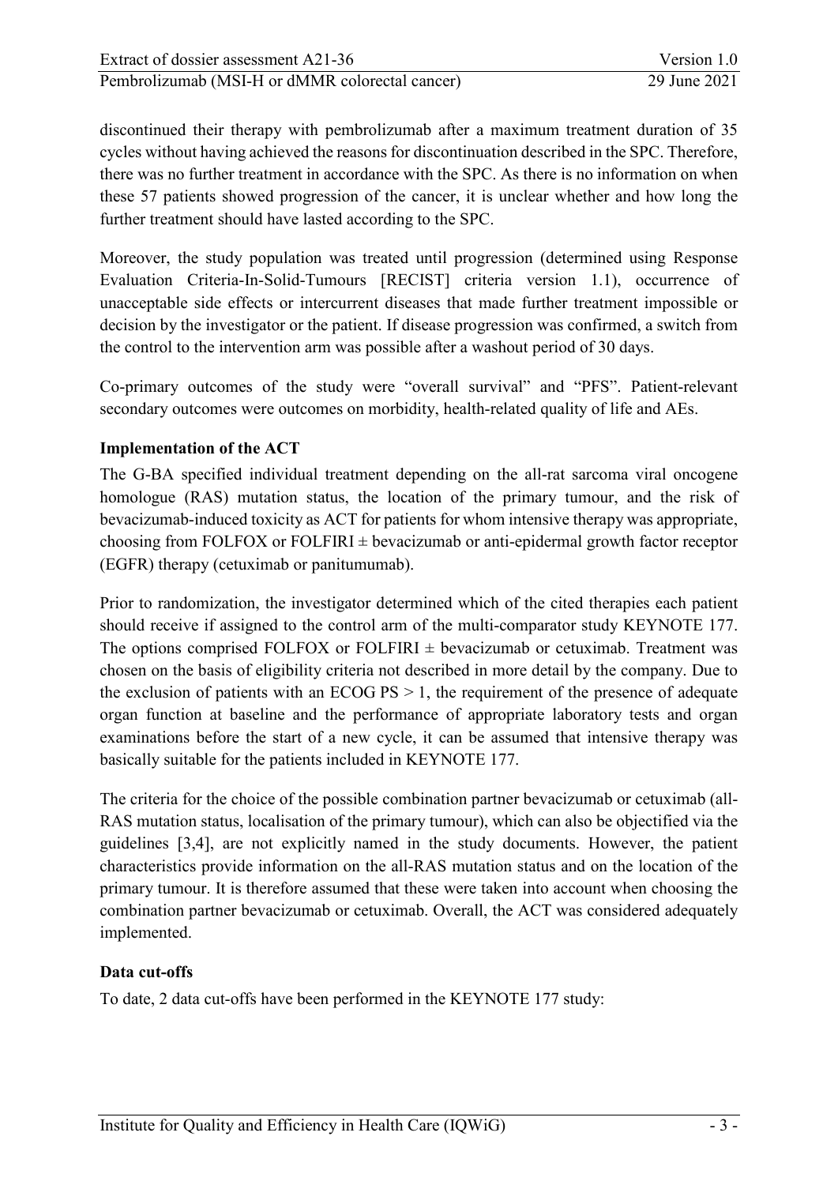discontinued their therapy with pembrolizumab after a maximum treatment duration of 35 cycles without having achieved the reasons for discontinuation described in the SPC. Therefore, there was no further treatment in accordance with the SPC. As there is no information on when these 57 patients showed progression of the cancer, it is unclear whether and how long the further treatment should have lasted according to the SPC.

Moreover, the study population was treated until progression (determined using Response Evaluation Criteria-In-Solid-Tumours [RECIST] criteria version 1.1), occurrence of unacceptable side effects or intercurrent diseases that made further treatment impossible or decision by the investigator or the patient. If disease progression was confirmed, a switch from the control to the intervention arm was possible after a washout period of 30 days.

Co-primary outcomes of the study were "overall survival" and "PFS". Patient-relevant secondary outcomes were outcomes on morbidity, health-related quality of life and AEs.

**Implementation of the ACT**

The G-BA specified individual treatment depending on the all-rat sarcoma viral oncogene homologue (RAS) mutation status, the location of the primary tumour, and the risk of bevacizumab-induced toxicity as ACT for patients for whom intensive therapy was appropriate, choosing from FOLFOX or FOLFIRI ± bevacizumab or anti-epidermal growth factor receptor (EGFR) therapy (cetuximab or panitumumab).

Prior to randomization, the investigator determined which of the cited therapies each patient should receive if assigned to the control arm of the multi-comparator study KEYNOTE 177. The options comprised FOLFOX or FOLFIRI ± bevacizumab or cetuximab. Treatment was chosen on the basis of eligibility criteria not described in more detail by the company. Due to the exclusion of patients with an ECOG PS > 1, the requirement of the presence of adequate organ function at baseline and the performance of appropriate laboratory tests and organ examinations before the start of a new cycle, it can be assumed that intensive therapy was basically suitable for the patients included in KEYNOTE 177.

The criteria for the choice of the possible combination partner bevacizumab or cetuximab (all-RAS mutation status, localisation of the primary tumour), which can also be objectified via the guidelines [3,4], are not explicitly named in the study documents. However, the patient characteristics provide information on the all-RAS mutation status and on the location of the primary tumour. It is therefore assumed that these were taken into account when choosing the combination partner bevacizumab or cetuximab. Overall, the ACT was considered adequately implemented.

**Data cut-offs**

To date, 2 data cut-offs have been performed in the KEYNOTE 177 study: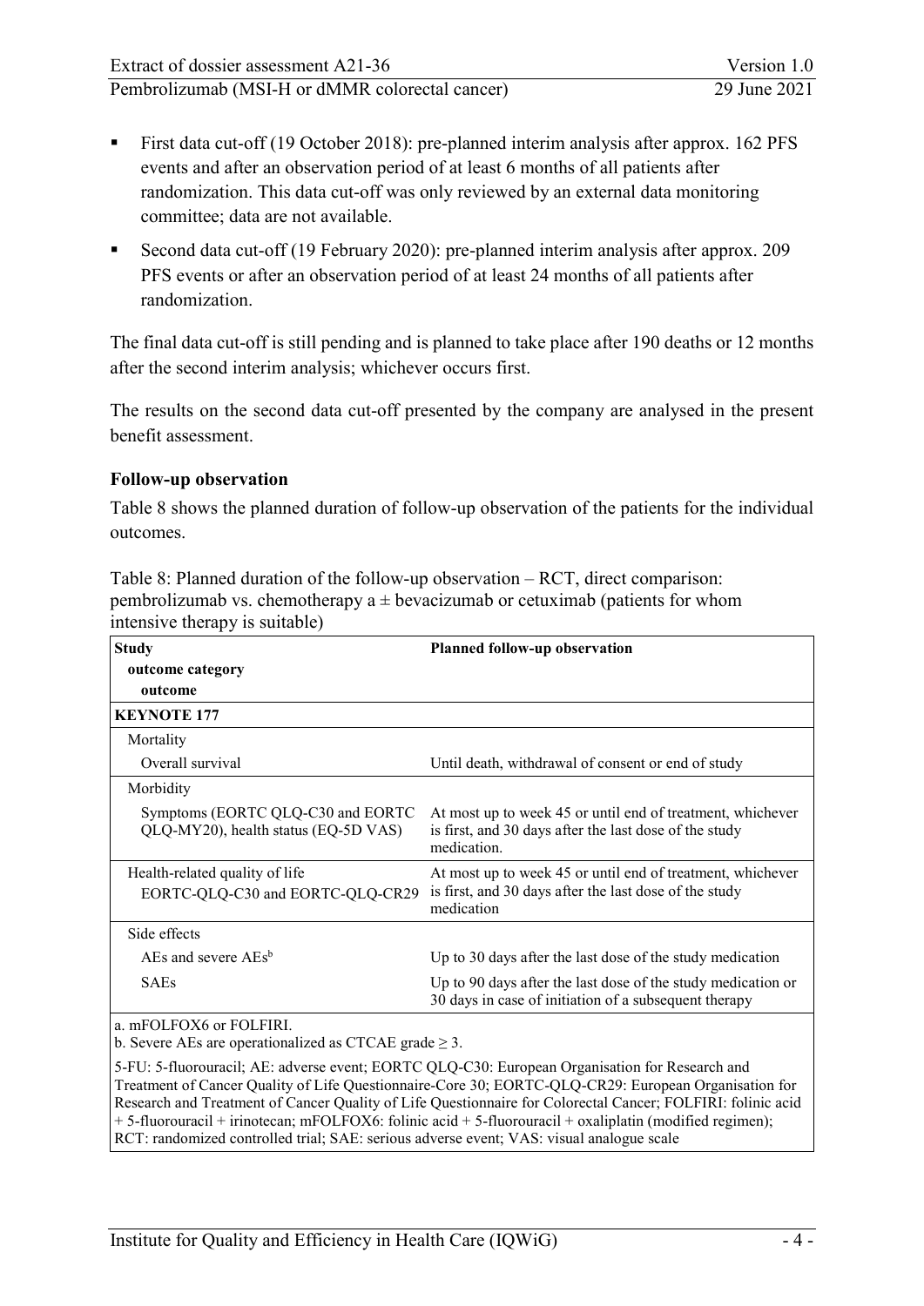- First data cut-off (19 October 2018): pre-planned interim analysis after approx. 162 PFS events and after an observation period of at least 6 months of all patients after randomization. This data cut-off was only reviewed by an external data monitoring committee; data are not available.
- Second data cut-off (19 February 2020): pre-planned interim analysis after approx. 209 PFS events or after an observation period of at least 24 months of all patients after randomization.

The final data cut-off is still pending and is planned to take place after 190 deaths or 12 months after the second interim analysis; whichever occurs first.

The results on the second data cut-off presented by the company are analysed in the present benefit assessment.

### Follow-up observation

Table 8 shows the planned duration of follow-up observation of the patients for the individual outcomes.

Table 8: Planned duration of the follow-up observation – RCT, direct comparison: pembrolizumab vs. chemotherapy a ± bevacizumab or cetuximab (patients for whom intensive therapy is suitable)

| Study<br>outcome category<br>outcome | Planned follow-up observation |
|---|---|
| **KEYNOTE 177** | |
| Mortality | |
| Overall survival | Until death, withdrawal of consent or end of study |
| Morbidity | |
| Symptoms (EORTC QLQ-C30 and EORTC QLQ-MY20), health status (EQ-5D VAS) | At most up to week 45 or until end of treatment, whichever is first, and 30 days after the last dose of the study medication. |
| Health-related quality of life<br>EORTC-QLQ-C30 and EORTC-QLQ-CR29 | At most up to week 45 or until end of treatment, whichever is first, and 30 days after the last dose of the study medication |
| Side effects | |
| AEs and severe AEs[b] | Up to 30 days after the last dose of the study medication |
| SAEs | Up to 90 days after the last dose of the study medication or 30 days in case of initiation of a subsequent therapy |

a. mFOLFOX6 or FOLFIRI.
b. Severe AEs are operationalized as CTCAE grade ≥ 3.

5-FU: 5-fluorouracil; AE: adverse event; EORTC QLQ-C30: European Organisation for Research and Treatment of Cancer Quality of Life Questionnaire-Core 30; EORTC-QLQ-CR29: European Organisation for Research and Treatment of Cancer Quality of Life Questionnaire for Colorectal Cancer; FOLFIRI: folinic acid + 5-fluorouracil + irinotecan; mFOLFOX6: folinic acid + 5-fluorouracil + oxaliplatin (modified regimen); RCT: randomized controlled trial; SAE: serious adverse event; VAS: visual analogue scale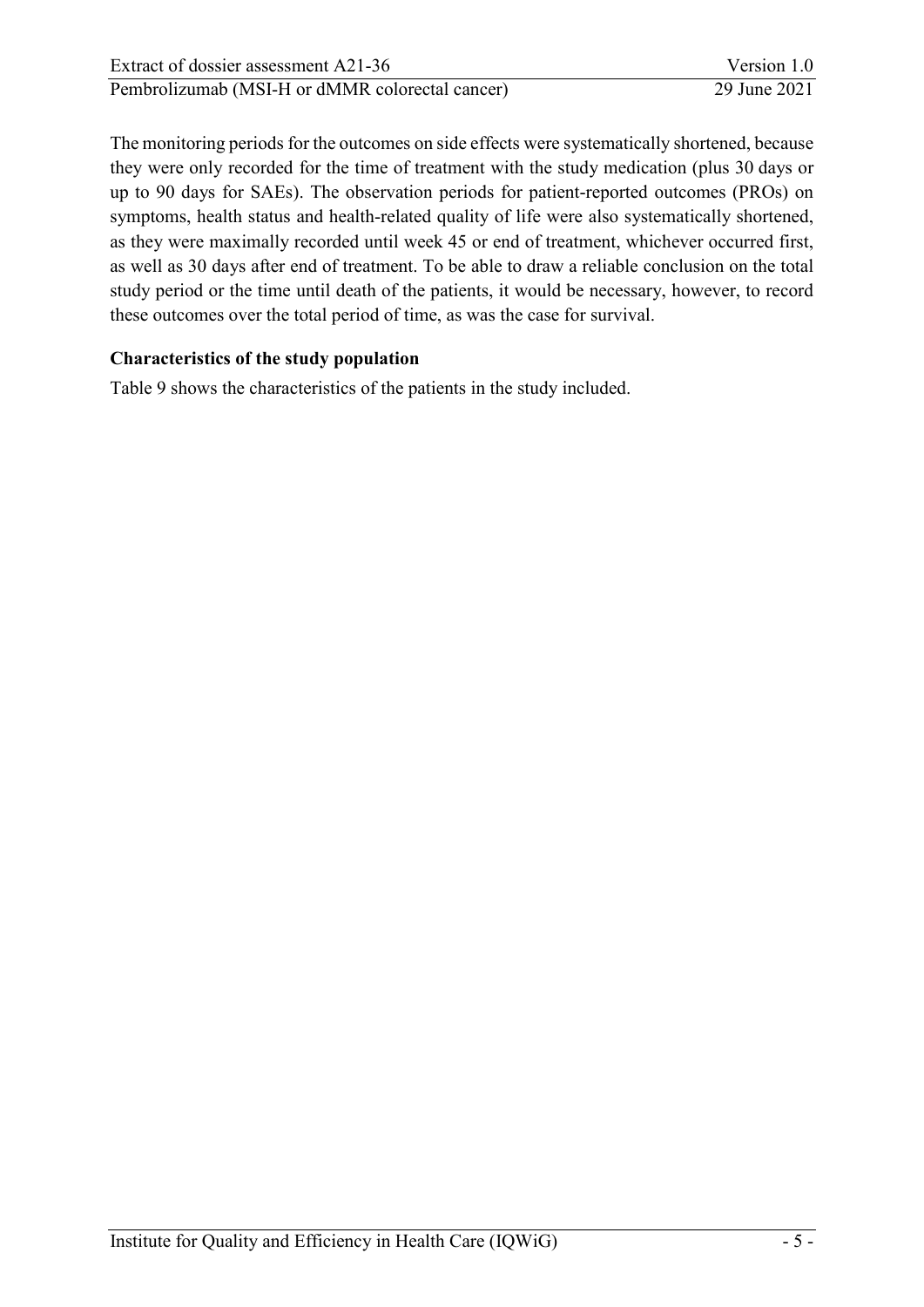The monitoring periods for the outcomes on side effects were systematically shortened, because they were only recorded for the time of treatment with the study medication (plus 30 days or up to 90 days for SAEs). The observation periods for patient-reported outcomes (PROs) on symptoms, health status and health-related quality of life were also systematically shortened, as they were maximally recorded until week 45 or end of treatment, whichever occurred first, as well as 30 days after end of treatment. To be able to draw a reliable conclusion on the total study period or the time until death of the patients, it would be necessary, however, to record these outcomes over the total period of time, as was the case for survival.

**Characteristics of the study population**

Table 9 shows the characteristics of the patients in the study included.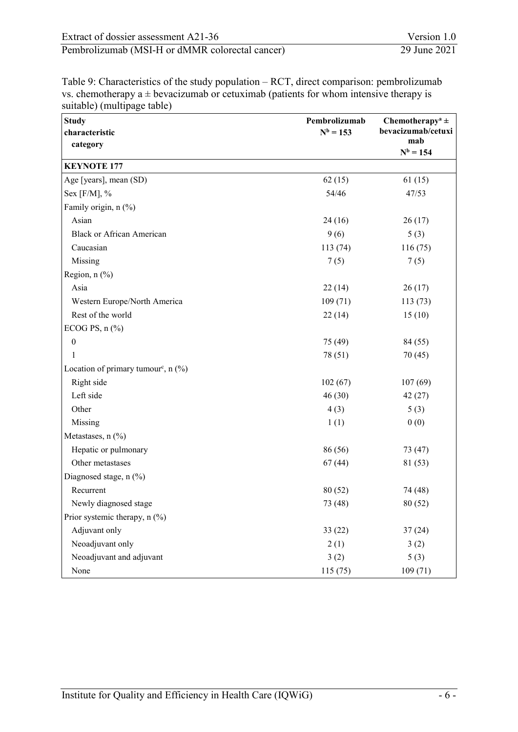Table 9: Characteristics of the study population – RCT, direct comparison: pembrolizumab vs. chemotherapy a ± bevacizumab or cetuximab (patients for whom intensive therapy is suitable) (multipage table)

| Study characteristic<br>category | Pembrolizumab<br>N[b] = 153 | Chemotherapy[a] ± bevacizumab/cetuximab<br>N[b] = 154 |
|---|---|---|
| **KEYNOTE 177** | | |
| Age [years], mean (SD) | 62 (15) | 61 (15) |
| Sex [F/M], % | 54/46 | 47/53 |
| Family origin, n (%) | | |
| Asian | 24 (16) | 26 (17) |
| Black or African American | 9 (6) | 5 (3) |
| Caucasian | 113 (74) | 116 (75) |
| Missing | 7 (5) | 7 (5) |
| Region, n (%) | | |
| Asia | 22 (14) | 26 (17) |
| Western Europe/North America | 109 (71) | 113 (73) |
| Rest of the world | 22 (14) | 15 (10) |
| ECOG PS, n (%) | | |
| 0 | 75 (49) | 84 (55) |
| 1 | 78 (51) | 70 (45) |
| Location of primary tumour[c], n (%) | | |
| Right side | 102 (67) | 107 (69) |
| Left side | 46 (30) | 42 (27) |
| Other | 4 (3) | 5 (3) |
| Missing | 1 (1) | 0 (0) |
| Metastases, n (%) | | |
| Hepatic or pulmonary | 86 (56) | 73 (47) |
| Other metastases | 67 (44) | 81 (53) |
| Diagnosed stage, n (%) | | |
| Recurrent | 80 (52) | 74 (48) |
| Newly diagnosed stage | 73 (48) | 80 (52) |
| Prior systemic therapy, n (%) | | |
| Adjuvant only | 33 (22) | 37 (24) |
| Neoadjuvant only | 2 (1) | 3 (2) |
| Neoadjuvant and adjuvant | 3 (2) | 5 (3) |
| None | 115 (75) | 109 (71) |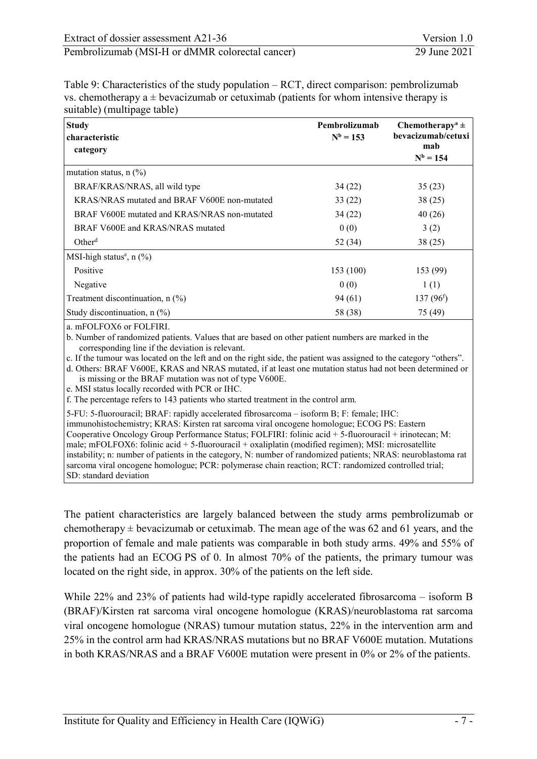Table 9: Characteristics of the study population – RCT, direct comparison: pembrolizumab vs. chemotherapy a ± bevacizumab or cetuximab (patients for whom intensive therapy is suitable) (multipage table)

| **Study characteristic**<br>**category** | **Pembrolizumab**<br>**N[b] = 153** | **Chemotherapy[a] ± bevacizumab/cetuximab**<br>**N[b] = 154** |
|---|---|---|
| mutation status, n (%) | | |
| BRAF/KRAS/NRAS, all wild type | 34 (22) | 35 (23) |
| KRAS/NRAS mutated and BRAF V600E non-mutated | 33 (22) | 38 (25) |
| BRAF V600E mutated and KRAS/NRAS non-mutated | 34 (22) | 40 (26) |
| BRAF V600E and KRAS/NRAS mutated | 0 (0) | 3 (2) |
| Other[d] | 52 (34) | 38 (25) |
| MSI-high status[e], n (%) | | |
| Positive | 153 (100) | 153 (99) |
| Negative | 0 (0) | 1 (1) |
| Treatment discontinuation, n (%) | 94 (61) | 137 (96[f]) |
| Study discontinuation, n (%) | 58 (38) | 75 (49) |

a. mFOLFOX6 or FOLFIRI.
b. Number of randomized patients. Values that are based on other patient numbers are marked in the corresponding line if the deviation is relevant.
c. If the tumour was located on the left and on the right side, the patient was assigned to the category "others".
d. Others: BRAF V600E, KRAS and NRAS mutated, if at least one mutation status had not been determined or is missing or the BRAF mutation was not of type V600E.
e. MSI status locally recorded with PCR or IHC.
f. The percentage refers to 143 patients who started treatment in the control arm.

5-FU: 5-fluorouracil; BRAF: rapidly accelerated fibrosarcoma – isoform B; F: female; IHC: immunohistochemistry; KRAS: Kirsten rat sarcoma viral oncogene homologue; ECOG PS: Eastern Cooperative Oncology Group Performance Status; FOLFIRI: folinic acid + 5-fluorouracil + irinotecan; M: male; mFOLFOX6: folinic acid + 5-fluorouracil + oxaliplatin (modified regimen); MSI: microsatellite instability; n: number of patients in the category, N: number of randomized patients; NRAS: neuroblastoma rat sarcoma viral oncogene homologue; PCR: polymerase chain reaction; RCT: randomized controlled trial; SD: standard deviation

The patient characteristics are largely balanced between the study arms pembrolizumab or chemotherapy ± bevacizumab or cetuximab. The mean age of the was 62 and 61 years, and the proportion of female and male patients was comparable in both study arms. 49% and 55% of the patients had an ECOG PS of 0. In almost 70% of the patients, the primary tumour was located on the right side, in approx. 30% of the patients on the left side.

While 22% and 23% of patients had wild-type rapidly accelerated fibrosarcoma – isoform B (BRAF)/Kirsten rat sarcoma viral oncogene homologue (KRAS)/neuroblastoma rat sarcoma viral oncogene homologue (NRAS) tumour mutation status, 22% in the intervention arm and 25% in the control arm had KRAS/NRAS mutations but no BRAF V600E mutation. Mutations in both KRAS/NRAS and a BRAF V600E mutation were present in 0% or 2% of the patients.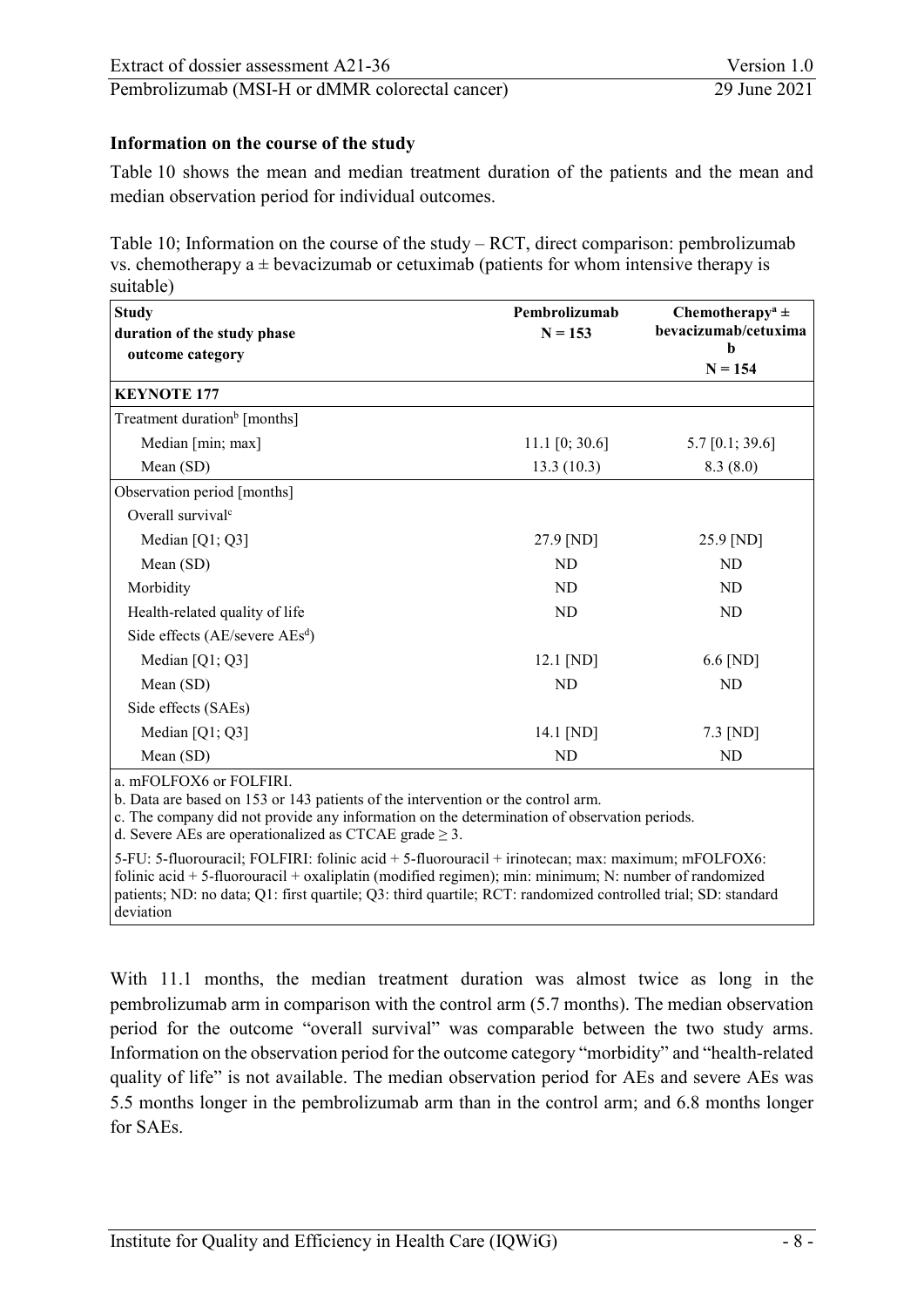**Information on the course of the study**

Table 10 shows the mean and median treatment duration of the patients and the mean and median observation period for individual outcomes.

Table 10; Information on the course of the study – RCT, direct comparison: pembrolizumab vs. chemotherapy a ± bevacizumab or cetuximab (patients for whom intensive therapy is suitable)

| Study<br>duration of the study phase<br>outcome category | Pembrolizumab<br>N = 153 | Chemotherapy[a] ± bevacizumab/cetuximab<br>N = 154 |
|---|---|---|
| **KEYNOTE 177** | | |
| Treatment duration[b] [months] | | |
| Median [min; max] | 11.1 [0; 30.6] | 5.7 [0.1; 39.6] |
| Mean (SD) | 13.3 (10.3) | 8.3 (8.0) |
| Observation period [months] | | |
| Overall survival[c] | | |
| Median [Q1; Q3] | 27.9 [ND] | 25.9 [ND] |
| Mean (SD) | ND | ND |
| Morbidity | ND | ND |
| Health-related quality of life | ND | ND |
| Side effects (AE/severe AEs[d]) | | |
| Median [Q1; Q3] | 12.1 [ND] | 6.6 [ND] |
| Mean (SD) | ND | ND |
| Side effects (SAEs) | | |
| Median [Q1; Q3] | 14.1 [ND] | 7.3 [ND] |
| Mean (SD) | ND | ND |

a. mFOLFOX6 or FOLFIRI.
b. Data are based on 153 or 143 patients of the intervention or the control arm.
c. The company did not provide any information on the determination of observation periods.
d. Severe AEs are operationalized as CTCAE grade ≥ 3.

5-FU: 5-fluorouracil; FOLFIRI: folinic acid + 5-fluorouracil + irinotecan; max: maximum; mFOLFOX6: folinic acid + 5-fluorouracil + oxaliplatin (modified regimen); min: minimum; N: number of randomized patients; ND: no data; Q1: first quartile; Q3: third quartile; RCT: randomized controlled trial; SD: standard deviation

With 11.1 months, the median treatment duration was almost twice as long in the pembrolizumab arm in comparison with the control arm (5.7 months). The median observation period for the outcome "overall survival" was comparable between the two study arms. Information on the observation period for the outcome category "morbidity" and "health-related quality of life" is not available. The median observation period for AEs and severe AEs was 5.5 months longer in the pembrolizumab arm than in the control arm; and 6.8 months longer for SAEs.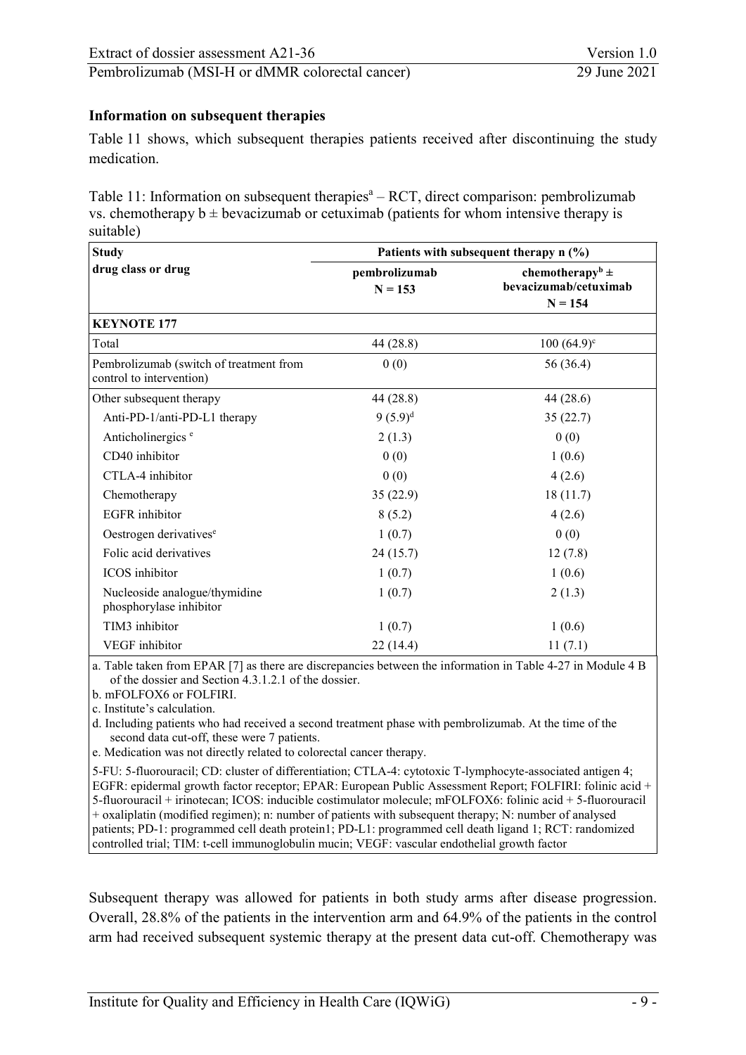### Information on subsequent therapies

Table 11 shows, which subsequent therapies patients received after discontinuing the study medication.

Table 11: Information on subsequent therapies[a] – RCT, direct comparison: pembrolizumab vs. chemotherapy b ± bevacizumab or cetuximab (patients for whom intensive therapy is suitable)

| Study<br>drug class or drug | Patients with subsequent therapy n (%) | |
|---|---|---|
| | pembrolizumab<br>N = 153 | chemotherapy[b] ±<br>bevacizumab/cetuximab<br>N = 154 |
| **KEYNOTE 177** | | |
| Total | 44 (28.8) | 100 (64.9)[c] |
| Pembrolizumab (switch of treatment from control to intervention) | 0 (0) | 56 (36.4) |
| Other subsequent therapy | 44 (28.8) | 44 (28.6) |
| Anti-PD-1/anti-PD-L1 therapy | 9 (5.9)[d] | 35 (22.7) |
| Anticholinergics [e] | 2 (1.3) | 0 (0) |
| CD40 inhibitor | 0 (0) | 1 (0.6) |
| CTLA-4 inhibitor | 0 (0) | 4 (2.6) |
| Chemotherapy | 35 (22.9) | 18 (11.7) |
| EGFR inhibitor | 8 (5.2) | 4 (2.6) |
| Oestrogen derivatives[e] | 1 (0.7) | 0 (0) |
| Folic acid derivatives | 24 (15.7) | 12 (7.8) |
| ICOS inhibitor | 1 (0.7) | 1 (0.6) |
| Nucleoside analogue/thymidine phosphorylase inhibitor | 1 (0.7) | 2 (1.3) |
| TIM3 inhibitor | 1 (0.7) | 1 (0.6) |
| VEGF inhibitor | 22 (14.4) | 11 (7.1) |

a. Table taken from EPAR [7] as there are discrepancies between the information in Table 4-27 in Module 4 B of the dossier and Section 4.3.1.2.1 of the dossier.
b. mFOLFOX6 or FOLFIRI.
c. Institute's calculation.
d. Including patients who had received a second treatment phase with pembrolizumab. At the time of the second data cut-off, these were 7 patients.
e. Medication was not directly related to colorectal cancer therapy.

5-FU: 5-fluorouracil; CD: cluster of differentiation; CTLA-4: cytotoxic T-lymphocyte-associated antigen 4; EGFR: epidermal growth factor receptor; EPAR: European Public Assessment Report; FOLFIRI: folinic acid + 5-fluorouracil + irinotecan; ICOS: inducible costimulator molecule; mFOLFOX6: folinic acid + 5-fluorouracil + oxaliplatin (modified regimen); n: number of patients with subsequent therapy; N: number of analysed patients; PD-1: programmed cell death protein1; PD-L1: programmed cell death ligand 1; RCT: randomized controlled trial; TIM: t-cell immunoglobulin mucin; VEGF: vascular endothelial growth factor

Subsequent therapy was allowed for patients in both study arms after disease progression. Overall, 28.8% of the patients in the intervention arm and 64.9% of the patients in the control arm had received subsequent systemic therapy at the present data cut-off. Chemotherapy was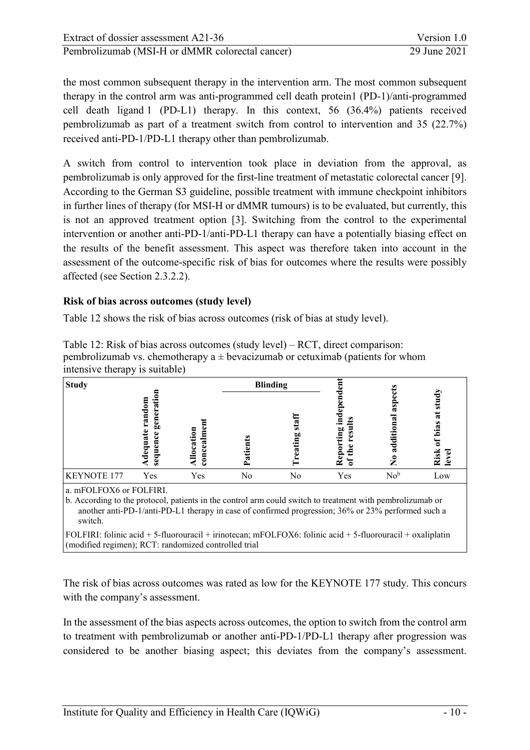the most common subsequent therapy in the intervention arm. The most common subsequent therapy in the control arm was anti-programmed cell death protein1 (PD-1)/anti-programmed cell death ligand 1 (PD-L1) therapy. In this context, 56 (36.4%) patients received pembrolizumab as part of a treatment switch from control to intervention and 35 (22.7%) received anti-PD-1/PD-L1 therapy other than pembrolizumab.

A switch from control to intervention took place in deviation from the approval, as pembrolizumab is only approved for the first-line treatment of metastatic colorectal cancer [9]. According to the German S3 guideline, possible treatment with immune checkpoint inhibitors in further lines of therapy (for MSI-H or dMMR tumours) is to be evaluated, but currently, this is not an approved treatment option [3]. Switching from the control to the experimental intervention or another anti-PD-1/anti-PD-L1 therapy can have a potentially biasing effect on the results of the benefit assessment. This aspect was therefore taken into account in the assessment of the outcome-specific risk of bias for outcomes where the results were possibly affected (see Section 2.3.2.2).

**Risk of bias across outcomes (study level)**

Table 12 shows the risk of bias across outcomes (risk of bias at study level).

Table 12: Risk of bias across outcomes (study level) – RCT, direct comparison: pembrolizumab vs. chemotherapy a ± bevacizumab or cetuximab (patients for whom intensive therapy is suitable)

| Study | Adequate random sequence generation | Allocation concealment | Blinding | | Reporting independent of the results | No additional aspects | Risk of bias at study level |
|---|---|---|---|---|---|---|---|
| | | | Patients | Treating staff | | | |
| KEYNOTE 177 | Yes | Yes | No | No | Yes | No[b] | Low |

a. mFOLFOX6 or FOLFIRI.
b. According to the protocol, patients in the control arm could switch to treatment with pembrolizumab or another anti-PD-1/anti-PD-L1 therapy in case of confirmed progression; 36% or 23% performed such a switch.
FOLFIRI: folinic acid + 5-fluorouracil + irinotecan; mFOLFOX6: folinic acid + 5-fluorouracil + oxaliplatin (modified regimen); RCT: randomized controlled trial

The risk of bias across outcomes was rated as low for the KEYNOTE 177 study. This concurs with the company's assessment.

In the assessment of the bias aspects across outcomes, the option to switch from the control arm to treatment with pembrolizumab or another anti-PD-1/PD-L1 therapy after progression was considered to be another biasing aspect; this deviates from the company's assessment.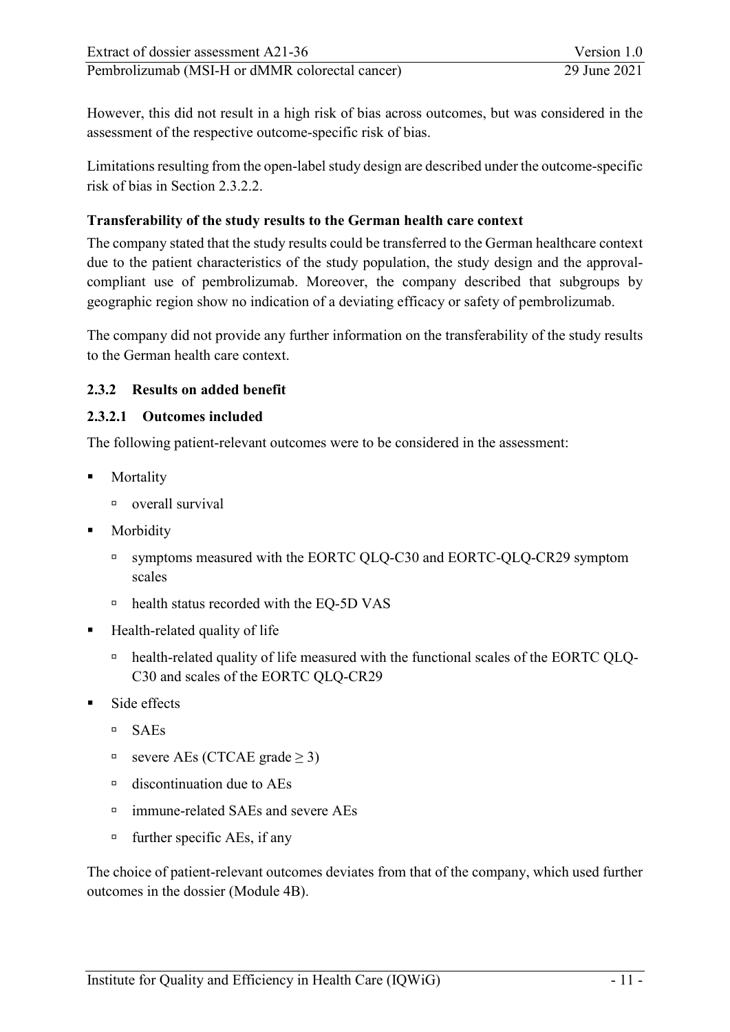However, this did not result in a high risk of bias across outcomes, but was considered in the assessment of the respective outcome-specific risk of bias.

Limitations resulting from the open-label study design are described under the outcome-specific risk of bias in Section 2.3.2.2.

**Transferability of the study results to the German health care context**

The company stated that the study results could be transferred to the German healthcare context due to the patient characteristics of the study population, the study design and the approval-compliant use of pembrolizumab. Moreover, the company described that subgroups by geographic region show no indication of a deviating efficacy or safety of pembrolizumab.

The company did not provide any further information on the transferability of the study results to the German health care context.

### 2.3.2 Results on added benefit

#### 2.3.2.1 Outcomes included

The following patient-relevant outcomes were to be considered in the assessment:

- Mortality
  - overall survival
- Morbidity
  - symptoms measured with the EORTC QLQ-C30 and EORTC-QLQ-CR29 symptom scales
  - health status recorded with the EQ-5D VAS
- Health-related quality of life
  - health-related quality of life measured with the functional scales of the EORTC QLQ-C30 and scales of the EORTC QLQ-CR29
- Side effects
  - SAEs
  - severe AEs (CTCAE grade $\geq 3$)
  - discontinuation due to AEs
  - immune-related SAEs and severe AEs
  - further specific AEs, if any

The choice of patient-relevant outcomes deviates from that of the company, which used further outcomes in the dossier (Module 4B).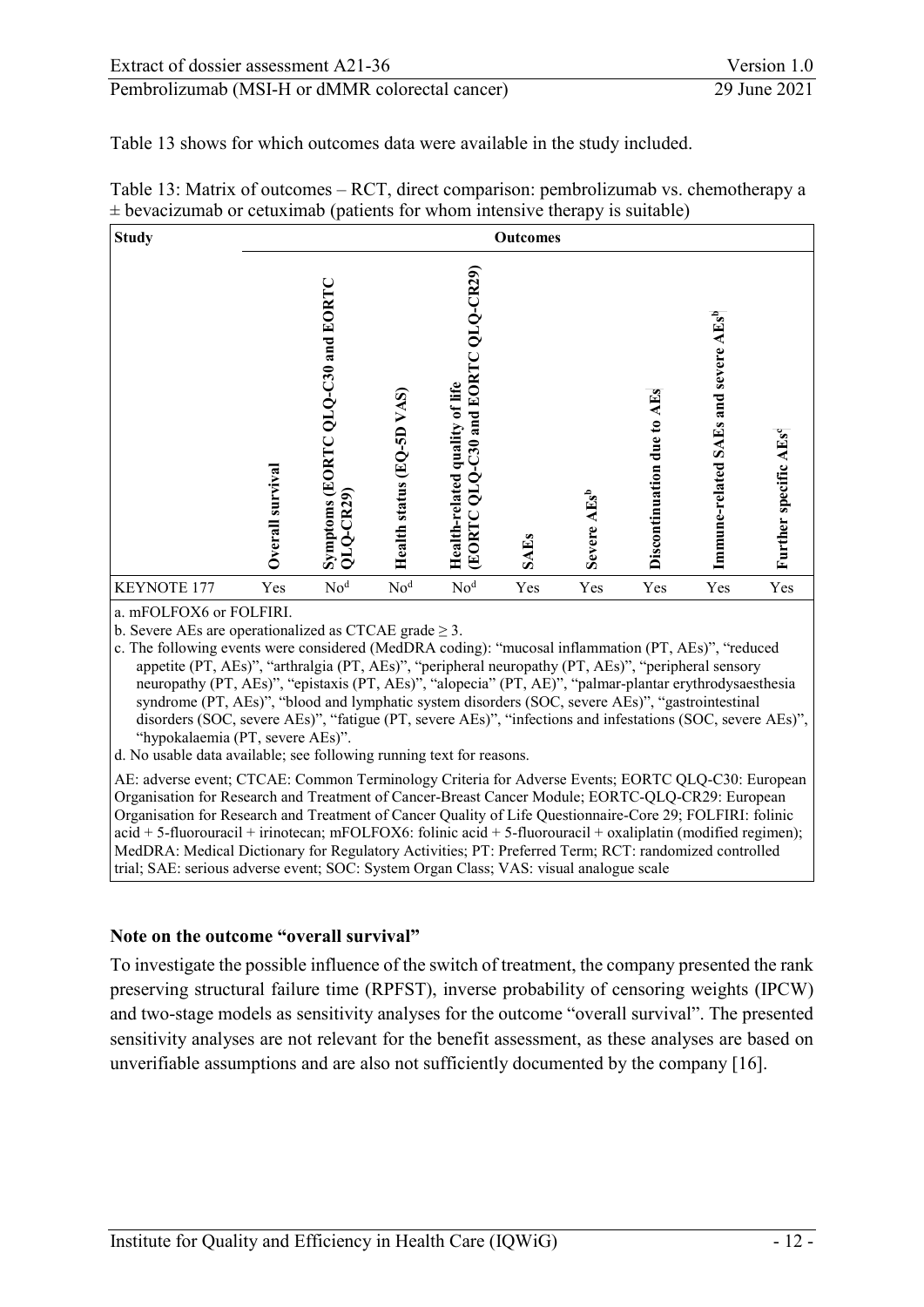Table 13 shows for which outcomes data were available in the study included.

Table 13: Matrix of outcomes – RCT, direct comparison: pembrolizumab vs. chemotherapy a ± bevacizumab or cetuximab (patients for whom intensive therapy is suitable)

| Study | Outcomes | | | | | | | | |
|---|---|---|---|---|---|---|---|---|---|
| | Overall survival | Symptoms (EORTC QLQ-C30 and EORTC QLQ-CR29) | Health status (EQ-5D VAS) | Health-related quality of life (EORTC QLQ-C30 and EORTC QLQ-CR29) | SAEs | Severe AEs[b] | Discontinuation due to AEs | Immune-related SAEs and severe AEs[b] | Further specific AEs[c] |
| KEYNOTE 177 | Yes | No[d] | No[d] | No[d] | Yes | Yes | Yes | Yes | Yes |

a. mFOLFOX6 or FOLFIRI.
b. Severe AEs are operationalized as CTCAE grade ≥ 3.
c. The following events were considered (MedDRA coding): "mucosal inflammation (PT, AEs)", "reduced appetite (PT, AEs)", "arthralgia (PT, AEs)", "peripheral neuropathy (PT, AEs)", "peripheral sensory neuropathy (PT, AEs)", "epistaxis (PT, AEs)", "alopecia" (PT, AE)", "palmar-plantar erythrodysaesthesia syndrome (PT, AEs)", "blood and lymphatic system disorders (SOC, severe AEs)", "gastrointestinal disorders (SOC, severe AEs)", "fatigue (PT, severe AEs)", "infections and infestations (SOC, severe AEs)", "hypokalaemia (PT, severe AEs)".
d. No usable data available; see following running text for reasons.

AE: adverse event; CTCAE: Common Terminology Criteria for Adverse Events; EORTC QLQ-C30: European Organisation for Research and Treatment of Cancer-Breast Cancer Module; EORTC-QLQ-CR29: European Organisation for Research and Treatment of Cancer Quality of Life Questionnaire-Core 29; FOLFIRI: folinic acid + 5-fluorouracil + irinotecan; mFOLFOX6: folinic acid + 5-fluorouracil + oxaliplatin (modified regimen); MedDRA: Medical Dictionary for Regulatory Activities; PT: Preferred Term; RCT: randomized controlled trial; SAE: serious adverse event; SOC: System Organ Class; VAS: visual analogue scale

**Note on the outcome "overall survival"**

To investigate the possible influence of the switch of treatment, the company presented the rank preserving structural failure time (RPFST), inverse probability of censoring weights (IPCW) and two-stage models as sensitivity analyses for the outcome "overall survival". The presented sensitivity analyses are not relevant for the benefit assessment, as these analyses are based on unverifiable assumptions and are also not sufficiently documented by the company [16].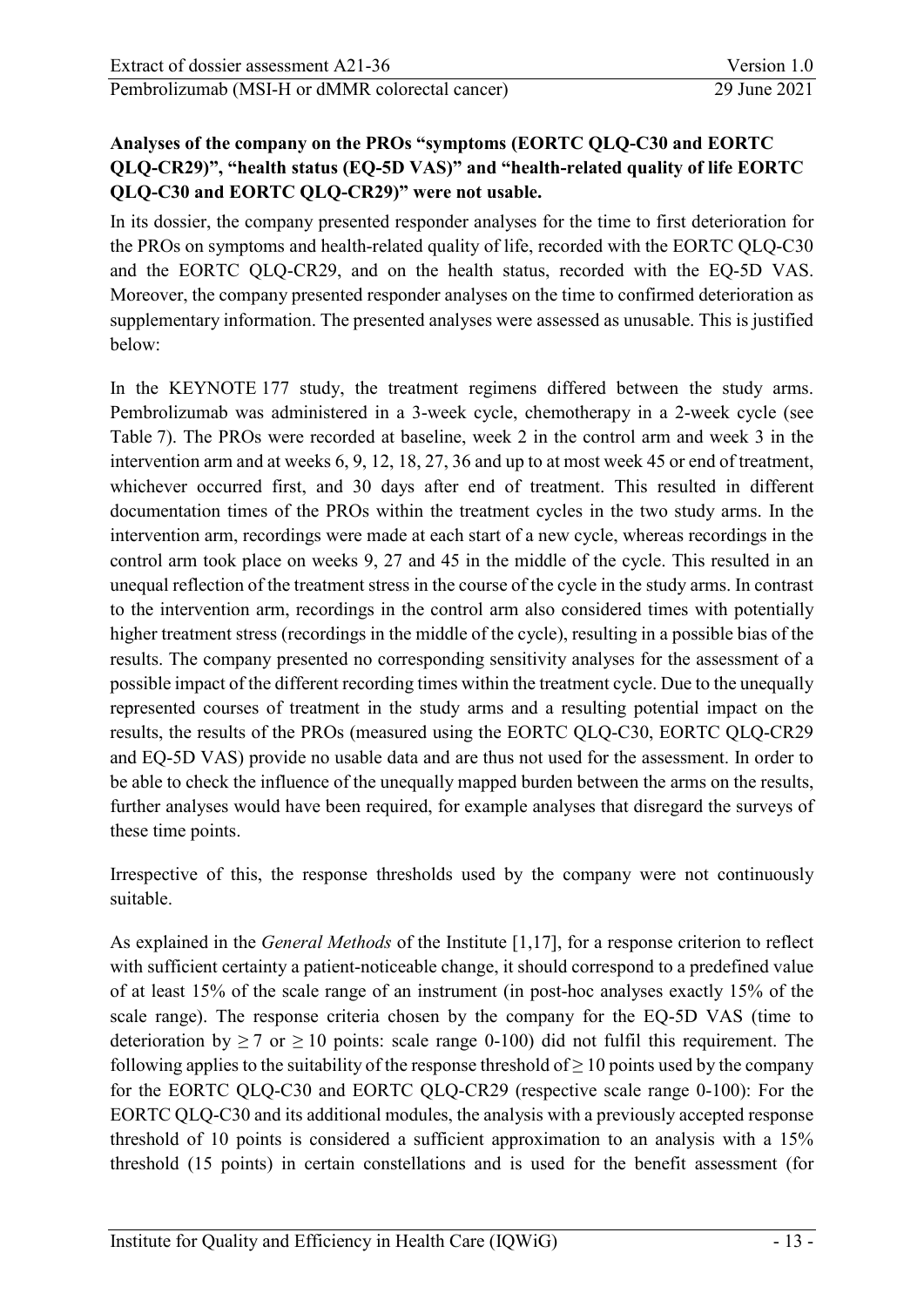**Analyses of the company on the PROs "symptoms (EORTC QLQ-C30 and EORTC QLQ-CR29)", "health status (EQ-5D VAS)" and "health-related quality of life EORTC QLQ-C30 and EORTC QLQ-CR29)" were not usable.**

In its dossier, the company presented responder analyses for the time to first deterioration for the PROs on symptoms and health-related quality of life, recorded with the EORTC QLQ-C30 and the EORTC QLQ-CR29, and on the health status, recorded with the EQ-5D VAS. Moreover, the company presented responder analyses on the time to confirmed deterioration as supplementary information. The presented analyses were assessed as unusable. This is justified below:

In the KEYNOTE 177 study, the treatment regimens differed between the study arms. Pembrolizumab was administered in a 3-week cycle, chemotherapy in a 2-week cycle (see Table 7). The PROs were recorded at baseline, week 2 in the control arm and week 3 in the intervention arm and at weeks 6, 9, 12, 18, 27, 36 and up to at most week 45 or end of treatment, whichever occurred first, and 30 days after end of treatment. This resulted in different documentation times of the PROs within the treatment cycles in the two study arms. In the intervention arm, recordings were made at each start of a new cycle, whereas recordings in the control arm took place on weeks 9, 27 and 45 in the middle of the cycle. This resulted in an unequal reflection of the treatment stress in the course of the cycle in the study arms. In contrast to the intervention arm, recordings in the control arm also considered times with potentially higher treatment stress (recordings in the middle of the cycle), resulting in a possible bias of the results. The company presented no corresponding sensitivity analyses for the assessment of a possible impact of the different recording times within the treatment cycle. Due to the unequally represented courses of treatment in the study arms and a resulting potential impact on the results, the results of the PROs (measured using the EORTC QLQ-C30, EORTC QLQ-CR29 and EQ-5D VAS) provide no usable data and are thus not used for the assessment. In order to be able to check the influence of the unequally mapped burden between the arms on the results, further analyses would have been required, for example analyses that disregard the surveys of these time points.

Irrespective of this, the response thresholds used by the company were not continuously suitable.

As explained in the *General Methods* of the Institute [1,17], for a response criterion to reflect with sufficient certainty a patient-noticeable change, it should correspond to a predefined value of at least 15% of the scale range of an instrument (in post-hoc analyses exactly 15% of the scale range). The response criteria chosen by the company for the EQ-5D VAS (time to deterioration by $\geq 7$ or $\geq 10$ points: scale range 0-100) did not fulfil this requirement. The following applies to the suitability of the response threshold of $\geq 10$ points used by the company for the EORTC QLQ-C30 and EORTC QLQ-CR29 (respective scale range 0-100): For the EORTC QLQ-C30 and its additional modules, the analysis with a previously accepted response threshold of 10 points is considered a sufficient approximation to an analysis with a 15% threshold (15 points) in certain constellations and is used for the benefit assessment (for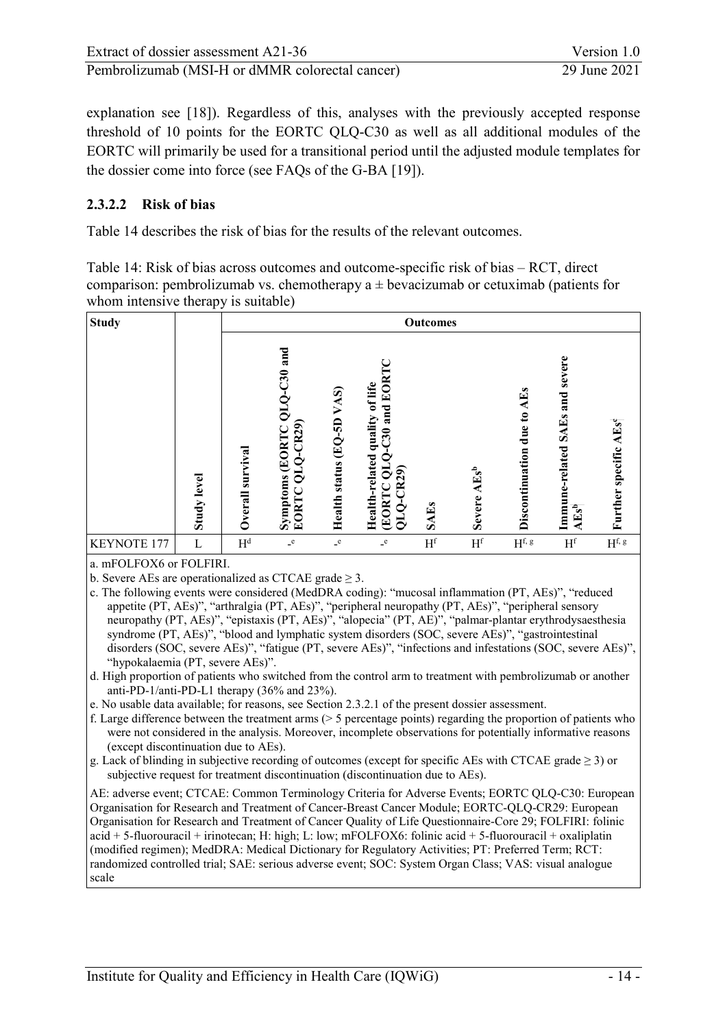explanation see [18]). Regardless of this, analyses with the previously accepted response threshold of 10 points for the EORTC QLQ-C30 as well as all additional modules of the EORTC will primarily be used for a transitional period until the adjusted module templates for the dossier come into force (see FAQs of the G-BA [19]).

#### 2.3.2.2 Risk of bias

Table 14 describes the risk of bias for the results of the relevant outcomes.

Table 14: Risk of bias across outcomes and outcome-specific risk of bias – RCT, direct comparison: pembrolizumab vs. chemotherapy a ± bevacizumab or cetuximab (patients for whom intensive therapy is suitable)

| Study | Study level | Outcomes | | | | | | | | |
|---|---|---|---|---|---|---|---|---|---|---|
| | | Overall survival | Symptoms (EORTC QLQ-C30 and EORTC QLQ-CR29) | Health status (EQ-5D VAS) | Health-related quality of life (EORTC QLQ-C30 and EORTC QLQ-CR29) | SAEs | Severe AEs[b] | Discontinuation due to AEs | Immune-related SAEs and severe AEs[b] | Further specific AEs[c] |
| KEYNOTE 177 | L | H[d] | -[e] | -[e] | -[e] | H[f] | H[f] | H[f, g] | H[f] | H[f, g] |

a. mFOLFOX6 or FOLFIRI.
b. Severe AEs are operationalized as CTCAE grade ≥ 3.
c. The following events were considered (MedDRA coding): "mucosal inflammation (PT, AEs)", "reduced appetite (PT, AEs)", "arthralgia (PT, AEs)", "peripheral neuropathy (PT, AEs)", "peripheral sensory neuropathy (PT, AEs)", "epistaxis (PT, AEs)", "alopecia" (PT, AE)", "palmar-plantar erythrodysaesthesia syndrome (PT, AEs)", "blood and lymphatic system disorders (SOC, severe AEs)", "gastrointestinal disorders (SOC, severe AEs)", "fatigue (PT, severe AEs)", "infections and infestations (SOC, severe AEs)", "hypokalaemia (PT, severe AEs)".
d. High proportion of patients who switched from the control arm to treatment with pembrolizumab or another anti-PD-1/anti-PD-L1 therapy (36% and 23%).
e. No usable data available; for reasons, see Section 2.3.2.1 of the present dossier assessment.
f. Large difference between the treatment arms (> 5 percentage points) regarding the proportion of patients who were not considered in the analysis. Moreover, incomplete observations for potentially informative reasons (except discontinuation due to AEs).
g. Lack of blinding in subjective recording of outcomes (except for specific AEs with CTCAE grade ≥ 3) or subjective request for treatment discontinuation (discontinuation due to AEs).

AE: adverse event; CTCAE: Common Terminology Criteria for Adverse Events; EORTC QLQ-C30: European Organisation for Research and Treatment of Cancer-Breast Cancer Module; EORTC-QLQ-CR29: European Organisation for Research and Treatment of Cancer Quality of Life Questionnaire-Core 29; FOLFIRI: folinic acid + 5-fluorouracil + irinotecan; H: high; L: low; mFOLFOX6: folinic acid + 5-fluorouracil + oxaliplatin (modified regimen); MedDRA: Medical Dictionary for Regulatory Activities; PT: Preferred Term; RCT: randomized controlled trial; SAE: serious adverse event; SOC: System Organ Class; VAS: visual analogue scale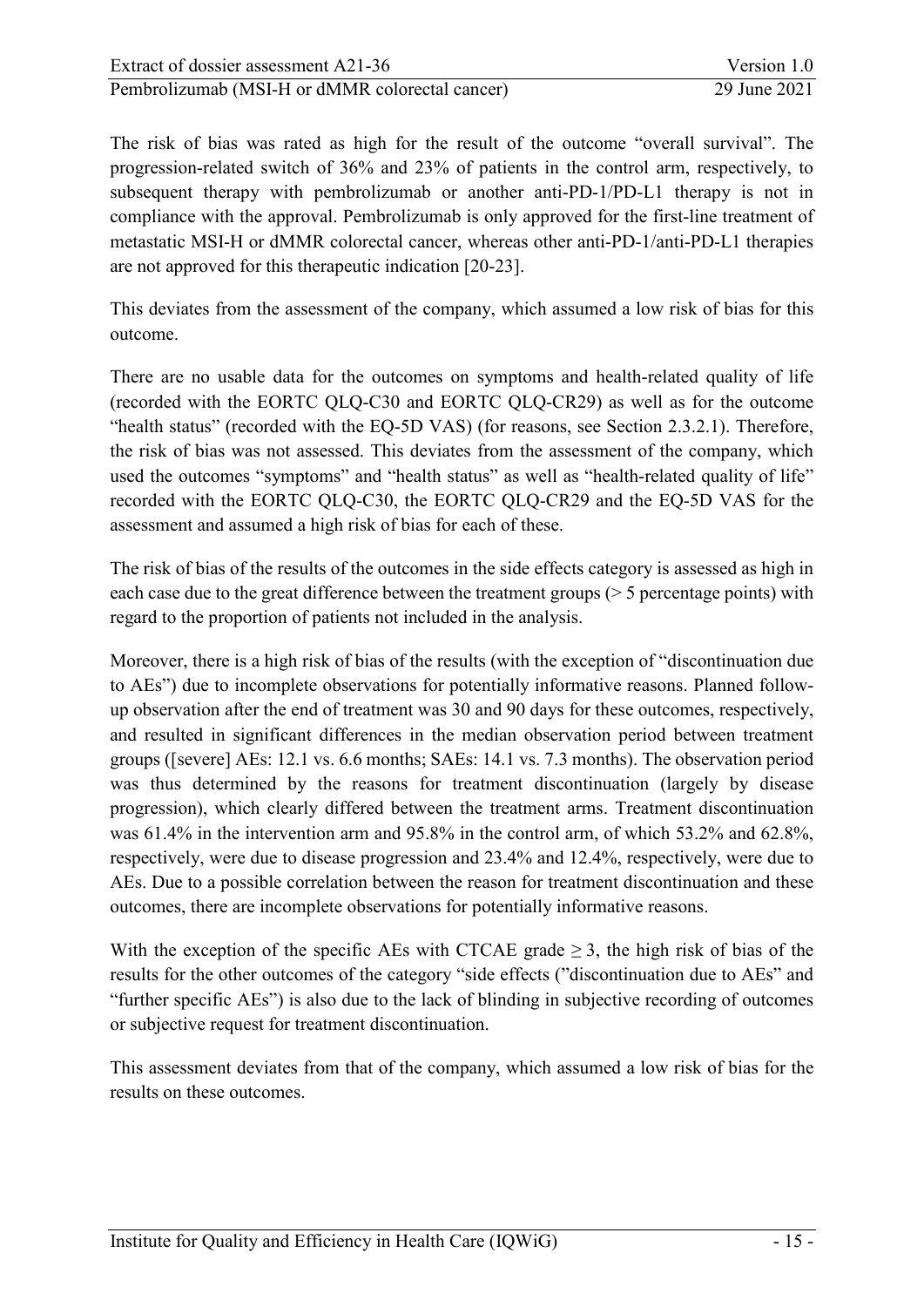The risk of bias was rated as high for the result of the outcome "overall survival". The progression-related switch of 36% and 23% of patients in the control arm, respectively, to subsequent therapy with pembrolizumab or another anti-PD-1/PD-L1 therapy is not in compliance with the approval. Pembrolizumab is only approved for the first-line treatment of metastatic MSI-H or dMMR colorectal cancer, whereas other anti-PD-1/anti-PD-L1 therapies are not approved for this therapeutic indication [20-23].

This deviates from the assessment of the company, which assumed a low risk of bias for this outcome.

There are no usable data for the outcomes on symptoms and health-related quality of life (recorded with the EORTC QLQ-C30 and EORTC QLQ-CR29) as well as for the outcome "health status" (recorded with the EQ-5D VAS) (for reasons, see Section 2.3.2.1). Therefore, the risk of bias was not assessed. This deviates from the assessment of the company, which used the outcomes "symptoms" and "health status" as well as "health-related quality of life" recorded with the EORTC QLQ-C30, the EORTC QLQ-CR29 and the EQ-5D VAS for the assessment and assumed a high risk of bias for each of these.

The risk of bias of the results of the outcomes in the side effects category is assessed as high in each case due to the great difference between the treatment groups (> 5 percentage points) with regard to the proportion of patients not included in the analysis.

Moreover, there is a high risk of bias of the results (with the exception of "discontinuation due to AEs") due to incomplete observations for potentially informative reasons. Planned follow-up observation after the end of treatment was 30 and 90 days for these outcomes, respectively, and resulted in significant differences in the median observation period between treatment groups ([severe] AEs: 12.1 vs. 6.6 months; SAEs: 14.1 vs. 7.3 months). The observation period was thus determined by the reasons for treatment discontinuation (largely by disease progression), which clearly differed between the treatment arms. Treatment discontinuation was 61.4% in the intervention arm and 95.8% in the control arm, of which 53.2% and 62.8%, respectively, were due to disease progression and 23.4% and 12.4%, respectively, were due to AEs. Due to a possible correlation between the reason for treatment discontinuation and these outcomes, there are incomplete observations for potentially informative reasons.

With the exception of the specific AEs with CTCAE grade $\geq 3$, the high risk of bias of the results for the other outcomes of the category "side effects ("discontinuation due to AEs" and "further specific AEs") is also due to the lack of blinding in subjective recording of outcomes or subjective request for treatment discontinuation.

This assessment deviates from that of the company, which assumed a low risk of bias for the results on these outcomes.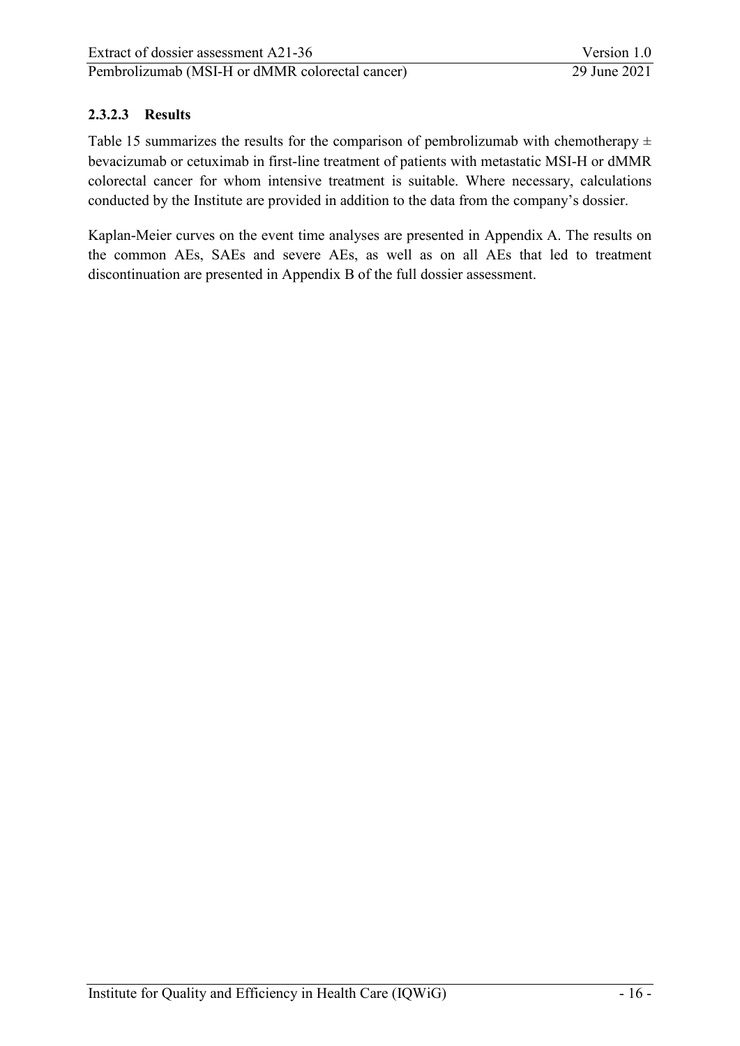#### 2.3.2.3 Results

Table 15 summarizes the results for the comparison of pembrolizumab with chemotherapy ± bevacizumab or cetuximab in first-line treatment of patients with metastatic MSI-H or dMMR colorectal cancer for whom intensive treatment is suitable. Where necessary, calculations conducted by the Institute are provided in addition to the data from the company's dossier.

Kaplan-Meier curves on the event time analyses are presented in Appendix A. The results on the common AEs, SAEs and severe AEs, as well as on all AEs that led to treatment discontinuation are presented in Appendix B of the full dossier assessment.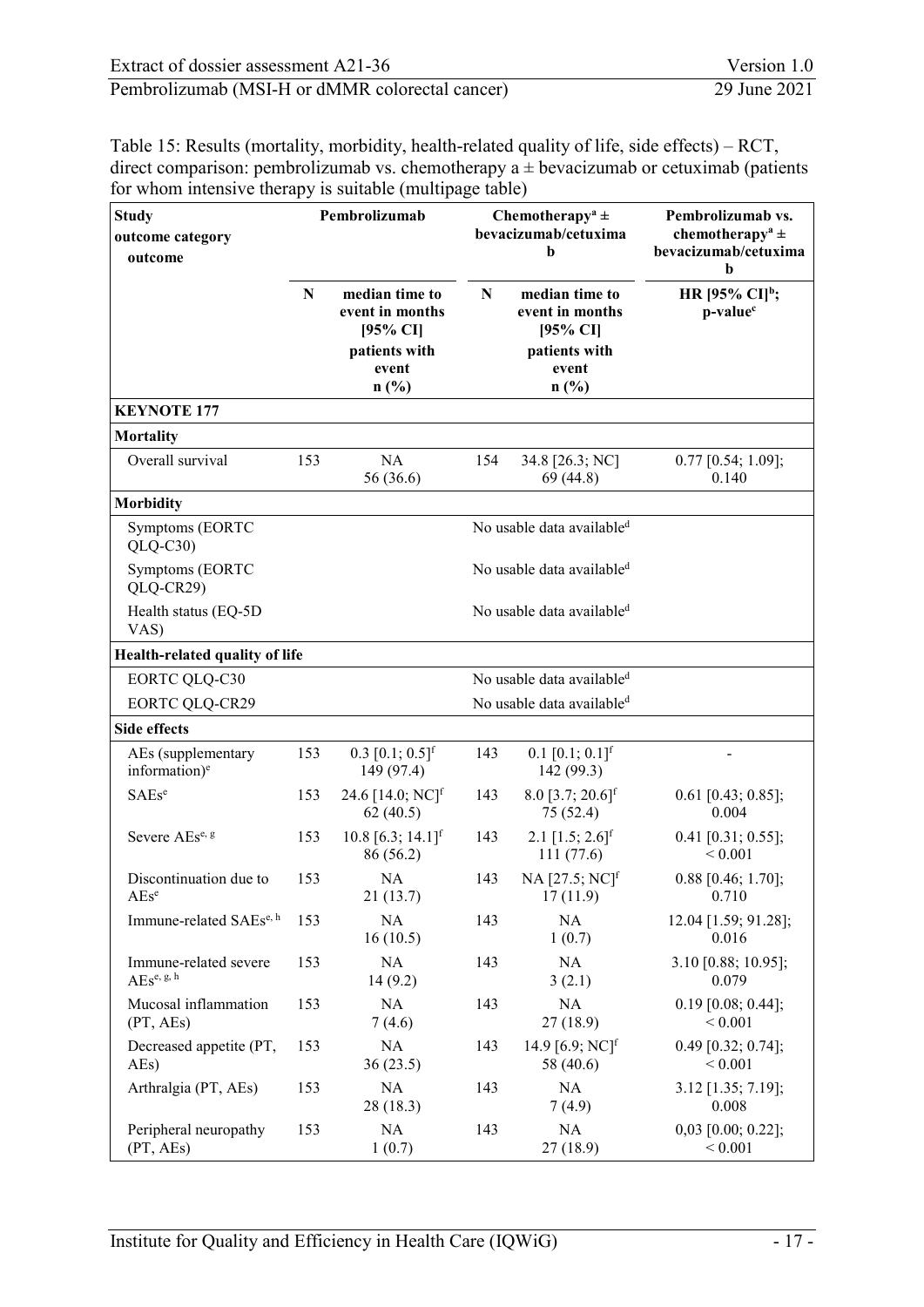Table 15: Results (mortality, morbidity, health-related quality of life, side effects) – RCT, direct comparison: pembrolizumab vs. chemotherapy a ± bevacizumab or cetuximab (patients for whom intensive therapy is suitable (multipage table)

| Study<br>outcome category<br>outcome | Pembrolizumab | | Chemotherapy[a] ± bevacizumab/cetuximab | | Pembrolizumab vs. chemotherapy[a] ± bevacizumab/cetuximab |
|---|---|---|---|---|---|
| | N | median time to event in months [95% CI]<br>patients with event<br>n (%) | N | median time to event in months [95% CI]<br>patients with event<br>n (%) | HR [95% CI][b];<br>p-value[c] |
| **KEYNOTE 177** | | | | | |
| **Mortality** | | | | | |
| Overall survival | 153 | NA<br>56 (36.6) | 154 | 34.8 [26.3; NC]<br>69 (44.8) | 0.77 [0.54; 1.09];<br>0.140 |
| **Morbidity** | | | | | |
| Symptoms (EORTC QLQ-C30) | | | No usable data available[d] | | |
| Symptoms (EORTC QLQ-CR29) | | | No usable data available[d] | | |
| Health status (EQ-5D VAS) | | | No usable data available[d] | | |
| **Health-related quality of life** | | | | | |
| EORTC QLQ-C30 | | | No usable data available[d] | | |
| EORTC QLQ-CR29 | | | No usable data available[d] | | |
| **Side effects** | | | | | |
| AEs (supplementary information)[e] | 153 | 0.3 [0.1; 0.5][f]<br>149 (97.4) | 143 | 0.1 [0.1; 0.1][f]<br>142 (99.3) | - |
| SAEs[e] | 153 | 24.6 [14.0; NC][f]<br>62 (40.5) | 143 | 8.0 [3.7; 20.6][f]<br>75 (52.4) | 0.61 [0.43; 0.85];<br>0.004 |
| Severe AEs[e, g] | 153 | 10.8 [6.3; 14.1][f]<br>86 (56.2) | 143 | 2.1 [1.5; 2.6][f]<br>111 (77.6) | 0.41 [0.31; 0.55];<br>< 0.001 |
| Discontinuation due to AEs[e] | 153 | NA<br>21 (13.7) | 143 | NA [27.5; NC][f]<br>17 (11.9) | 0.88 [0.46; 1.70];<br>0.710 |
| Immune-related SAEs[e, h] | 153 | NA<br>16 (10.5) | 143 | NA<br>1 (0.7) | 12.04 [1.59; 91.28];<br>0.016 |
| Immune-related severe AEs[e, g, h] | 153 | NA<br>14 (9.2) | 143 | NA<br>3 (2.1) | 3.10 [0.88; 10.95];<br>0.079 |
| Mucosal inflammation (PT, AEs) | 153 | NA<br>7 (4.6) | 143 | NA<br>27 (18.9) | 0.19 [0.08; 0.44];<br>< 0.001 |
| Decreased appetite (PT, AEs) | 153 | NA<br>36 (23.5) | 143 | 14.9 [6.9; NC][f]<br>58 (40.6) | 0.49 [0.32; 0.74];<br>< 0.001 |
| Arthralgia (PT, AEs) | 153 | NA<br>28 (18.3) | 143 | NA<br>7 (4.9) | 3.12 [1.35; 7.19];<br>0.008 |
| Peripheral neuropathy (PT, AEs) | 153 | NA<br>1 (0.7) | 143 | NA<br>27 (18.9) | 0,03 [0.00; 0.22];<br>< 0.001 |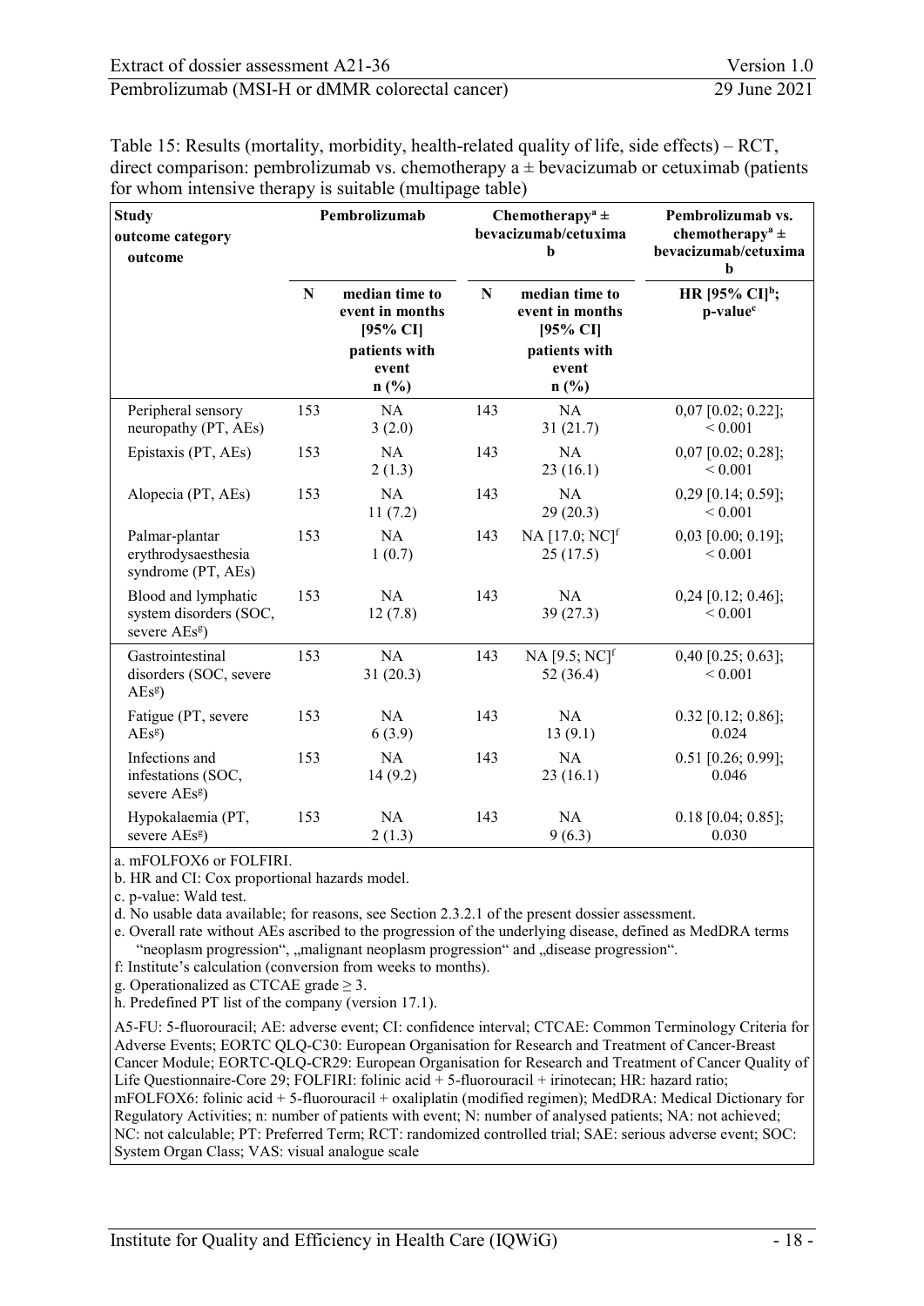Table 15: Results (mortality, morbidity, health-related quality of life, side effects) – RCT, direct comparison: pembrolizumab vs. chemotherapy a ± bevacizumab or cetuximab (patients for whom intensive therapy is suitable (multipage table)

| Study outcome category outcome | Pembrolizumab | | Chemotherapy[a] ± bevacizumab/cetuximab | | Pembrolizumab vs. chemotherapy[a] ± bevacizumab/cetuximab |
|---|---|---|---|---|---|
| | N | median time to event in months [95% CI] patients with event n (%) | N | median time to event in months [95% CI] patients with event n (%) | HR [95% CI][b]; p-value[c] |
| Peripheral sensory neuropathy (PT, AEs) | 153 | NA 3 (2.0) | 143 | NA 31 (21.7) | 0,07 [0.02; 0.22]; < 0.001 |
| Epistaxis (PT, AEs) | 153 | NA 2 (1.3) | 143 | NA 23 (16.1) | 0,07 [0.02; 0.28]; < 0.001 |
| Alopecia (PT, AEs) | 153 | NA 11 (7.2) | 143 | NA 29 (20.3) | 0,29 [0.14; 0.59]; < 0.001 |
| Palmar-plantar erythrodysaesthesia syndrome (PT, AEs) | 153 | NA 1 (0.7) | 143 | NA [17.0; NC][f] 25 (17.5) | 0,03 [0.00; 0.19]; < 0.001 |
| Blood and lymphatic system disorders (SOC, severe AEs[g]) | 153 | NA 12 (7.8) | 143 | NA 39 (27.3) | 0,24 [0.12; 0.46]; < 0.001 |
| Gastrointestinal disorders (SOC, severe AEs[g]) | 153 | NA 31 (20.3) | 143 | NA [9.5; NC][f] 52 (36.4) | 0,40 [0.25; 0.63]; < 0.001 |
| Fatigue (PT, severe AEs[g]) | 153 | NA 6 (3.9) | 143 | NA 13 (9.1) | 0.32 [0.12; 0.86]; 0.024 |
| Infections and infestations (SOC, severe AEs[g]) | 153 | NA 14 (9.2) | 143 | NA 23 (16.1) | 0.51 [0.26; 0.99]; 0.046 |
| Hypokalaemia (PT, severe AEs[g]) | 153 | NA 2 (1.3) | 143 | NA 9 (6.3) | 0.18 [0.04; 0.85]; 0.030 |

a. mFOLFOX6 or FOLFIRI.
b. HR and CI: Cox proportional hazards model.
c. p-value: Wald test.
d. No usable data available; for reasons, see Section 2.3.2.1 of the present dossier assessment.
e. Overall rate without AEs ascribed to the progression of the underlying disease, defined as MedDRA terms "neoplasm progression", „malignant neoplasm progression" and „disease progression".
f: Institute's calculation (conversion from weeks to months).
g. Operationalized as CTCAE grade ≥ 3.
h. Predefined PT list of the company (version 17.1).

A5-FU: 5-fluorouracil; AE: adverse event; CI: confidence interval; CTCAE: Common Terminology Criteria for Adverse Events; EORTC QLQ-C30: European Organisation for Research and Treatment of Cancer-Breast Cancer Module; EORTC-QLQ-CR29: European Organisation for Research and Treatment of Cancer Quality of Life Questionnaire-Core 29; FOLFIRI: folinic acid + 5-fluorouracil + irinotecan; HR: hazard ratio; mFOLFOX6: folinic acid + 5-fluorouracil + oxaliplatin (modified regimen); MedDRA: Medical Dictionary for Regulatory Activities; n: number of patients with event; N: number of analysed patients; NA: not achieved; NC: not calculable; PT: Preferred Term; RCT: randomized controlled trial; SAE: serious adverse event; SOC: System Organ Class; VAS: visual analogue scale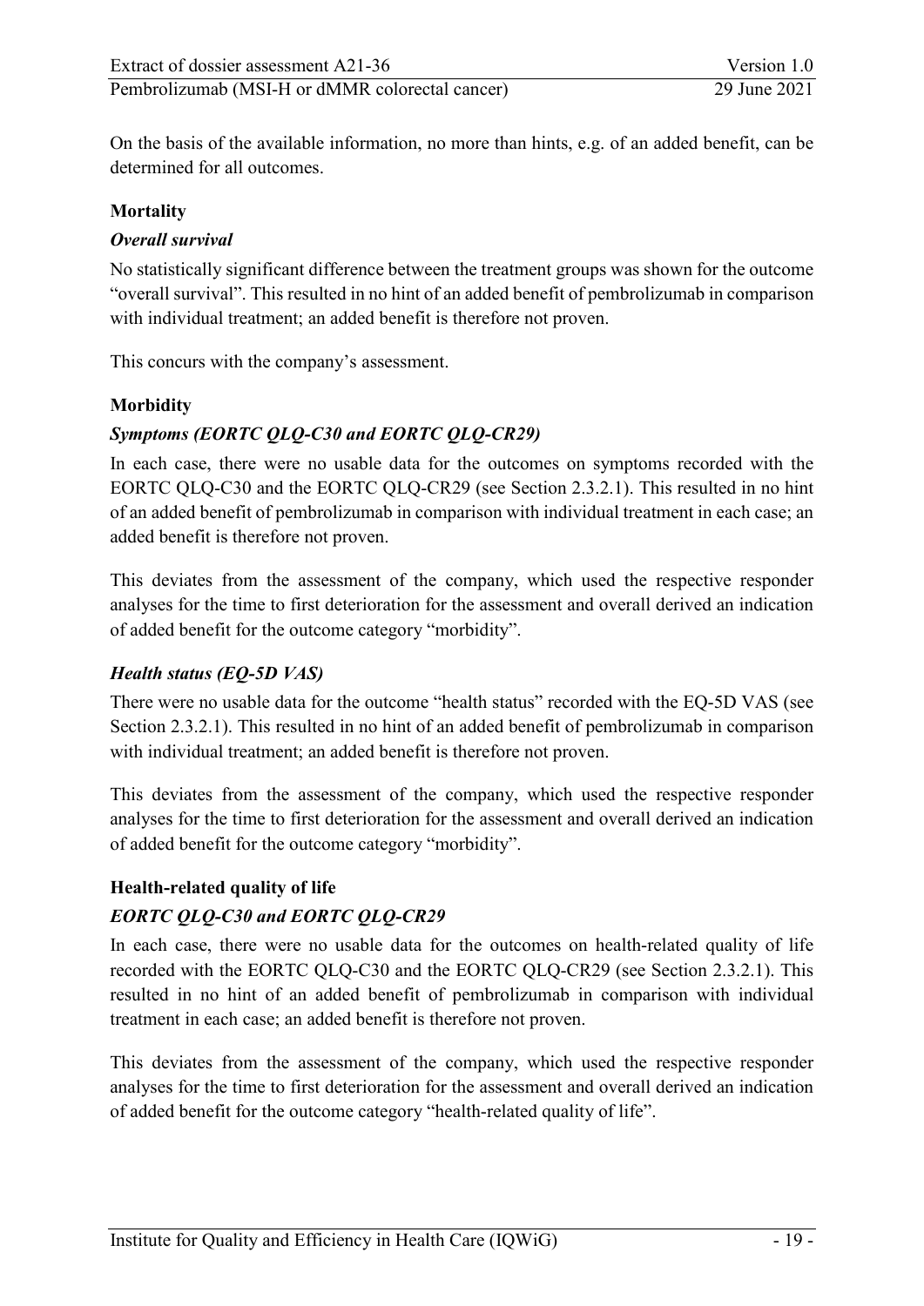On the basis of the available information, no more than hints, e.g. of an added benefit, can be determined for all outcomes.

**Mortality**

***Overall survival***

No statistically significant difference between the treatment groups was shown for the outcome "overall survival". This resulted in no hint of an added benefit of pembrolizumab in comparison with individual treatment; an added benefit is therefore not proven.

This concurs with the company's assessment.

**Morbidity**

***Symptoms (EORTC QLQ-C30 and EORTC QLQ-CR29)***

In each case, there were no usable data for the outcomes on symptoms recorded with the EORTC QLQ-C30 and the EORTC QLQ-CR29 (see Section 2.3.2.1). This resulted in no hint of an added benefit of pembrolizumab in comparison with individual treatment in each case; an added benefit is therefore not proven.

This deviates from the assessment of the company, which used the respective responder analyses for the time to first deterioration for the assessment and overall derived an indication of added benefit for the outcome category "morbidity".

***Health status (EQ-5D VAS)***

There were no usable data for the outcome "health status" recorded with the EQ-5D VAS (see Section 2.3.2.1). This resulted in no hint of an added benefit of pembrolizumab in comparison with individual treatment; an added benefit is therefore not proven.

This deviates from the assessment of the company, which used the respective responder analyses for the time to first deterioration for the assessment and overall derived an indication of added benefit for the outcome category "morbidity".

**Health-related quality of life**

***EORTC QLQ-C30 and EORTC QLQ-CR29***

In each case, there were no usable data for the outcomes on health-related quality of life recorded with the EORTC QLQ-C30 and the EORTC QLQ-CR29 (see Section 2.3.2.1). This resulted in no hint of an added benefit of pembrolizumab in comparison with individual treatment in each case; an added benefit is therefore not proven.

This deviates from the assessment of the company, which used the respective responder analyses for the time to first deterioration for the assessment and overall derived an indication of added benefit for the outcome category "health-related quality of life".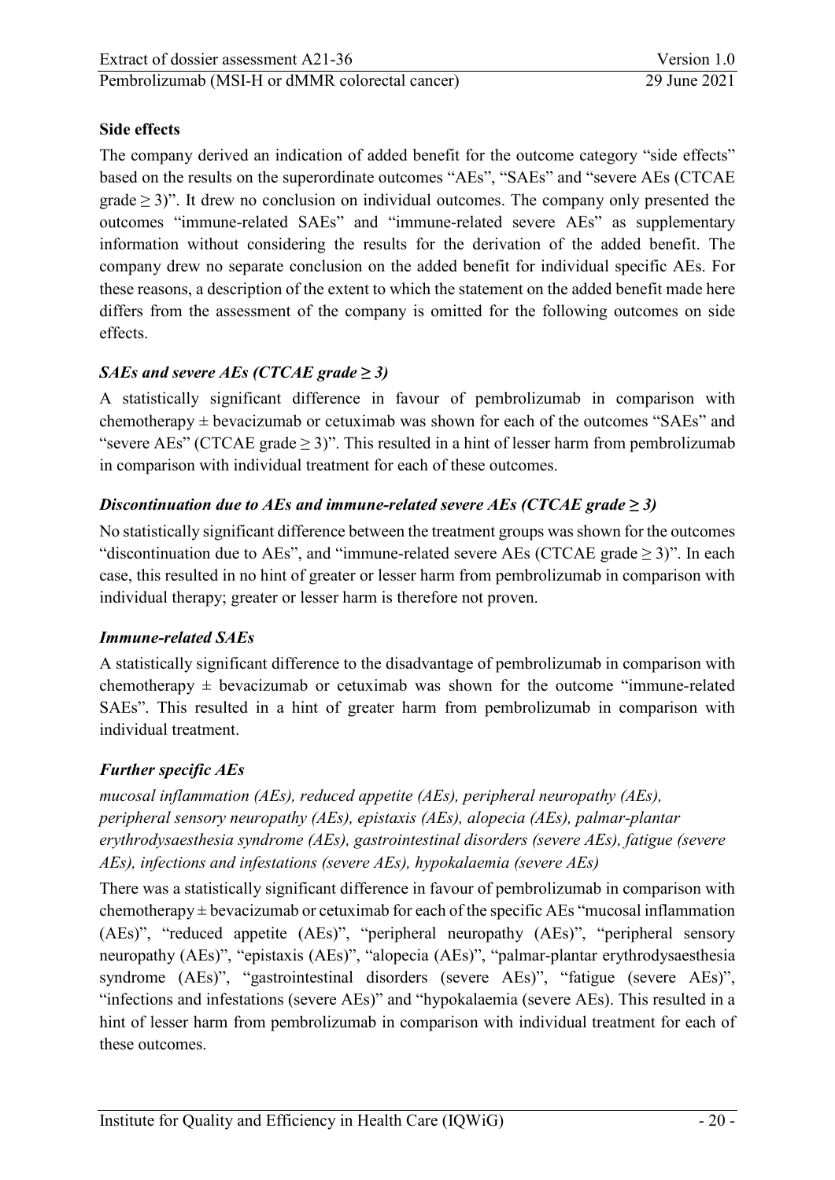### Side effects

The company derived an indication of added benefit for the outcome category "side effects" based on the results on the superordinate outcomes "AEs", "SAEs" and "severe AEs (CTCAE grade ≥ 3)". It drew no conclusion on individual outcomes. The company only presented the outcomes "immune-related SAEs" and "immune-related severe AEs" as supplementary information without considering the results for the derivation of the added benefit. The company drew no separate conclusion on the added benefit for individual specific AEs. For these reasons, a description of the extent to which the statement on the added benefit made here differs from the assessment of the company is omitted for the following outcomes on side effects.

#### *SAEs and severe AEs (CTCAE grade ≥ 3)*

A statistically significant difference in favour of pembrolizumab in comparison with chemotherapy ± bevacizumab or cetuximab was shown for each of the outcomes "SAEs" and "severe AEs" (CTCAE grade ≥ 3)". This resulted in a hint of lesser harm from pembrolizumab in comparison with individual treatment for each of these outcomes.

#### *Discontinuation due to AEs and immune-related severe AEs (CTCAE grade ≥ 3)*

No statistically significant difference between the treatment groups was shown for the outcomes "discontinuation due to AEs", and "immune-related severe AEs (CTCAE grade ≥ 3)". In each case, this resulted in no hint of greater or lesser harm from pembrolizumab in comparison with individual therapy; greater or lesser harm is therefore not proven.

#### *Immune-related SAEs*

A statistically significant difference to the disadvantage of pembrolizumab in comparison with chemotherapy ± bevacizumab or cetuximab was shown for the outcome "immune-related SAEs". This resulted in a hint of greater harm from pembrolizumab in comparison with individual treatment.

#### *Further specific AEs*

*mucosal inflammation (AEs), reduced appetite (AEs), peripheral neuropathy (AEs), peripheral sensory neuropathy (AEs), epistaxis (AEs), alopecia (AEs), palmar-plantar erythrodysaesthesia syndrome (AEs), gastrointestinal disorders (severe AEs), fatigue (severe AEs), infections and infestations (severe AEs), hypokalaemia (severe AEs)*

There was a statistically significant difference in favour of pembrolizumab in comparison with chemotherapy ± bevacizumab or cetuximab for each of the specific AEs "mucosal inflammation (AEs)", "reduced appetite (AEs)", "peripheral neuropathy (AEs)", "peripheral sensory neuropathy (AEs)", "epistaxis (AEs)", "alopecia (AEs)", "palmar-plantar erythrodysaesthesia syndrome (AEs)", "gastrointestinal disorders (severe AEs)", "fatigue (severe AEs)", "infections and infestations (severe AEs)" and "hypokalaemia (severe AEs). This resulted in a hint of lesser harm from pembrolizumab in comparison with individual treatment for each of these outcomes.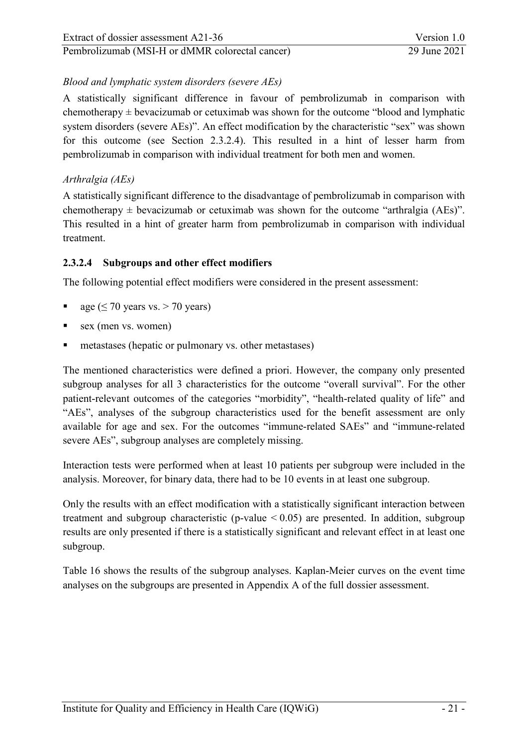*Blood and lymphatic system disorders (severe AEs)*

A statistically significant difference in favour of pembrolizumab in comparison with chemotherapy ± bevacizumab or cetuximab was shown for the outcome "blood and lymphatic system disorders (severe AEs)". An effect modification by the characteristic "sex" was shown for this outcome (see Section 2.3.2.4). This resulted in a hint of lesser harm from pembrolizumab in comparison with individual treatment for both men and women.

*Arthralgia (AEs)*

A statistically significant difference to the disadvantage of pembrolizumab in comparison with chemotherapy ± bevacizumab or cetuximab was shown for the outcome "arthralgia (AEs)". This resulted in a hint of greater harm from pembrolizumab in comparison with individual treatment.

#### 2.3.2.4 Subgroups and other effect modifiers

The following potential effect modifiers were considered in the present assessment:

- age (≤ 70 years vs. > 70 years)
- sex (men vs. women)
- metastases (hepatic or pulmonary vs. other metastases)

The mentioned characteristics were defined a priori. However, the company only presented subgroup analyses for all 3 characteristics for the outcome "overall survival". For the other patient-relevant outcomes of the categories "morbidity", "health-related quality of life" and "AEs", analyses of the subgroup characteristics used for the benefit assessment are only available for age and sex. For the outcomes "immune-related SAEs" and "immune-related severe AEs", subgroup analyses are completely missing.

Interaction tests were performed when at least 10 patients per subgroup were included in the analysis. Moreover, for binary data, there had to be 10 events in at least one subgroup.

Only the results with an effect modification with a statistically significant interaction between treatment and subgroup characteristic (p-value $< 0.05$) are presented. In addition, subgroup results are only presented if there is a statistically significant and relevant effect in at least one subgroup.

Table 16 shows the results of the subgroup analyses. Kaplan-Meier curves on the event time analyses on the subgroups are presented in Appendix A of the full dossier assessment.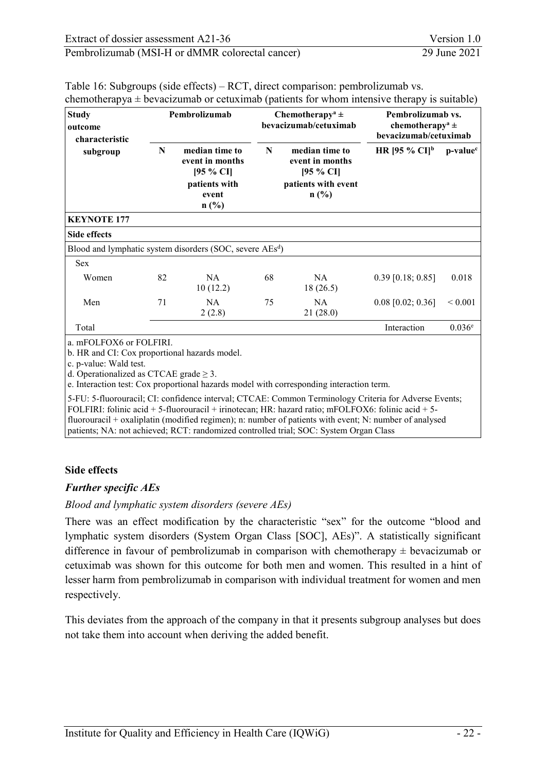Table 16: Subgroups (side effects) – RCT, direct comparison: pembrolizumab vs. chemotherapya ± bevacizumab or cetuximab (patients for whom intensive therapy is suitable)

| Study<br>outcome<br>characteristic<br>subgroup | Pembrolizumab | | Chemotherapy[a] ± bevacizumab/cetuximab | | Pembrolizumab vs. chemotherapy[a] ± bevacizumab/cetuximab | |
|---|---|---|---|---|---|---|
| | N | median time to event in months [95 % CI]<br>patients with event n (%) | N | median time to event in months [95 % CI]<br>patients with event n (%) | HR [95 % CI][b] | p-value[c] |
| **KEYNOTE 177** | | | | | | |
| **Side effects** | | | | | | |
| Blood and lymphatic system disorders (SOC, severe AEs[d]) | | | | | | |
| Sex | | | | | | |
| Women | 82 | NA<br>10 (12.2) | 68 | NA<br>18 (26.5) | 0.39 [0.18; 0.85] | 0.018 |
| Men | 71 | NA<br>2 (2.8) | 75 | NA<br>21 (28.0) | 0.08 [0.02; 0.36] | < 0.001 |
| Total | | | | | Interaction | 0.036[e] |

a. mFOLFOX6 or FOLFIRI.
b. HR and CI: Cox proportional hazards model.
c. p-value: Wald test.
d. Operationalized as CTCAE grade ≥ 3.
e. Interaction test: Cox proportional hazards model with corresponding interaction term.

5-FU: 5-fluorouracil; CI: confidence interval; CTCAE: Common Terminology Criteria for Adverse Events; FOLFIRI: folinic acid + 5-fluorouracil + irinotecan; HR: hazard ratio; mFOLFOX6: folinic acid + 5-fluorouracil + oxaliplatin (modified regimen); n: number of patients with event; N: number of analysed patients; NA: not achieved; RCT: randomized controlled trial; SOC: System Organ Class

## Side effects

### *Further specific AEs*

*Blood and lymphatic system disorders (severe AEs)*

There was an effect modification by the characteristic "sex" for the outcome "blood and lymphatic system disorders (System Organ Class [SOC], AEs)". A statistically significant difference in favour of pembrolizumab in comparison with chemotherapy ± bevacizumab or cetuximab was shown for this outcome for both men and women. This resulted in a hint of lesser harm from pembrolizumab in comparison with individual treatment for women and men respectively.

This deviates from the approach of the company in that it presents subgroup analyses but does not take them into account when deriving the added benefit.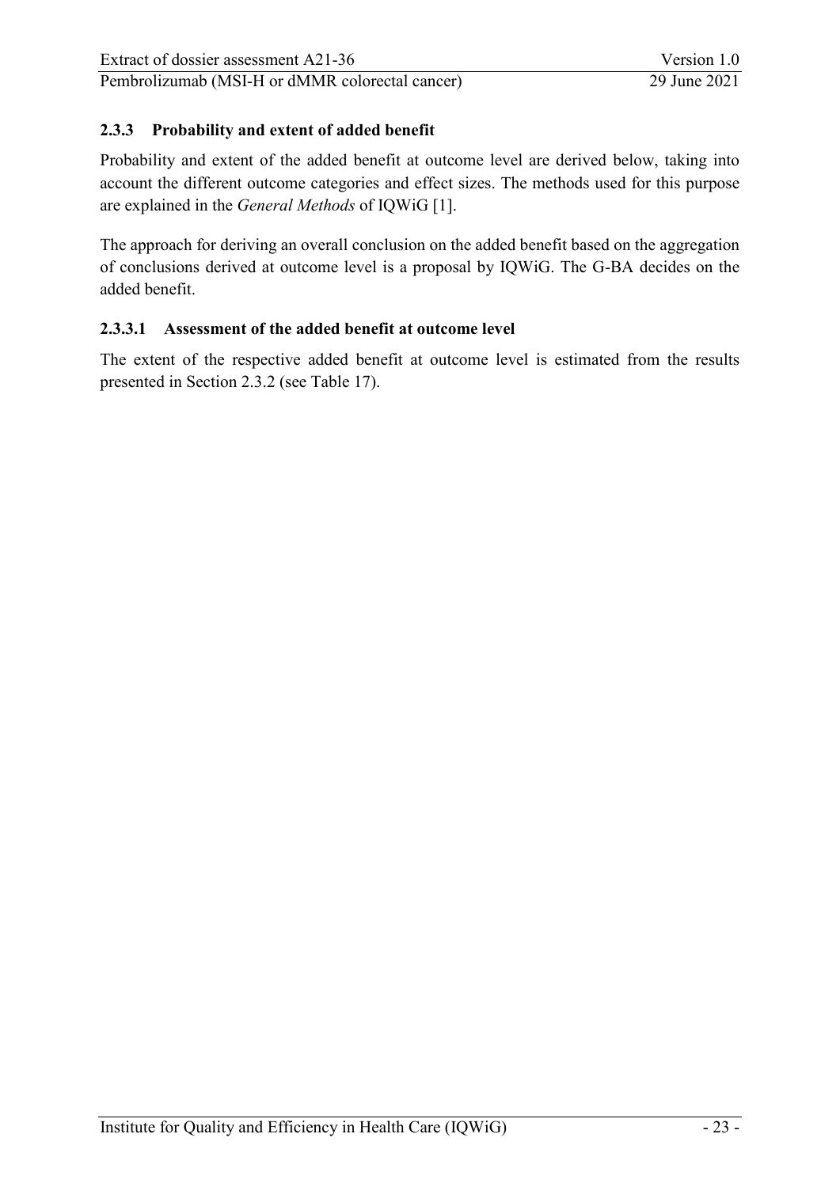### 2.3.3 Probability and extent of added benefit

Probability and extent of the added benefit at outcome level are derived below, taking into account the different outcome categories and effect sizes. The methods used for this purpose are explained in the *General Methods* of IQWiG [1].

The approach for deriving an overall conclusion on the added benefit based on the aggregation of conclusions derived at outcome level is a proposal by IQWiG. The G-BA decides on the added benefit.

#### 2.3.3.1 Assessment of the added benefit at outcome level

The extent of the respective added benefit at outcome level is estimated from the results presented in Section 2.3.2 (see Table 17).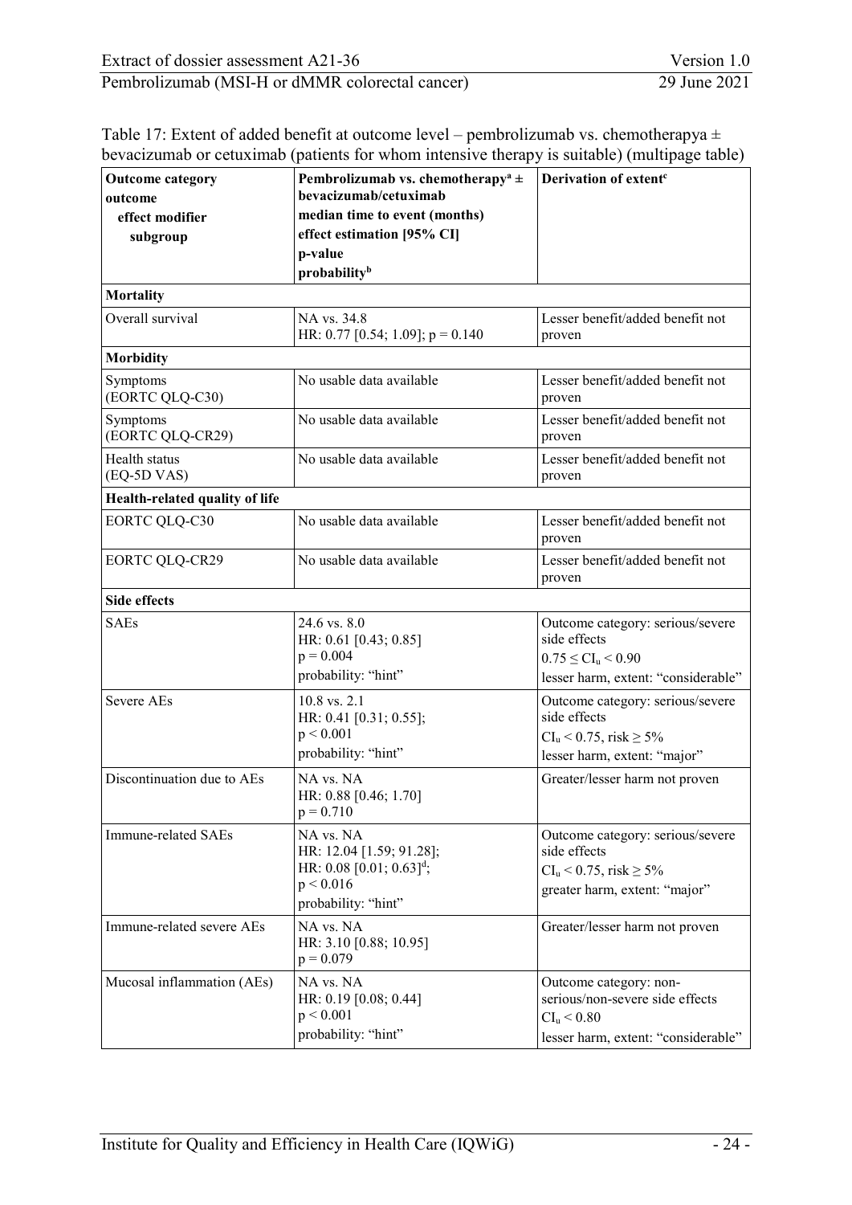Table 17: Extent of added benefit at outcome level – pembrolizumab vs. chemotherapya ± bevacizumab or cetuximab (patients for whom intensive therapy is suitable) (multipage table)

| **Outcome category**<br>**outcome**<br>**effect modifier**<br>**subgroup** | **Pembrolizumab vs. chemotherapy[a] ± bevacizumab/cetuximab**<br>**median time to event (months)**<br>**effect estimation [95% CI]**<br>**p-value**<br>**probability[b]** | **Derivation of extent[c]** |
|---|---|---|
| **Mortality** | | |
| Overall survival | NA vs. 34.8<br>HR: 0.77 [0.54; 1.09]; p = 0.140 | Lesser benefit/added benefit not proven |
| **Morbidity** | | |
| Symptoms (EORTC QLQ-C30) | No usable data available | Lesser benefit/added benefit not proven |
| Symptoms (EORTC QLQ-CR29) | No usable data available | Lesser benefit/added benefit not proven |
| Health status (EQ-5D VAS) | No usable data available | Lesser benefit/added benefit not proven |
| **Health-related quality of life** | | |
| EORTC QLQ-C30 | No usable data available | Lesser benefit/added benefit not proven |
| EORTC QLQ-CR29 | No usable data available | Lesser benefit/added benefit not proven |
| **Side effects** | | |
| SAEs | 24.6 vs. 8.0<br>HR: 0.61 [0.43; 0.85]<br>p = 0.004<br>probability: "hint" | Outcome category: serious/severe side effects<br>$0.75 \leq CI_u < 0.90$<br>lesser harm, extent: "considerable" |
| Severe AEs | 10.8 vs. 2.1<br>HR: 0.41 [0.31; 0.55];<br>p < 0.001<br>probability: "hint" | Outcome category: serious/severe side effects<br>$CI_u < 0.75$, risk ≥ 5%<br>lesser harm, extent: "major" |
| Discontinuation due to AEs | NA vs. NA<br>HR: 0.88 [0.46; 1.70]<br>p = 0.710 | Greater/lesser harm not proven |
| Immune-related SAEs | NA vs. NA<br>HR: 12.04 [1.59; 91.28];<br>HR: 0.08 [0.01; 0.63][d];<br>p < 0.016<br>probability: "hint" | Outcome category: serious/severe side effects<br>$CI_u < 0.75$, risk ≥ 5%<br>greater harm, extent: "major" |
| Immune-related severe AEs | NA vs. NA<br>HR: 3.10 [0.88; 10.95]<br>p = 0.079 | Greater/lesser harm not proven |
| Mucosal inflammation (AEs) | NA vs. NA<br>HR: 0.19 [0.08; 0.44]<br>p < 0.001<br>probability: "hint" | Outcome category: non-serious/non-severe side effects<br>$CI_u < 0.80$<br>lesser harm, extent: "considerable" |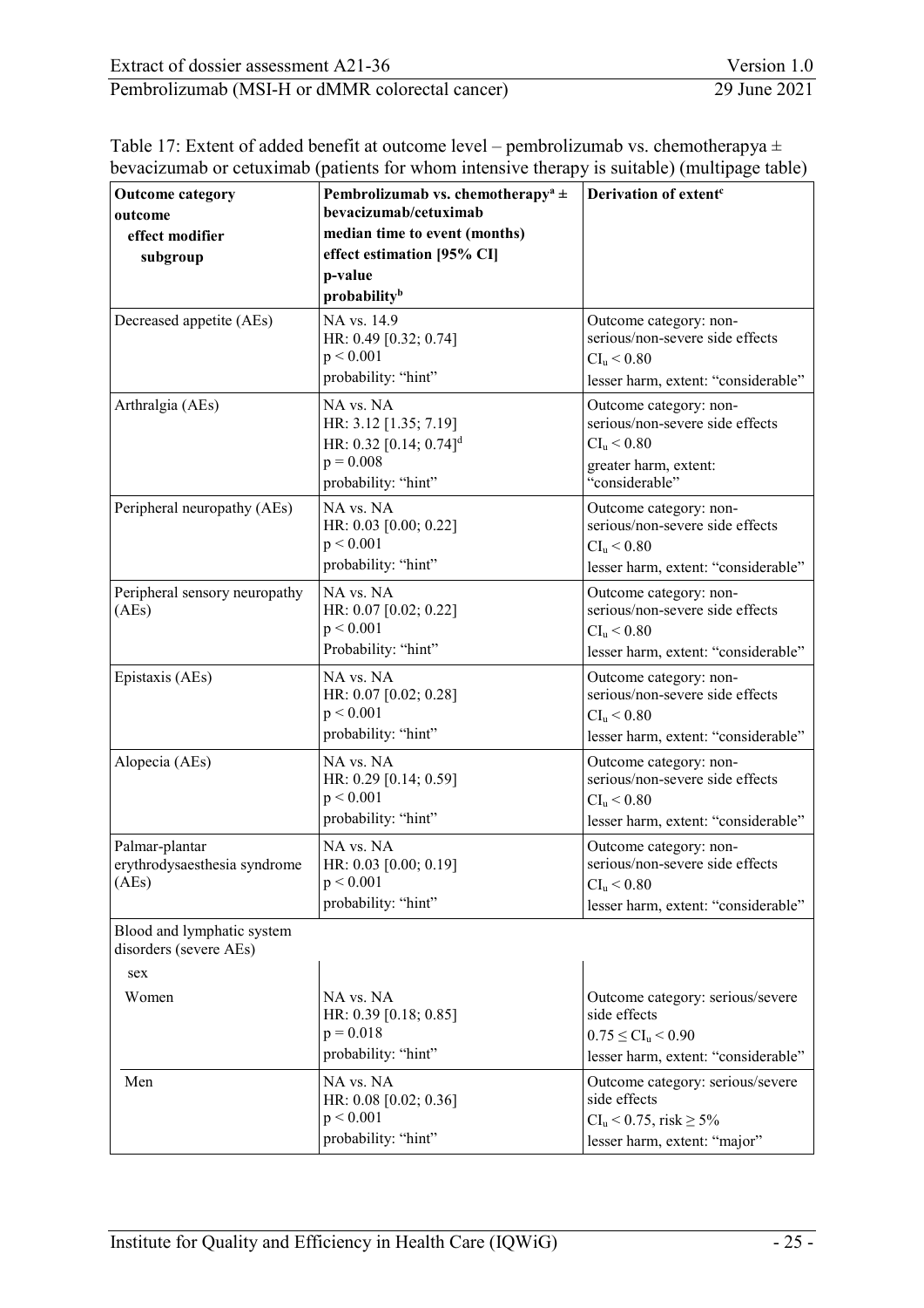Table 17: Extent of added benefit at outcome level – pembrolizumab vs. chemotherapya ± bevacizumab or cetuximab (patients for whom intensive therapy is suitable) (multipage table)

| **Outcome category**<br>**outcome**<br>**effect modifier**<br>**subgroup** | **Pembrolizumab vs. chemotherapy[a] ± bevacizumab/cetuximab**<br>**median time to event (months)**<br>**effect estimation [95% CI]**<br>**p-value**<br>**probability[b]** | **Derivation of extent[c]** |
|---|---|---|
| Decreased appetite (AEs) | NA vs. 14.9<br>HR: 0.49 [0.32; 0.74]<br>$p < 0.001$<br>probability: "hint" | Outcome category: non-serious/non-severe side effects<br>$CI_u < 0.80$<br>lesser harm, extent: "considerable" |
| Arthralgia (AEs) | NA vs. NA<br>HR: 3.12 [1.35; 7.19]<br>HR: 0.32 [0.14; 0.74][d]<br>$p = 0.008$<br>probability: "hint" | Outcome category: non-serious/non-severe side effects<br>$CI_u < 0.80$<br>greater harm, extent: "considerable" |
| Peripheral neuropathy (AEs) | NA vs. NA<br>HR: 0.03 [0.00; 0.22]<br>$p < 0.001$<br>probability: "hint" | Outcome category: non-serious/non-severe side effects<br>$CI_u < 0.80$<br>lesser harm, extent: "considerable" |
| Peripheral sensory neuropathy (AEs) | NA vs. NA<br>HR: 0.07 [0.02; 0.22]<br>$p < 0.001$<br>Probability: "hint" | Outcome category: non-serious/non-severe side effects<br>$CI_u < 0.80$<br>lesser harm, extent: "considerable" |
| Epistaxis (AEs) | NA vs. NA<br>HR: 0.07 [0.02; 0.28]<br>$p < 0.001$<br>probability: "hint" | Outcome category: non-serious/non-severe side effects<br>$CI_u < 0.80$<br>lesser harm, extent: "considerable" |
| Alopecia (AEs) | NA vs. NA<br>HR: 0.29 [0.14; 0.59]<br>$p < 0.001$<br>probability: "hint" | Outcome category: non-serious/non-severe side effects<br>$CI_u < 0.80$<br>lesser harm, extent: "considerable" |
| Palmar-plantar erythrodysaesthesia syndrome (AEs) | NA vs. NA<br>HR: 0.03 [0.00; 0.19]<br>$p < 0.001$<br>probability: "hint" | Outcome category: non-serious/non-severe side effects<br>$CI_u < 0.80$<br>lesser harm, extent: "considerable" |
| Blood and lymphatic system disorders (severe AEs) | | |
| sex | | |
| Women | NA vs. NA<br>HR: 0.39 [0.18; 0.85]<br>$p = 0.018$<br>probability: "hint" | Outcome category: serious/severe side effects<br>$0.75 \leq CI_u < 0.90$<br>lesser harm, extent: "considerable" |
| Men | NA vs. NA<br>HR: 0.08 [0.02; 0.36]<br>$p < 0.001$<br>probability: "hint" | Outcome category: serious/severe side effects<br>$CI_u < 0.75$, risk $\geq 5\%$<br>lesser harm, extent: "major" |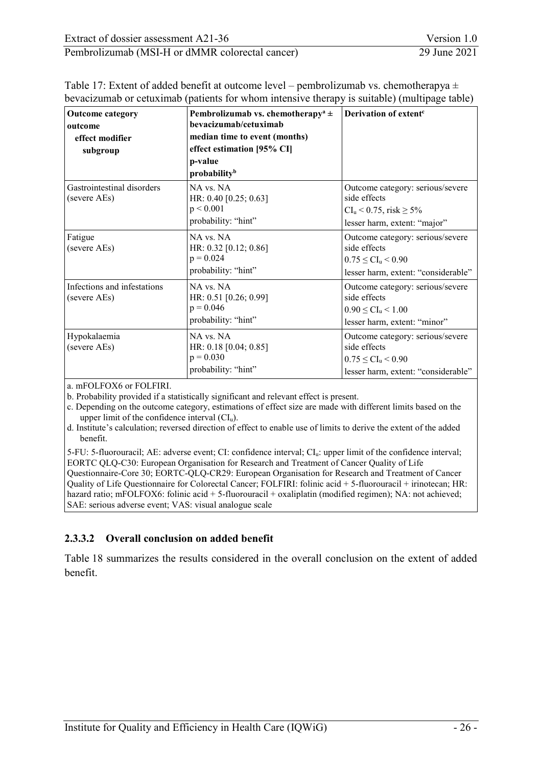Table 17: Extent of added benefit at outcome level – pembrolizumab vs. chemotherapya ± bevacizumab or cetuximab (patients for whom intensive therapy is suitable) (multipage table)

| **Outcome category**<br>**outcome**<br>**effect modifier**<br>**subgroup** | **Pembrolizumab vs. chemotherapy[a] ± bevacizumab/cetuximab**<br>**median time to event (months)**<br>**effect estimation [95% CI]**<br>**p-value**<br>**probability[b]** | **Derivation of extent[c]** |
|---|---|---|
| Gastrointestinal disorders (severe AEs) | NA vs. NA<br>HR: 0.40 [0.25; 0.63]<br>$p < 0.001$<br>probability: "hint" | Outcome category: serious/severe side effects<br>$CI_u < 0.75$, risk ≥ 5%<br>lesser harm, extent: "major" |
| Fatigue (severe AEs) | NA vs. NA<br>HR: 0.32 [0.12; 0.86]<br>$p = 0.024$<br>probability: "hint" | Outcome category: serious/severe side effects<br>$0.75 \leq CI_u < 0.90$<br>lesser harm, extent: "considerable" |
| Infections and infestations (severe AEs) | NA vs. NA<br>HR: 0.51 [0.26; 0.99]<br>$p = 0.046$<br>probability: "hint" | Outcome category: serious/severe side effects<br>$0.90 \leq CI_u < 1.00$<br>lesser harm, extent: "minor" |
| Hypokalaemia (severe AEs) | NA vs. NA<br>HR: 0.18 [0.04; 0.85]<br>$p = 0.030$<br>probability: "hint" | Outcome category: serious/severe side effects<br>$0.75 \leq CI_u < 0.90$<br>lesser harm, extent: "considerable" |

a. mFOLFOX6 or FOLFIRI.
b. Probability provided if a statistically significant and relevant effect is present.
c. Depending on the outcome category, estimations of effect size are made with different limits based on the upper limit of the confidence interval ($CI_u$).
d. Institute's calculation; reversed direction of effect to enable use of limits to derive the extent of the added benefit.

5-FU: 5-fluorouracil; AE: adverse event; CI: confidence interval; $CI_u$: upper limit of the confidence interval; EORTC QLQ-C30: European Organisation for Research and Treatment of Cancer Quality of Life Questionnaire-Core 30; EORTC-QLQ-CR29: European Organisation for Research and Treatment of Cancer Quality of Life Questionnaire for Colorectal Cancer; FOLFIRI: folinic acid + 5-fluorouracil + irinotecan; HR: hazard ratio; mFOLFOX6: folinic acid + 5-fluorouracil + oxaliplatin (modified regimen); NA: not achieved; SAE: serious adverse event; VAS: visual analogue scale

### 2.3.3.2 Overall conclusion on added benefit

Table 18 summarizes the results considered in the overall conclusion on the extent of added benefit.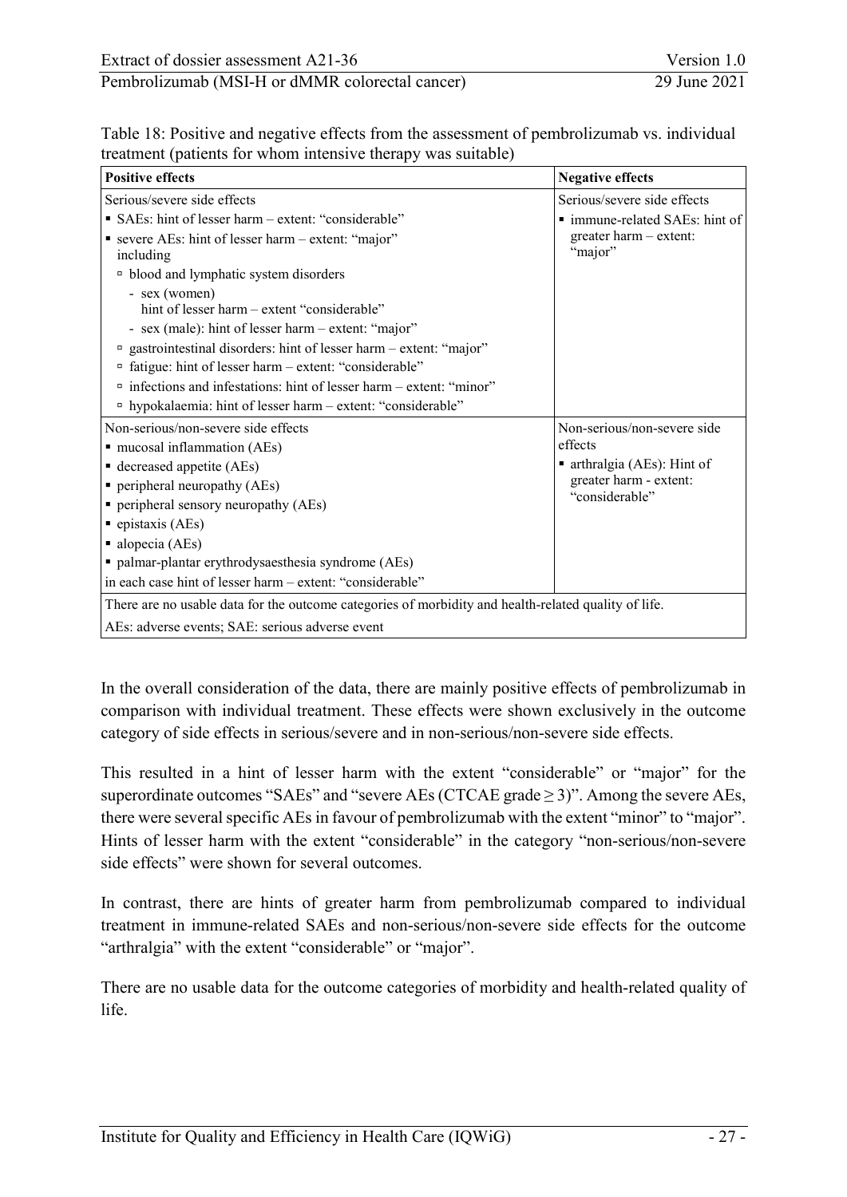Table 18: Positive and negative effects from the assessment of pembrolizumab vs. individual treatment (patients for whom intensive therapy was suitable)

| Positive effects | Negative effects |
|---|---|
| Serious/severe side effects<br>▪ SAEs: hint of lesser harm – extent: "considerable"<br>▪ severe AEs: hint of lesser harm – extent: "major" including<br>▫ blood and lymphatic system disorders<br>- sex (women) hint of lesser harm – extent "considerable"<br>- sex (male): hint of lesser harm – extent: "major"<br>▫ gastrointestinal disorders: hint of lesser harm – extent: "major"<br>▫ fatigue: hint of lesser harm – extent: "considerable"<br>▫ infections and infestations: hint of lesser harm – extent: "minor"<br>▫ hypokalaemia: hint of lesser harm – extent: "considerable" | Serious/severe side effects<br>▪ immune-related SAEs: hint of greater harm – extent: "major" |
| Non-serious/non-severe side effects<br>▪ mucosal inflammation (AEs)<br>▪ decreased appetite (AEs)<br>▪ peripheral neuropathy (AEs)<br>▪ peripheral sensory neuropathy (AEs)<br>▪ epistaxis (AEs)<br>▪ alopecia (AEs)<br>▪ palmar-plantar erythrodysaesthesia syndrome (AEs)<br>in each case hint of lesser harm – extent: "considerable" | Non-serious/non-severe side effects<br>▪ arthralgia (AEs): Hint of greater harm - extent: "considerable" |
| There are no usable data for the outcome categories of morbidity and health-related quality of life. | |
| AEs: adverse events; SAE: serious adverse event | |

In the overall consideration of the data, there are mainly positive effects of pembrolizumab in comparison with individual treatment. These effects were shown exclusively in the outcome category of side effects in serious/severe and in non-serious/non-severe side effects.

This resulted in a hint of lesser harm with the extent "considerable" or "major" for the superordinate outcomes "SAEs" and "severe AEs (CTCAE grade $\geq 3$)". Among the severe AEs, there were several specific AEs in favour of pembrolizumab with the extent "minor" to "major". Hints of lesser harm with the extent "considerable" in the category "non-serious/non-severe side effects" were shown for several outcomes.

In contrast, there are hints of greater harm from pembrolizumab compared to individual treatment in immune-related SAEs and non-serious/non-severe side effects for the outcome "arthralgia" with the extent "considerable" or "major".

There are no usable data for the outcome categories of morbidity and health-related quality of life.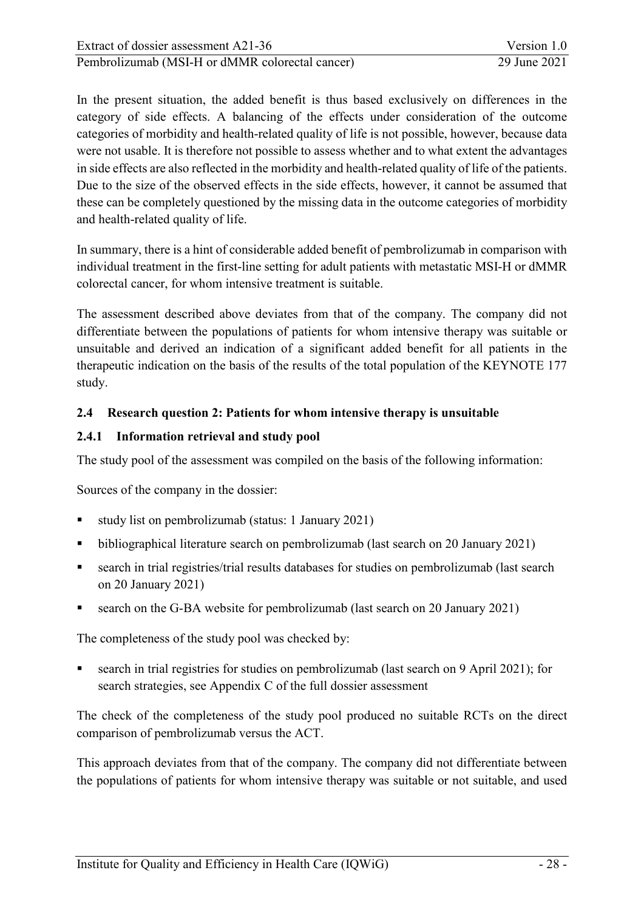In the present situation, the added benefit is thus based exclusively on differences in the category of side effects. A balancing of the effects under consideration of the outcome categories of morbidity and health-related quality of life is not possible, however, because data were not usable. It is therefore not possible to assess whether and to what extent the advantages in side effects are also reflected in the morbidity and health-related quality of life of the patients. Due to the size of the observed effects in the side effects, however, it cannot be assumed that these can be completely questioned by the missing data in the outcome categories of morbidity and health-related quality of life.

In summary, there is a hint of considerable added benefit of pembrolizumab in comparison with individual treatment in the first-line setting for adult patients with metastatic MSI-H or dMMR colorectal cancer, for whom intensive treatment is suitable.

The assessment described above deviates from that of the company. The company did not differentiate between the populations of patients for whom intensive therapy was suitable or unsuitable and derived an indication of a significant added benefit for all patients in the therapeutic indication on the basis of the results of the total population of the KEYNOTE 177 study.

## 2.4 Research question 2: Patients for whom intensive therapy is unsuitable

### 2.4.1 Information retrieval and study pool

The study pool of the assessment was compiled on the basis of the following information:

Sources of the company in the dossier:

- study list on pembrolizumab (status: 1 January 2021)
- bibliographical literature search on pembrolizumab (last search on 20 January 2021)
- search in trial registries/trial results databases for studies on pembrolizumab (last search on 20 January 2021)
- search on the G-BA website for pembrolizumab (last search on 20 January 2021)

The completeness of the study pool was checked by:

- search in trial registries for studies on pembrolizumab (last search on 9 April 2021); for search strategies, see Appendix C of the full dossier assessment

The check of the completeness of the study pool produced no suitable RCTs on the direct comparison of pembrolizumab versus the ACT.

This approach deviates from that of the company. The company did not differentiate between the populations of patients for whom intensive therapy was suitable or not suitable, and used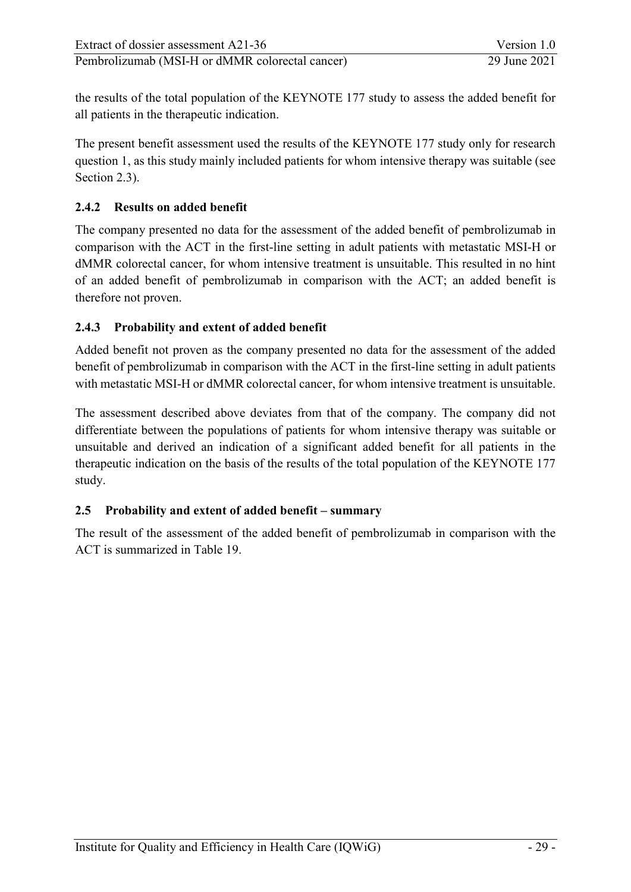the results of the total population of the KEYNOTE 177 study to assess the added benefit for all patients in the therapeutic indication.

The present benefit assessment used the results of the KEYNOTE 177 study only for research question 1, as this study mainly included patients for whom intensive therapy was suitable (see Section 2.3).

### 2.4.2 Results on added benefit

The company presented no data for the assessment of the added benefit of pembrolizumab in comparison with the ACT in the first-line setting in adult patients with metastatic MSI-H or dMMR colorectal cancer, for whom intensive treatment is unsuitable. This resulted in no hint of an added benefit of pembrolizumab in comparison with the ACT; an added benefit is therefore not proven.

### 2.4.3 Probability and extent of added benefit

Added benefit not proven as the company presented no data for the assessment of the added benefit of pembrolizumab in comparison with the ACT in the first-line setting in adult patients with metastatic MSI-H or dMMR colorectal cancer, for whom intensive treatment is unsuitable.

The assessment described above deviates from that of the company. The company did not differentiate between the populations of patients for whom intensive therapy was suitable or unsuitable and derived an indication of a significant added benefit for all patients in the therapeutic indication on the basis of the results of the total population of the KEYNOTE 177 study.

## 2.5 Probability and extent of added benefit – summary

The result of the assessment of the added benefit of pembrolizumab in comparison with the ACT is summarized in Table 19.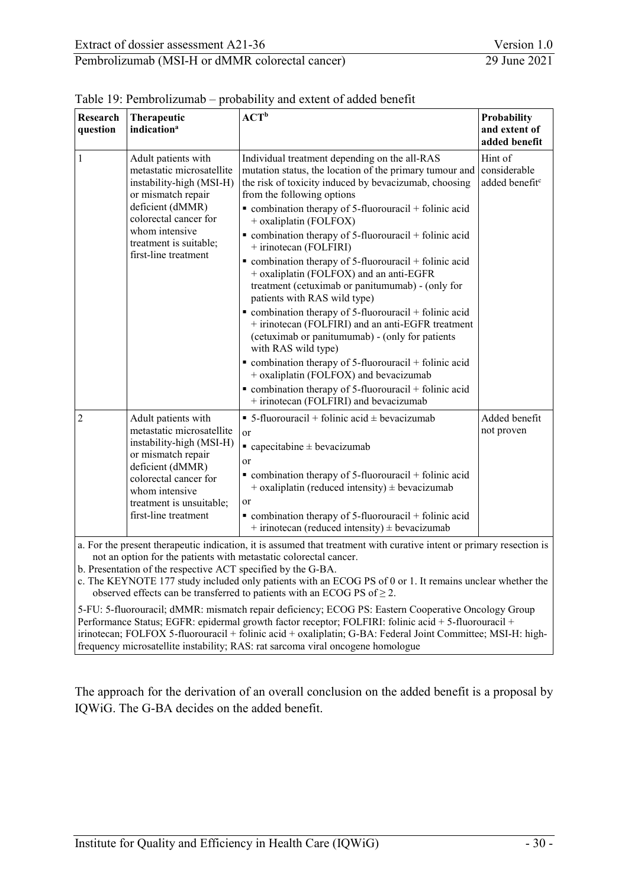Table 19: Pembrolizumab – probability and extent of added benefit

| Research question | Therapeutic indication[a] | ACT[b] | Probability and extent of added benefit |
|---|---|---|---|
| 1 | Adult patients with metastatic microsatellite instability-high (MSI-H) or mismatch repair deficient (dMMR) colorectal cancer for whom intensive treatment is suitable; first-line treatment | Individual treatment depending on the all-RAS mutation status, the location of the primary tumour and the risk of toxicity induced by bevacizumab, choosing from the following options <br>▪ combination therapy of 5-fluorouracil + folinic acid + oxaliplatin (FOLFOX) <br>▪ combination therapy of 5-fluorouracil + folinic acid + irinotecan (FOLFIRI) <br>▪ combination therapy of 5-fluorouracil + folinic acid + oxaliplatin (FOLFOX) and an anti-EGFR treatment (cetuximab or panitumumab) - (only for patients with RAS wild type) <br>▪ combination therapy of 5-fluorouracil + folinic acid + irinotecan (FOLFIRI) and an anti-EGFR treatment (cetuximab or panitumumab) - (only for patients with RAS wild type) <br>▪ combination therapy of 5-fluorouracil + folinic acid + oxaliplatin (FOLFOX) and bevacizumab <br>▪ combination therapy of 5-fluorouracil + folinic acid + irinotecan (FOLFIRI) and bevacizumab | Hint of considerable added benefit[c] |
| 2 | Adult patients with metastatic microsatellite instability-high (MSI-H) or mismatch repair deficient (dMMR) colorectal cancer for whom intensive treatment is unsuitable; first-line treatment | ▪ 5-fluorouracil + folinic acid ± bevacizumab <br>or <br>▪ capecitabine ± bevacizumab <br>or <br>▪ combination therapy of 5-fluorouracil + folinic acid + oxaliplatin (reduced intensity) ± bevacizumab <br>or <br>▪ combination therapy of 5-fluorouracil + folinic acid + irinotecan (reduced intensity) ± bevacizumab | Added benefit not proven |

a. For the present therapeutic indication, it is assumed that treatment with curative intent or primary resection is not an option for the patients with metastatic colorectal cancer.
b. Presentation of the respective ACT specified by the G-BA.
c. The KEYNOTE 177 study included only patients with an ECOG PS of 0 or 1. It remains unclear whether the observed effects can be transferred to patients with an ECOG PS of ≥ 2.

5-FU: 5-fluorouracil; dMMR: mismatch repair deficiency; ECOG PS: Eastern Cooperative Oncology Group Performance Status; EGFR: epidermal growth factor receptor; FOLFIRI: folinic acid + 5-fluorouracil + irinotecan; FOLFOX 5-fluorouracil + folinic acid + oxaliplatin; G-BA: Federal Joint Committee; MSI-H: high-frequency microsatellite instability; RAS: rat sarcoma viral oncogene homologue

The approach for the derivation of an overall conclusion on the added benefit is a proposal by IQWiG. The G-BA decides on the added benefit.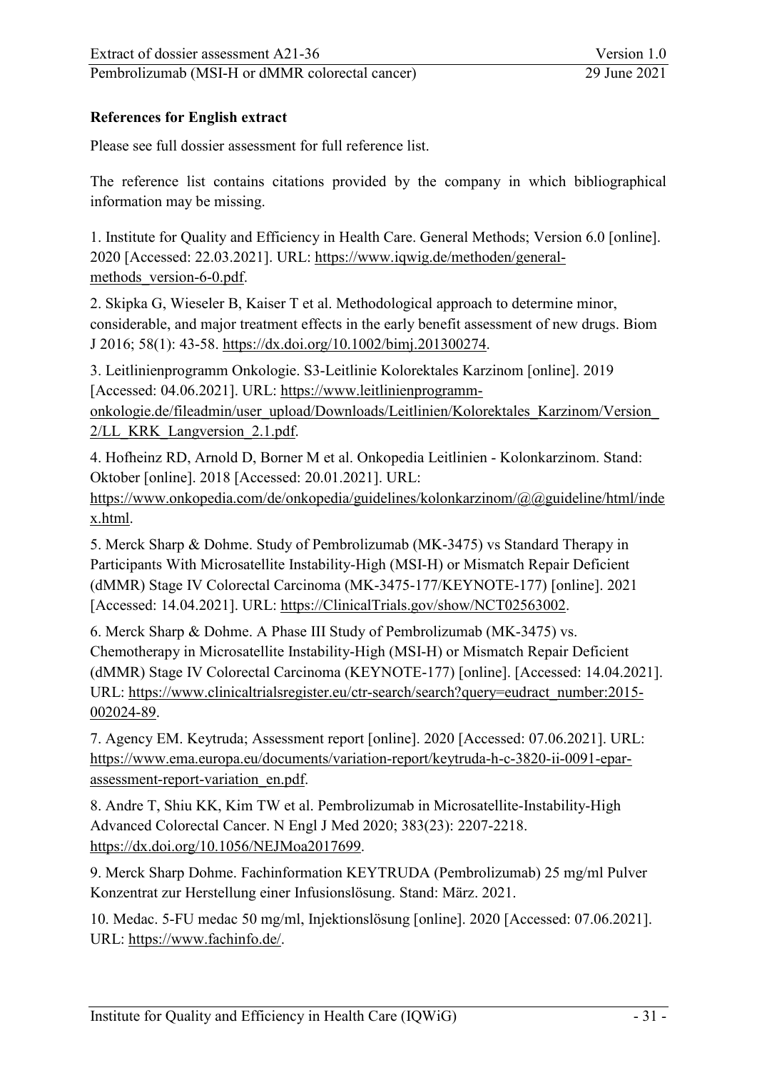### References for English extract

Please see full dossier assessment for full reference list.

The reference list contains citations provided by the company in which bibliographical information may be missing.

1. Institute for Quality and Efficiency in Health Care. General Methods; Version 6.0 [online]. 2020 [Accessed: 22.03.2021]. URL: https://www.iqwig.de/methoden/general-methods_version-6-0.pdf.

2. Skipka G, Wieseler B, Kaiser T et al. Methodological approach to determine minor, considerable, and major treatment effects in the early benefit assessment of new drugs. Biom J 2016; 58(1): 43-58. https://dx.doi.org/10.1002/bimj.201300274.

3. Leitlinienprogramm Onkologie. S3-Leitlinie Kolorektales Karzinom [online]. 2019 [Accessed: 04.06.2021]. URL: https://www.leitlinienprogramm-onkologie.de/fileadmin/user_upload/Downloads/Leitlinien/Kolorektales_Karzinom/Version_2/LL_KRK_Langversion_2.1.pdf.

4. Hofheinz RD, Arnold D, Borner M et al. Onkopedia Leitlinien - Kolonkarzinom. Stand: Oktober [online]. 2018 [Accessed: 20.01.2021]. URL: https://www.onkopedia.com/de/onkopedia/guidelines/kolonkarzinom/@@guideline/html/index.html.

5. Merck Sharp & Dohme. Study of Pembrolizumab (MK-3475) vs Standard Therapy in Participants With Microsatellite Instability-High (MSI-H) or Mismatch Repair Deficient (dMMR) Stage IV Colorectal Carcinoma (MK-3475-177/KEYNOTE-177) [online]. 2021 [Accessed: 14.04.2021]. URL: https://ClinicalTrials.gov/show/NCT02563002.

6. Merck Sharp & Dohme. A Phase III Study of Pembrolizumab (MK-3475) vs. Chemotherapy in Microsatellite Instability-High (MSI-H) or Mismatch Repair Deficient (dMMR) Stage IV Colorectal Carcinoma (KEYNOTE-177) [online]. [Accessed: 14.04.2021]. URL: https://www.clinicaltrialsregister.eu/ctr-search/search?query=eudract_number:2015-002024-89.

7. Agency EM. Keytruda; Assessment report [online]. 2020 [Accessed: 07.06.2021]. URL: https://www.ema.europa.eu/documents/variation-report/keytruda-h-c-3820-ii-0091-epar-assessment-report-variation_en.pdf.

8. Andre T, Shiu KK, Kim TW et al. Pembrolizumab in Microsatellite-Instability-High Advanced Colorectal Cancer. N Engl J Med 2020; 383(23): 2207-2218. https://dx.doi.org/10.1056/NEJMoa2017699.

9. Merck Sharp Dohme. Fachinformation KEYTRUDA (Pembrolizumab) 25 mg/ml Pulver Konzentrat zur Herstellung einer Infusionslösung. Stand: März. 2021.

10. Medac. 5-FU medac 50 mg/ml, Injektionslösung [online]. 2020 [Accessed: 07.06.2021]. URL: https://www.fachinfo.de/.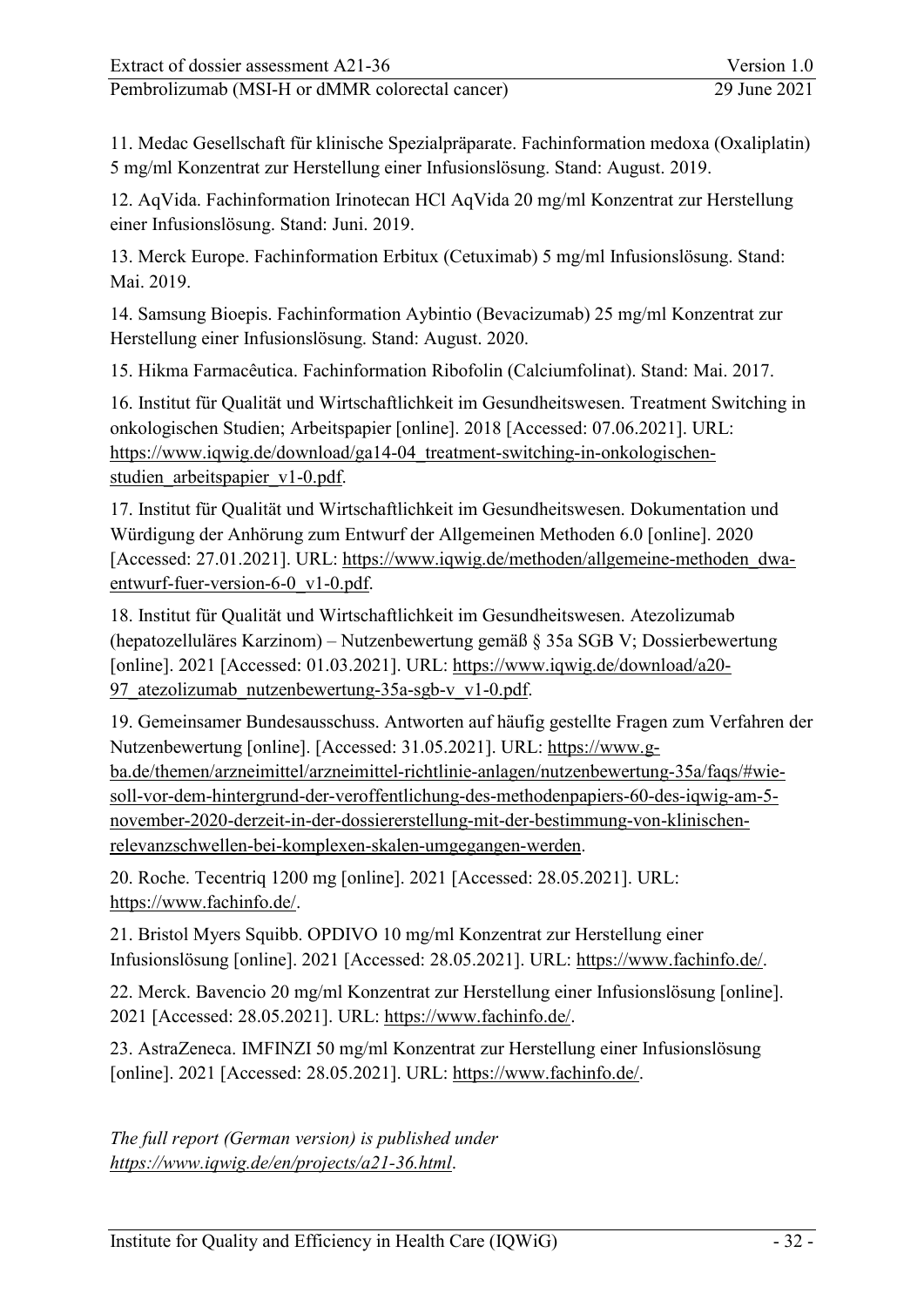11. Medac Gesellschaft für klinische Spezialpräparate. Fachinformation medoxa (Oxaliplatin) 5 mg/ml Konzentrat zur Herstellung einer Infusionslösung. Stand: August. 2019.

12. AqVida. Fachinformation Irinotecan HCl AqVida 20 mg/ml Konzentrat zur Herstellung einer Infusionslösung. Stand: Juni. 2019.

13. Merck Europe. Fachinformation Erbitux (Cetuximab) 5 mg/ml Infusionslösung. Stand: Mai. 2019.

14. Samsung Bioepis. Fachinformation Aybintio (Bevacizumab) 25 mg/ml Konzentrat zur Herstellung einer Infusionslösung. Stand: August. 2020.

15. Hikma Farmacêutica. Fachinformation Ribofolin (Calciumfolinat). Stand: Mai. 2017.

16. Institut für Qualität und Wirtschaftlichkeit im Gesundheitswesen. Treatment Switching in onkologischen Studien; Arbeitspapier [online]. 2018 [Accessed: 07.06.2021]. URL: https://www.iqwig.de/download/ga14-04_treatment-switching-in-onkologischen-studien_arbeitspapier_v1-0.pdf.

17. Institut für Qualität und Wirtschaftlichkeit im Gesundheitswesen. Dokumentation und Würdigung der Anhörung zum Entwurf der Allgemeinen Methoden 6.0 [online]. 2020 [Accessed: 27.01.2021]. URL: https://www.iqwig.de/methoden/allgemeine-methoden_dwa-entwurf-fuer-version-6-0_v1-0.pdf.

18. Institut für Qualität und Wirtschaftlichkeit im Gesundheitswesen. Atezolizumab (hepatozelluläres Karzinom) – Nutzenbewertung gemäß § 35a SGB V; Dossierbewertung [online]. 2021 [Accessed: 01.03.2021]. URL: https://www.iqwig.de/download/a20-97_atezolizumab_nutzenbewertung-35a-sgb-v_v1-0.pdf.

19. Gemeinsamer Bundesausschuss. Antworten auf häufig gestellte Fragen zum Verfahren der Nutzenbewertung [online]. [Accessed: 31.05.2021]. URL: https://www.g-ba.de/themen/arzneimittel/arzneimittel-richtlinie-anlagen/nutzenbewertung-35a/faqs/#wie-soll-vor-dem-hintergrund-der-veroffentlichung-des-methodenpapiers-60-des-iqwig-am-5-november-2020-derzeit-in-der-dossiererstellung-mit-der-bestimmung-von-klinischen-relevanzschwellen-bei-komplexen-skalen-umgegangen-werden.

20. Roche. Tecentriq 1200 mg [online]. 2021 [Accessed: 28.05.2021]. URL: https://www.fachinfo.de/.

21. Bristol Myers Squibb. OPDIVO 10 mg/ml Konzentrat zur Herstellung einer Infusionslösung [online]. 2021 [Accessed: 28.05.2021]. URL: https://www.fachinfo.de/.

22. Merck. Bavencio 20 mg/ml Konzentrat zur Herstellung einer Infusionslösung [online]. 2021 [Accessed: 28.05.2021]. URL: https://www.fachinfo.de/.

23. AstraZeneca. IMFINZI 50 mg/ml Konzentrat zur Herstellung einer Infusionslösung [online]. 2021 [Accessed: 28.05.2021]. URL: https://www.fachinfo.de/.

*The full report (German version) is published under https://www.iqwig.de/en/projects/a21-36.html.*